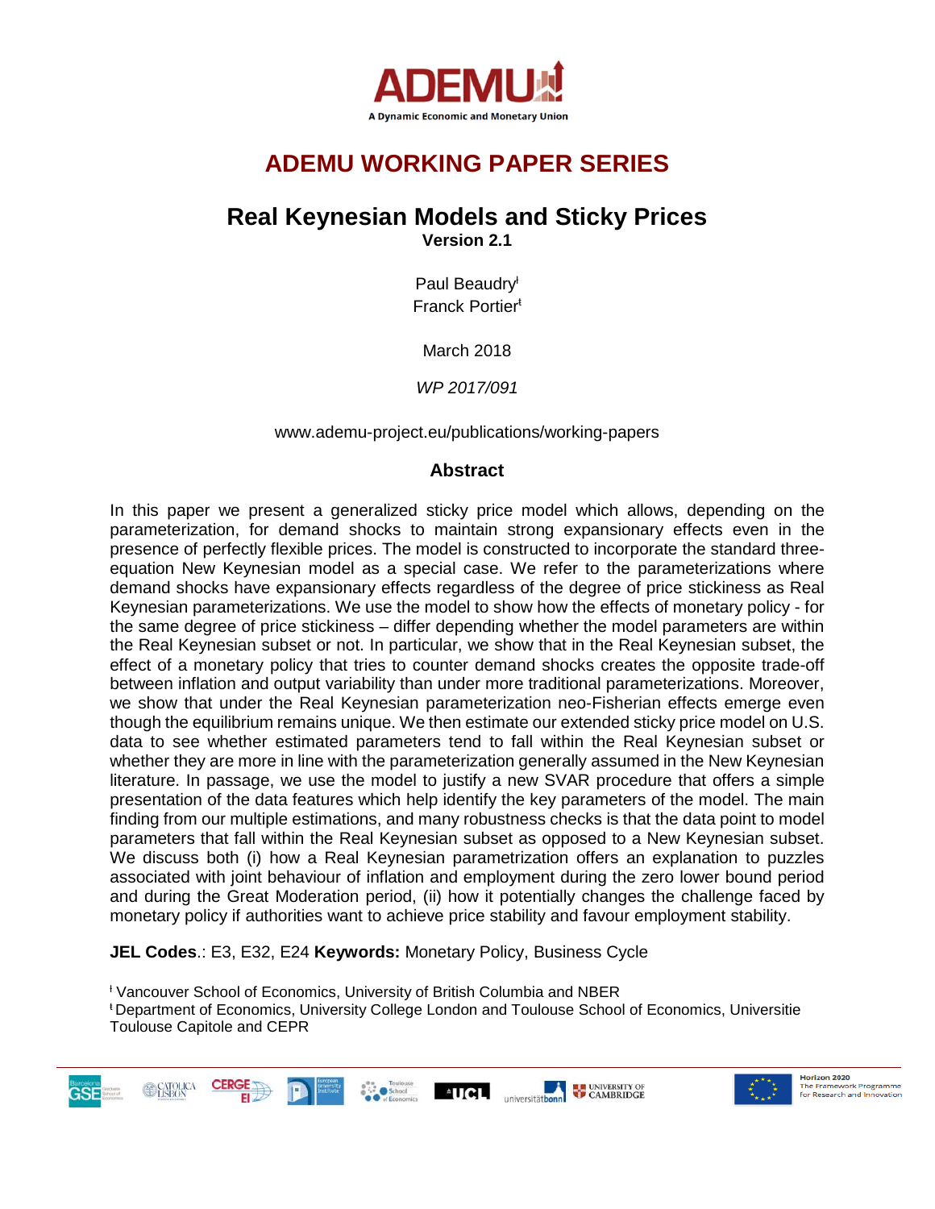# ADEMU WORKING PAPER SERIES

## Real Keynesian Models and Sticky Prices

**Version 2.1**

Paul Beaudry[ƚ]

Franck Portier[ƫ]

March 2018

*WP 2017/091*

www.ademu-project.eu/publications/working-papers

### Abstract

In this paper we present a generalized sticky price model which allows, depending on the parameterization, for demand shocks to maintain strong expansionary effects even in the presence of perfectly flexible prices. The model is constructed to incorporate the standard three-equation New Keynesian model as a special case. We refer to the parameterizations where demand shocks have expansionary effects regardless of the degree of price stickiness as Real Keynesian parameterizations. We use the model to show how the effects of monetary policy - for the same degree of price stickiness – differ depending whether the model parameters are within the Real Keynesian subset or not. In particular, we show that in the Real Keynesian subset, the effect of a monetary policy that tries to counter demand shocks creates the opposite trade-off between inflation and output variability than under more traditional parameterizations. Moreover, we show that under the Real Keynesian parameterization neo-Fisherian effects emerge even though the equilibrium remains unique. We then estimate our extended sticky price model on U.S. data to see whether estimated parameters tend to fall within the Real Keynesian subset or whether they are more in line with the parameterization generally assumed in the New Keynesian literature. In passage, we use the model to justify a new SVAR procedure that offers a simple presentation of the data features which help identify the key parameters of the model. The main finding from our multiple estimations, and many robustness checks is that the data point to model parameters that fall within the Real Keynesian subset as opposed to a New Keynesian subset. We discuss both (i) how a Real Keynesian parametrization offers an explanation to puzzles associated with joint behaviour of inflation and employment during the zero lower bound period and during the Great Moderation period, (ii) how it potentially changes the challenge faced by monetary policy if authorities want to achieve price stability and favour employment stability.

**JEL Codes**.: E3, E32, E24 **Keywords:** Monetary Policy, Business Cycle

[ƚ] Vancouver School of Economics, University of British Columbia and NBER

[ƫ] Department of Economics, University College London and Toulouse School of Economics, Universitie Toulouse Capitole and CEPR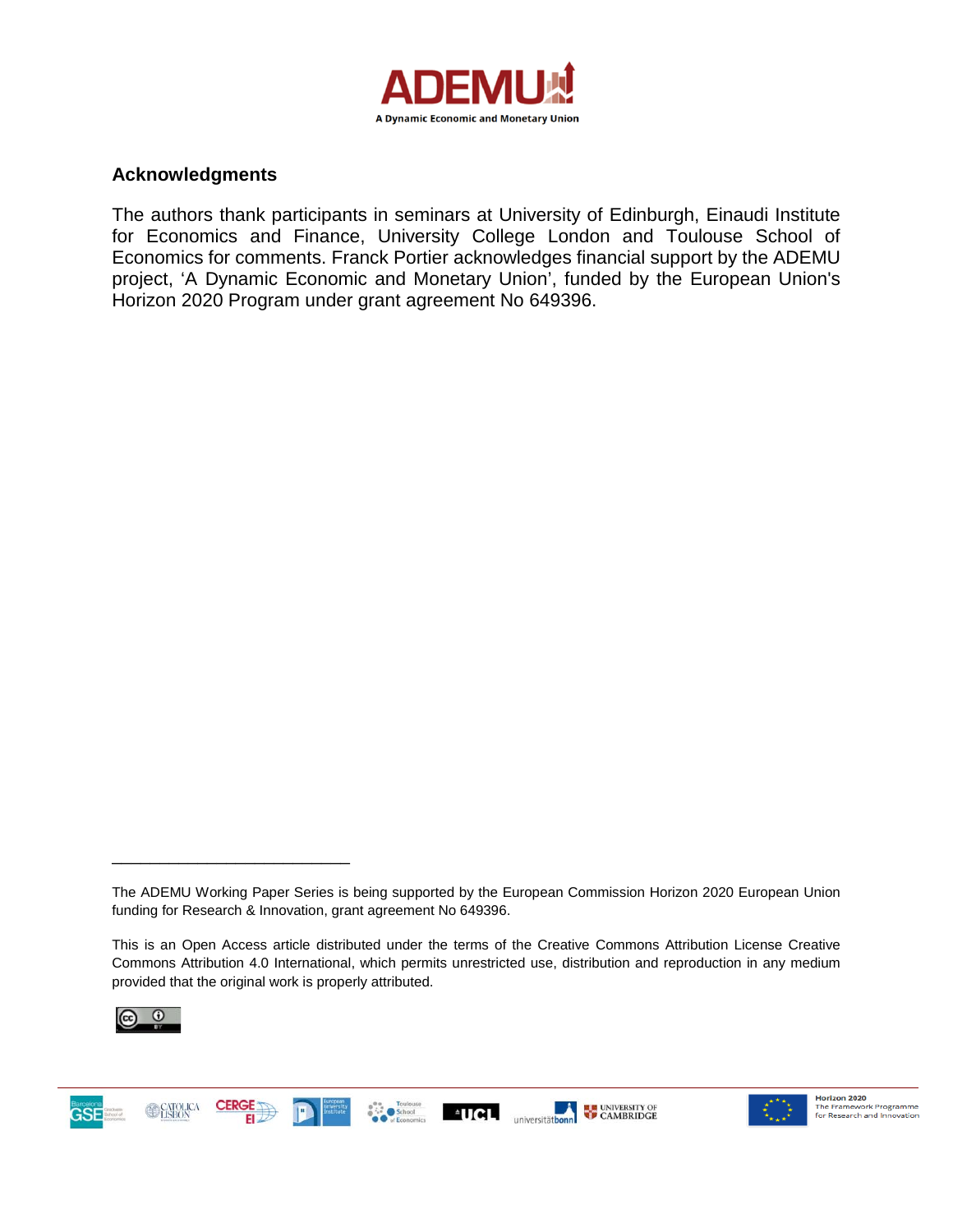## Acknowledgments

The authors thank participants in seminars at University of Edinburgh, Einaudi Institute for Economics and Finance, University College London and Toulouse School of Economics for comments. Franck Portier acknowledges financial support by the ADEMU project, 'A Dynamic Economic and Monetary Union', funded by the European Union's Horizon 2020 Program under grant agreement No 649396.

---

The ADEMU Working Paper Series is being supported by the European Commission Horizon 2020 European Union funding for Research & Innovation, grant agreement No 649396.

This is an Open Access article distributed under the terms of the Creative Commons Attribution License Creative Commons Attribution 4.0 International, which permits unrestricted use, distribution and reproduction in any medium provided that the original work is properly attributed.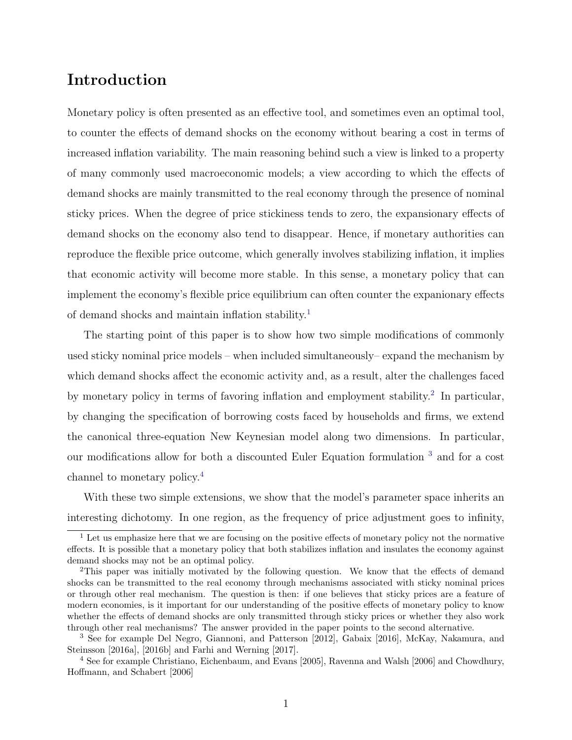# Introduction

Monetary policy is often presented as an effective tool, and sometimes even an optimal tool, to counter the effects of demand shocks on the economy without bearing a cost in terms of increased inflation variability. The main reasoning behind such a view is linked to a property of many commonly used macroeconomic models; a view according to which the effects of demand shocks are mainly transmitted to the real economy through the presence of nominal sticky prices. When the degree of price stickiness tends to zero, the expansionary effects of demand shocks on the economy also tend to disappear. Hence, if monetary authorities can reproduce the flexible price outcome, which generally involves stabilizing inflation, it implies that economic activity will become more stable. In this sense, a monetary policy that can implement the economy's flexible price equilibrium can often counter the expanionary effects of demand shocks and maintain inflation stability.[1]

The starting point of this paper is to show how two simple modifications of commonly used sticky nominal price models – when included simultaneously– expand the mechanism by which demand shocks affect the economic activity and, as a result, alter the challenges faced by monetary policy in terms of favoring inflation and employment stability.[2] In particular, by changing the specification of borrowing costs faced by households and firms, we extend the canonical three-equation New Keynesian model along two dimensions. In particular, our modifications allow for both a discounted Euler Equation formulation [3] and for a cost channel to monetary policy.[4]

With these two simple extensions, we show that the model's parameter space inherits an interesting dichotomy. In one region, as the frequency of price adjustment goes to infinity,

---

[1] Let us emphasize here that we are focusing on the positive effects of monetary policy not the normative effects. It is possible that a monetary policy that both stabilizes inflation and insulates the economy against demand shocks may not be an optimal policy.

[2] This paper was initially motivated by the following question. We know that the effects of demand shocks can be transmitted to the real economy through mechanisms associated with sticky nominal prices or through other real mechanism. The question is then: if one believes that sticky prices are a feature of modern economies, is it important for our understanding of the positive effects of monetary policy to know whether the effects of demand shocks are only transmitted through sticky prices or whether they also work through other real mechanisms? The answer provided in the paper points to the second alternative.

[3] See for example Del Negro, Giannoni, and Patterson [2012], Gabaix [2016], McKay, Nakamura, and Steinsson [2016a], [2016b] and Farhi and Werning [2017].

[4] See for example Christiano, Eichenbaum, and Evans [2005], Ravenna and Walsh [2006] and Chowdhury, Hoffmann, and Schabert [2006]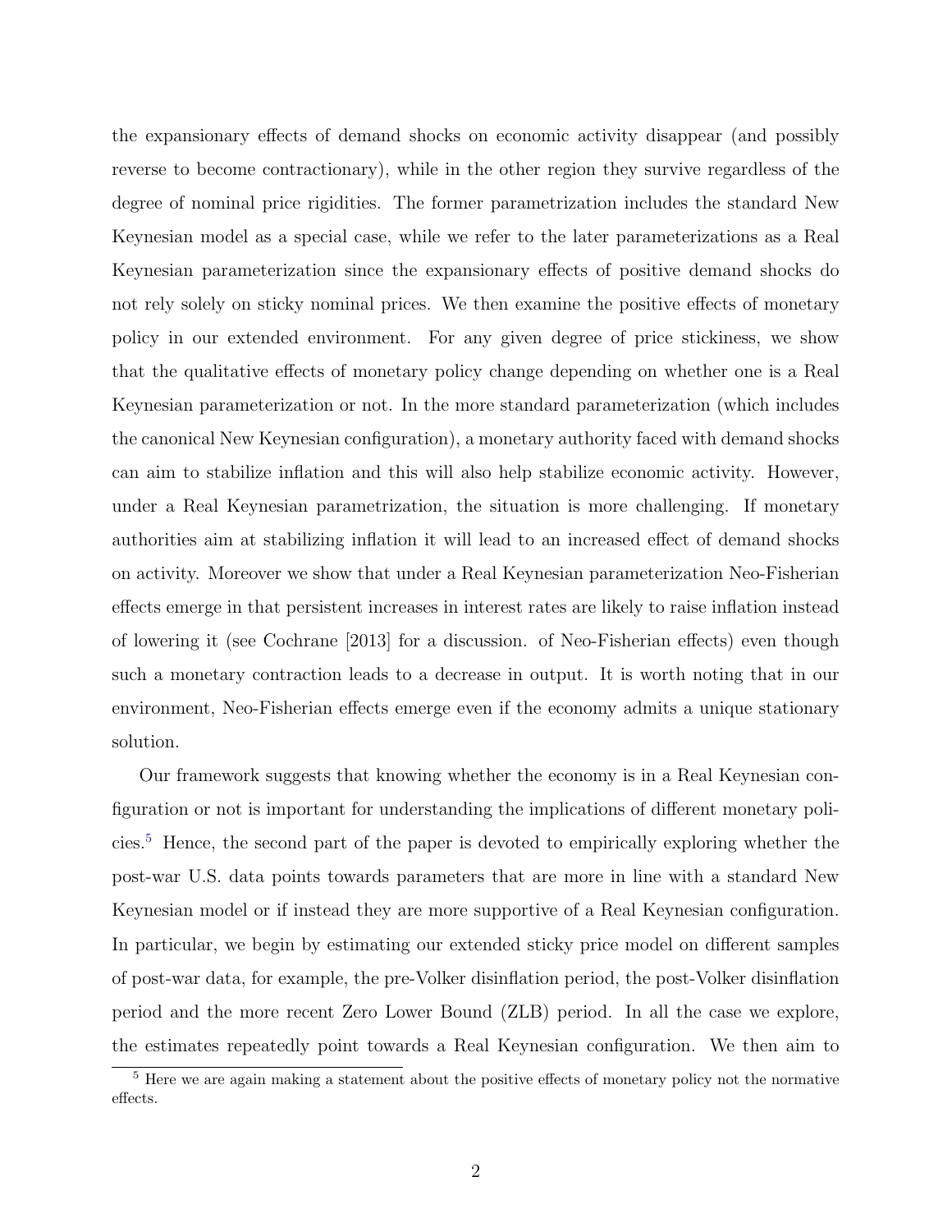the expansionary effects of demand shocks on economic activity disappear (and possibly reverse to become contractionary), while in the other region they survive regardless of the degree of nominal price rigidities. The former parametrization includes the standard New Keynesian model as a special case, while we refer to the later parameterizations as a Real Keynesian parameterization since the expansionary effects of positive demand shocks do not rely solely on sticky nominal prices. We then examine the positive effects of monetary policy in our extended environment. For any given degree of price stickiness, we show that the qualitative effects of monetary policy change depending on whether one is a Real Keynesian parameterization or not. In the more standard parameterization (which includes the canonical New Keynesian configuration), a monetary authority faced with demand shocks can aim to stabilize inflation and this will also help stabilize economic activity. However, under a Real Keynesian parametrization, the situation is more challenging. If monetary authorities aim at stabilizing inflation it will lead to an increased effect of demand shocks on activity. Moreover we show that under a Real Keynesian parameterization Neo-Fisherian effects emerge in that persistent increases in interest rates are likely to raise inflation instead of lowering it (see Cochrane [2013] for a discussion. of Neo-Fisherian effects) even though such a monetary contraction leads to a decrease in output. It is worth noting that in our environment, Neo-Fisherian effects emerge even if the economy admits a unique stationary solution.

Our framework suggests that knowing whether the economy is in a Real Keynesian configuration or not is important for understanding the implications of different monetary policies.[5] Hence, the second part of the paper is devoted to empirically exploring whether the post-war U.S. data points towards parameters that are more in line with a standard New Keynesian model or if instead they are more supportive of a Real Keynesian configuration. In particular, we begin by estimating our extended sticky price model on different samples of post-war data, for example, the pre-Volker disinflation period, the post-Volker disinflation period and the more recent Zero Lower Bound (ZLB) period. In all the case we explore, the estimates repeatedly point towards a Real Keynesian configuration. We then aim to

[5] Here we are again making a statement about the positive effects of monetary policy not the normative effects.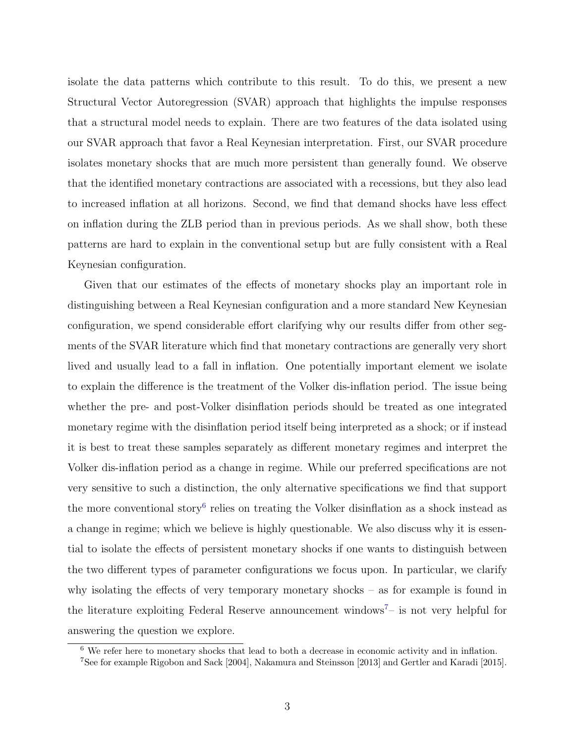isolate the data patterns which contribute to this result. To do this, we present a new Structural Vector Autoregression (SVAR) approach that highlights the impulse responses that a structural model needs to explain. There are two features of the data isolated using our SVAR approach that favor a Real Keynesian interpretation. First, our SVAR procedure isolates monetary shocks that are much more persistent than generally found. We observe that the identified monetary contractions are associated with a recessions, but they also lead to increased inflation at all horizons. Second, we find that demand shocks have less effect on inflation during the ZLB period than in previous periods. As we shall show, both these patterns are hard to explain in the conventional setup but are fully consistent with a Real Keynesian configuration.

Given that our estimates of the effects of monetary shocks play an important role in distinguishing between a Real Keynesian configuration and a more standard New Keynesian configuration, we spend considerable effort clarifying why our results differ from other segments of the SVAR literature which find that monetary contractions are generally very short lived and usually lead to a fall in inflation. One potentially important element we isolate to explain the difference is the treatment of the Volker dis-inflation period. The issue being whether the pre- and post-Volker disinflation periods should be treated as one integrated monetary regime with the disinflation period itself being interpreted as a shock; or if instead it is best to treat these samples separately as different monetary regimes and interpret the Volker dis-inflation period as a change in regime. While our preferred specifications are not very sensitive to such a distinction, the only alternative specifications we find that support the more conventional story[6] relies on treating the Volker disinflation as a shock instead as a change in regime; which we believe is highly questionable. We also discuss why it is essential to isolate the effects of persistent monetary shocks if one wants to distinguish between the two different types of parameter configurations we focus upon. In particular, we clarify why isolating the effects of very temporary monetary shocks – as for example is found in the literature exploiting Federal Reserve announcement windows[7]– is not very helpful for answering the question we explore.

[6] We refer here to monetary shocks that lead to both a decrease in economic activity and in inflation.

[7] See for example Rigobon and Sack [2004], Nakamura and Steinsson [2013] and Gertler and Karadi [2015].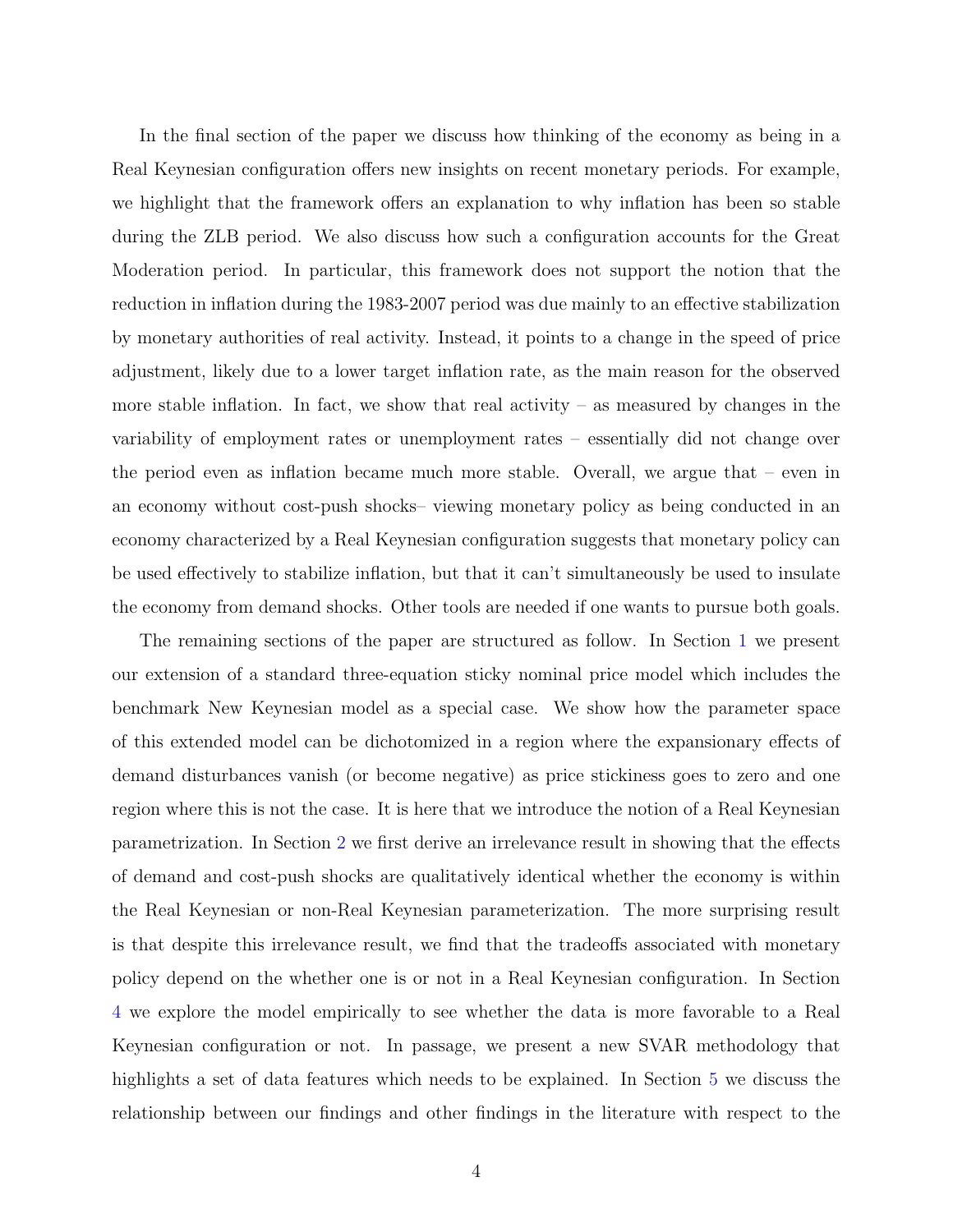In the final section of the paper we discuss how thinking of the economy as being in a Real Keynesian configuration offers new insights on recent monetary periods. For example, we highlight that the framework offers an explanation to why inflation has been so stable during the ZLB period. We also discuss how such a configuration accounts for the Great Moderation period. In particular, this framework does not support the notion that the reduction in inflation during the 1983-2007 period was due mainly to an effective stabilization by monetary authorities of real activity. Instead, it points to a change in the speed of price adjustment, likely due to a lower target inflation rate, as the main reason for the observed more stable inflation. In fact, we show that real activity – as measured by changes in the variability of employment rates or unemployment rates – essentially did not change over the period even as inflation became much more stable. Overall, we argue that – even in an economy without cost-push shocks– viewing monetary policy as being conducted in an economy characterized by a Real Keynesian configuration suggests that monetary policy can be used effectively to stabilize inflation, but that it can't simultaneously be used to insulate the economy from demand shocks. Other tools are needed if one wants to pursue both goals.

The remaining sections of the paper are structured as follow. In Section 1 we present our extension of a standard three-equation sticky nominal price model which includes the benchmark New Keynesian model as a special case. We show how the parameter space of this extended model can be dichotomized in a region where the expansionary effects of demand disturbances vanish (or become negative) as price stickiness goes to zero and one region where this is not the case. It is here that we introduce the notion of a Real Keynesian parametrization. In Section 2 we first derive an irrelevance result in showing that the effects of demand and cost-push shocks are qualitatively identical whether the economy is within the Real Keynesian or non-Real Keynesian parameterization. The more surprising result is that despite this irrelevance result, we find that the tradeoffs associated with monetary policy depend on the whether one is or not in a Real Keynesian configuration. In Section 4 we explore the model empirically to see whether the data is more favorable to a Real Keynesian configuration or not. In passage, we present a new SVAR methodology that highlights a set of data features which needs to be explained. In Section 5 we discuss the relationship between our findings and other findings in the literature with respect to the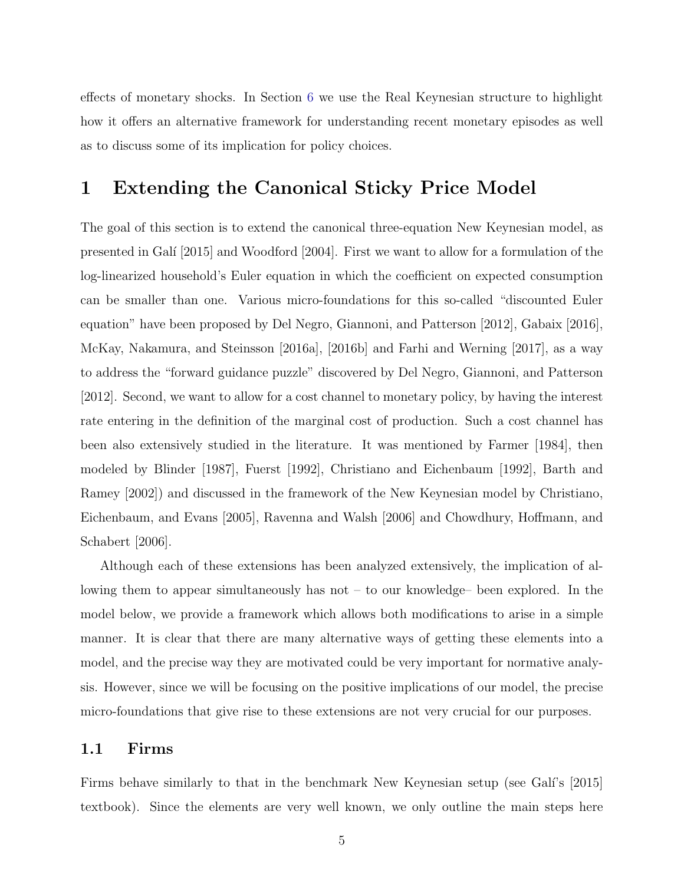effects of monetary shocks. In Section 6 we use the Real Keynesian structure to highlight how it offers an alternative framework for understanding recent monetary episodes as well as to discuss some of its implication for policy choices.

# 1 Extending the Canonical Sticky Price Model

The goal of this section is to extend the canonical three-equation New Keynesian model, as presented in Galí [2015] and Woodford [2004]. First we want to allow for a formulation of the log-linearized household's Euler equation in which the coefficient on expected consumption can be smaller than one. Various micro-foundations for this so-called "discounted Euler equation" have been proposed by Del Negro, Giannoni, and Patterson [2012], Gabaix [2016], McKay, Nakamura, and Steinsson [2016a], [2016b] and Farhi and Werning [2017], as a way to address the "forward guidance puzzle" discovered by Del Negro, Giannoni, and Patterson [2012]. Second, we want to allow for a cost channel to monetary policy, by having the interest rate entering in the definition of the marginal cost of production. Such a cost channel has been also extensively studied in the literature. It was mentioned by Farmer [1984], then modeled by Blinder [1987], Fuerst [1992], Christiano and Eichenbaum [1992], Barth and Ramey [2002]) and discussed in the framework of the New Keynesian model by Christiano, Eichenbaum, and Evans [2005], Ravenna and Walsh [2006] and Chowdhury, Hoffmann, and Schabert [2006].

Although each of these extensions has been analyzed extensively, the implication of allowing them to appear simultaneously has not – to our knowledge– been explored. In the model below, we provide a framework which allows both modifications to arise in a simple manner. It is clear that there are many alternative ways of getting these elements into a model, and the precise way they are motivated could be very important for normative analysis. However, since we will be focusing on the positive implications of our model, the precise micro-foundations that give rise to these extensions are not very crucial for our purposes.

## 1.1 Firms

Firms behave similarly to that in the benchmark New Keynesian setup (see Galí's [2015] textbook). Since the elements are very well known, we only outline the main steps here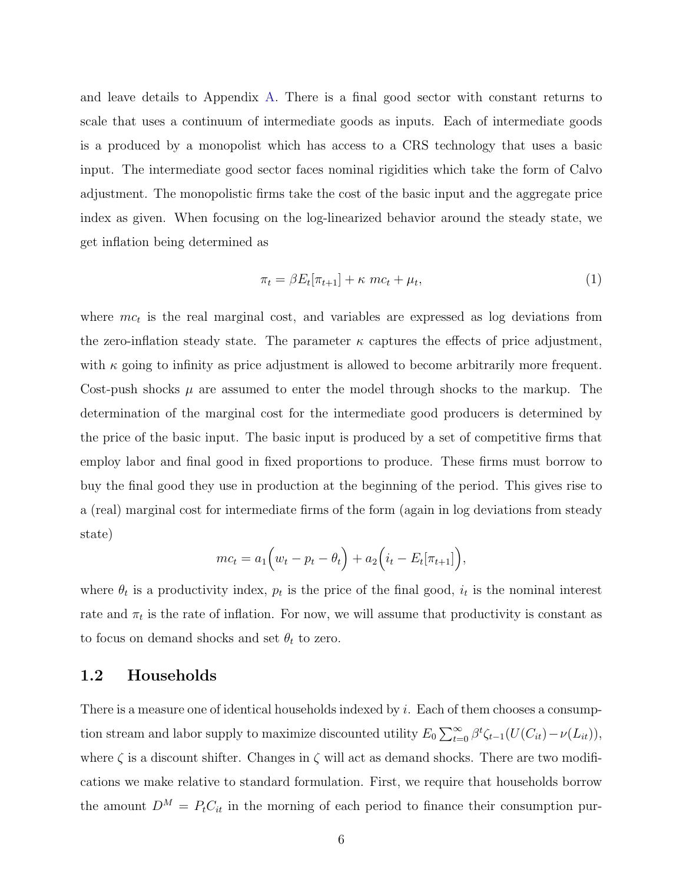and leave details to Appendix A. There is a final good sector with constant returns to scale that uses a continuum of intermediate goods as inputs. Each of intermediate goods is a produced by a monopolist which has access to a CRS technology that uses a basic input. The intermediate good sector faces nominal rigidities which take the form of Calvo adjustment. The monopolistic firms take the cost of the basic input and the aggregate price index as given. When focusing on the log-linearized behavior around the steady state, we get inflation being determined as

$$\pi_t = \beta E_t[\pi_{t+1}] + \kappa \; mc_t + \mu_t, \tag{1}$$

where $mc_t$ is the real marginal cost, and variables are expressed as log deviations from the zero-inflation steady state. The parameter $\kappa$ captures the effects of price adjustment, with $\kappa$ going to infinity as price adjustment is allowed to become arbitrarily more frequent. Cost-push shocks $\mu$ are assumed to enter the model through shocks to the markup. The determination of the marginal cost for the intermediate good producers is determined by the price of the basic input. The basic input is produced by a set of competitive firms that employ labor and final good in fixed proportions to produce. These firms must borrow to buy the final good they use in production at the beginning of the period. This gives rise to a (real) marginal cost for intermediate firms of the form (again in log deviations from steady state)

$$mc_t = a_1\Big(w_t - p_t - \theta_t\Big) + a_2\Big(i_t - E_t[\pi_{t+1}]\Big),$$

where $\theta_t$ is a productivity index, $p_t$ is the price of the final good, $i_t$ is the nominal interest rate and $\pi_t$ is the rate of inflation. For now, we will assume that productivity is constant as to focus on demand shocks and set $\theta_t$ to zero.

### 1.2 Households

There is a measure one of identical households indexed by $i$. Each of them chooses a consumption stream and labor supply to maximize discounted utility $E_0 \sum_{t=0}^{\infty} \beta^t \zeta_{t-1}(U(C_{it}) - \nu(L_{it}))$, where $\zeta$ is a discount shifter. Changes in $\zeta$ will act as demand shocks. There are two modifications we make relative to standard formulation. First, we require that households borrow the amount $D^M = P_t C_{it}$ in the morning of each period to finance their consumption pur-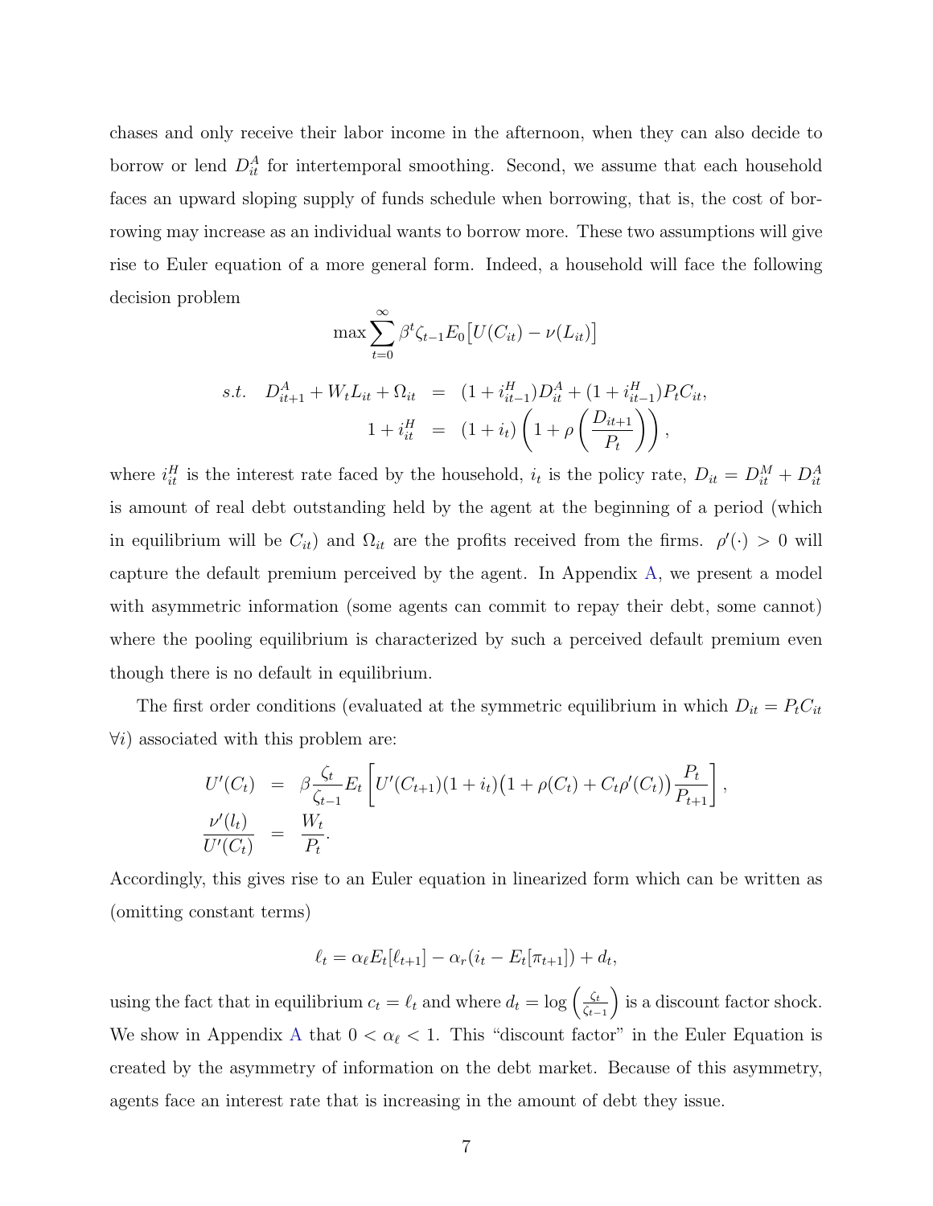chases and only receive their labor income in the afternoon, when they can also decide to borrow or lend $D^A_{it}$ for intertemporal smoothing. Second, we assume that each household faces an upward sloping supply of funds schedule when borrowing, that is, the cost of borrowing may increase as an individual wants to borrow more. These two assumptions will give rise to Euler equation of a more general form. Indeed, a household will face the following decision problem

$$\max \sum_{t=0}^{\infty} \beta^t \zeta_{t-1} E_0\big[U(C_{it}) - \nu(L_{it})\big]$$

$$\begin{aligned}
s.t. \quad D^A_{it+1} + W_t L_{it} + \Omega_{it} &= (1+i^H_{it-1})D^A_{it} + (1+i^H_{it-1})P_t C_{it}, \\
1 + i^H_{it} &= (1+i_t)\left(1 + \rho\left(\frac{D_{it+1}}{P_t}\right)\right),
\end{aligned}$$

where $i^H_{it}$ is the interest rate faced by the household, $i_t$ is the policy rate, $D_{it} = D^M_{it} + D^A_{it}$ is amount of real debt outstanding held by the agent at the beginning of a period (which in equilibrium will be $C_{it}$) and $\Omega_{it}$ are the profits received from the firms. $\rho'(\cdot) > 0$ will capture the default premium perceived by the agent. In Appendix A, we present a model with asymmetric information (some agents can commit to repay their debt, some cannot) where the pooling equilibrium is characterized by such a perceived default premium even though there is no default in equilibrium.

The first order conditions (evaluated at the symmetric equilibrium in which $D_{it} = P_t C_{it}$ $\forall i$) associated with this problem are:

$$\begin{aligned}
U'(C_t) &= \beta \frac{\zeta_t}{\zeta_{t-1}} E_t\left[U'(C_{t+1})(1+i_t)\big(1 + \rho(C_t) + C_t \rho'(C_t)\big)\frac{P_t}{P_{t+1}}\right], \\
\frac{\nu'(l_t)}{U'(C_t)} &= \frac{W_t}{P_t}.
\end{aligned}$$

Accordingly, this gives rise to an Euler equation in linearized form which can be written as (omitting constant terms)

$$\ell_t = \alpha_\ell E_t[\ell_{t+1}] - \alpha_r(i_t - E_t[\pi_{t+1}]) + d_t,$$

using the fact that in equilibrium $c_t = \ell_t$ and where $d_t = \log\left(\frac{\zeta_t}{\zeta_{t-1}}\right)$ is a discount factor shock. We show in Appendix A that $0 < \alpha_\ell < 1$. This "discount factor" in the Euler Equation is created by the asymmetry of information on the debt market. Because of this asymmetry, agents face an interest rate that is increasing in the amount of debt they issue.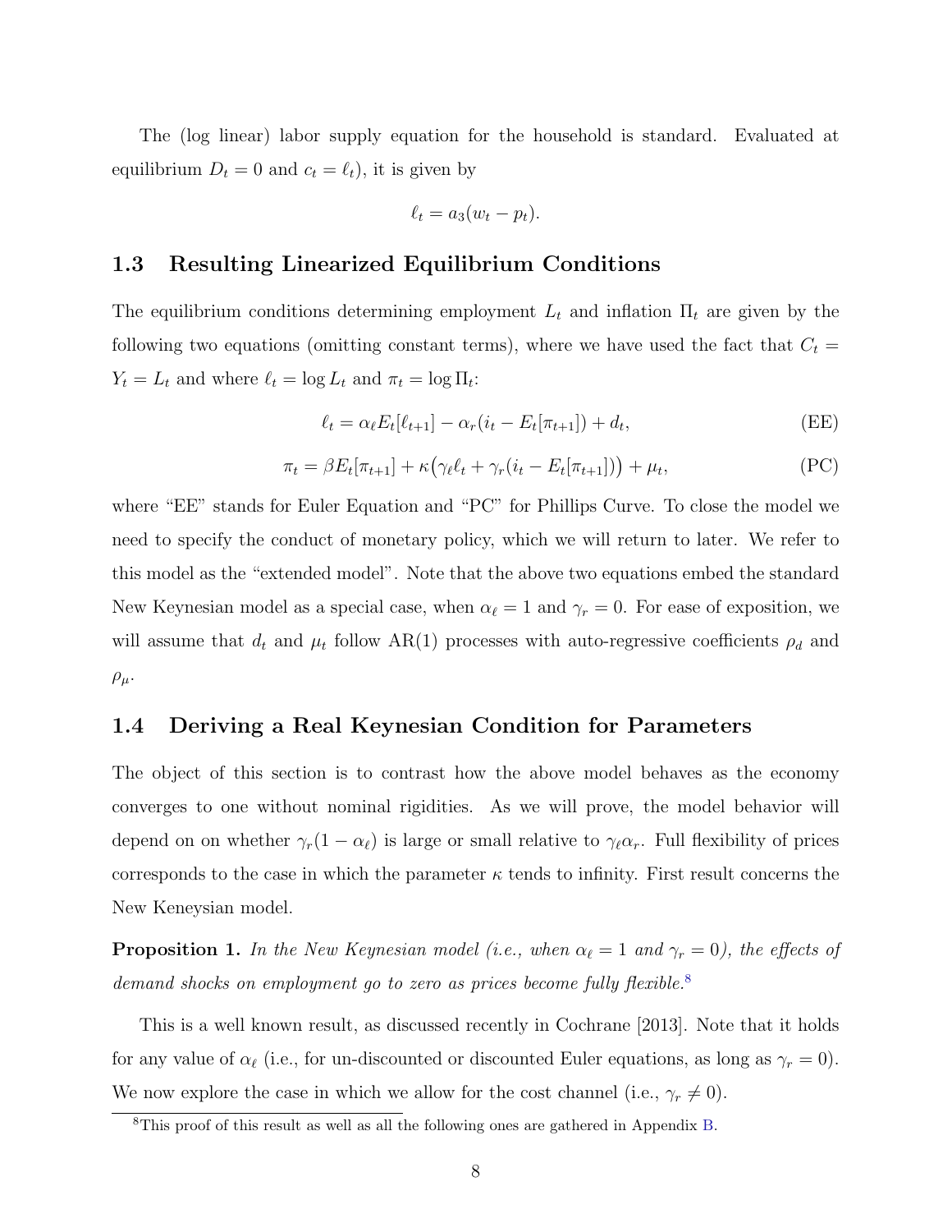The (log linear) labor supply equation for the household is standard. Evaluated at equilibrium $D_t = 0$ and $c_t = \ell_t$), it is given by

$$\ell_t = a_3(w_t - p_t).$$

### 1.3 Resulting Linearized Equilibrium Conditions

The equilibrium conditions determining employment $L_t$ and inflation $\Pi_t$ are given by the following two equations (omitting constant terms), where we have used the fact that $C_t = Y_t = L_t$ and where $\ell_t = \log L_t$ and $\pi_t = \log \Pi_t$:

$$\ell_t = \alpha_\ell E_t[\ell_{t+1}] - \alpha_r(i_t - E_t[\pi_{t+1}]) + d_t, \tag{EE}$$

$$\pi_t = \beta E_t[\pi_{t+1}] + \kappa\big(\gamma_\ell \ell_t + \gamma_r(i_t - E_t[\pi_{t+1}])\big) + \mu_t, \tag{PC}$$

where "EE" stands for Euler Equation and "PC" for Phillips Curve. To close the model we need to specify the conduct of monetary policy, which we will return to later. We refer to this model as the "extended model". Note that the above two equations embed the standard New Keynesian model as a special case, when $\alpha_\ell = 1$ and $\gamma_r = 0$. For ease of exposition, we will assume that $d_t$ and $\mu_t$ follow AR(1) processes with auto-regressive coefficients $\rho_d$ and $\rho_\mu$.

### 1.4 Deriving a Real Keynesian Condition for Parameters

The object of this section is to contrast how the above model behaves as the economy converges to one without nominal rigidities. As we will prove, the model behavior will depend on on whether $\gamma_r(1 - \alpha_\ell)$ is large or small relative to $\gamma_\ell \alpha_r$. Full flexibility of prices corresponds to the case in which the parameter $\kappa$ tends to infinity. First result concerns the New Keneysian model.

**Proposition 1.** *In the New Keynesian model (i.e., when $\alpha_\ell = 1$ and $\gamma_r = 0$), the effects of demand shocks on employment go to zero as prices become fully flexible.*[8]

This is a well known result, as discussed recently in Cochrane [2013]. Note that it holds for any value of $\alpha_\ell$ (i.e., for un-discounted or discounted Euler equations, as long as $\gamma_r = 0$). We now explore the case in which we allow for the cost channel (i.e., $\gamma_r \neq 0$).

[8] This proof of this result as well as all the following ones are gathered in Appendix B.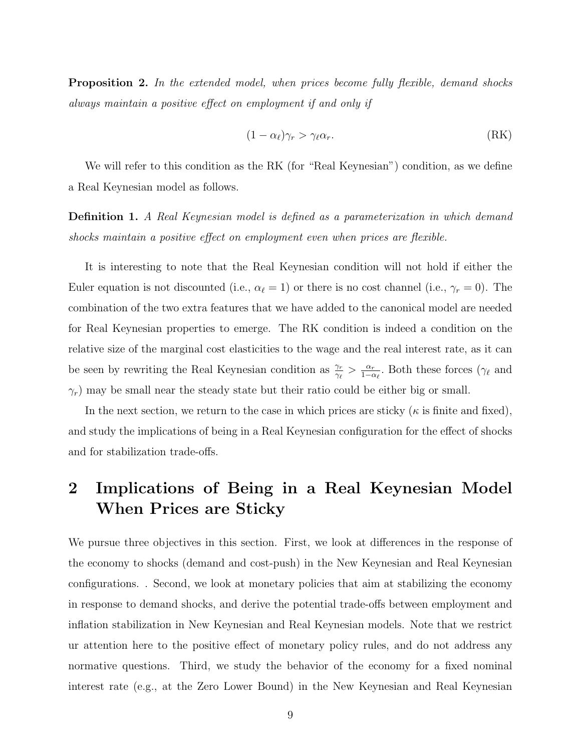**Proposition 2.** *In the extended model, when prices become fully flexible, demand shocks always maintain a positive effect on employment if and only if*

$$(1 - \alpha_\ell)\gamma_r > \gamma_\ell \alpha_r. \tag{RK}$$

We will refer to this condition as the RK (for "Real Keynesian") condition, as we define a Real Keynesian model as follows.

**Definition 1.** *A Real Keynesian model is defined as a parameterization in which demand shocks maintain a positive effect on employment even when prices are flexible.*

It is interesting to note that the Real Keynesian condition will not hold if either the Euler equation is not discounted (i.e., $\alpha_\ell = 1$) or there is no cost channel (i.e., $\gamma_r = 0$). The combination of the two extra features that we have added to the canonical model are needed for Real Keynesian properties to emerge. The RK condition is indeed a condition on the relative size of the marginal cost elasticities to the wage and the real interest rate, as it can be seen by rewriting the Real Keynesian condition as $\frac{\gamma_r}{\gamma_\ell} > \frac{\alpha_r}{1-\alpha_\ell}$. Both these forces ($\gamma_\ell$ and $\gamma_r$) may be small near the steady state but their ratio could be either big or small.

In the next section, we return to the case in which prices are sticky ($\kappa$ is finite and fixed), and study the implications of being in a Real Keynesian configuration for the effect of shocks and for stabilization trade-offs.

# 2 Implications of Being in a Real Keynesian Model When Prices are Sticky

We pursue three objectives in this section. First, we look at differences in the response of the economy to shocks (demand and cost-push) in the New Keynesian and Real Keynesian configurations. . Second, we look at monetary policies that aim at stabilizing the economy in response to demand shocks, and derive the potential trade-offs between employment and inflation stabilization in New Keynesian and Real Keynesian models. Note that we restrict ur attention here to the positive effect of monetary policy rules, and do not address any normative questions. Third, we study the behavior of the economy for a fixed nominal interest rate (e.g., at the Zero Lower Bound) in the New Keynesian and Real Keynesian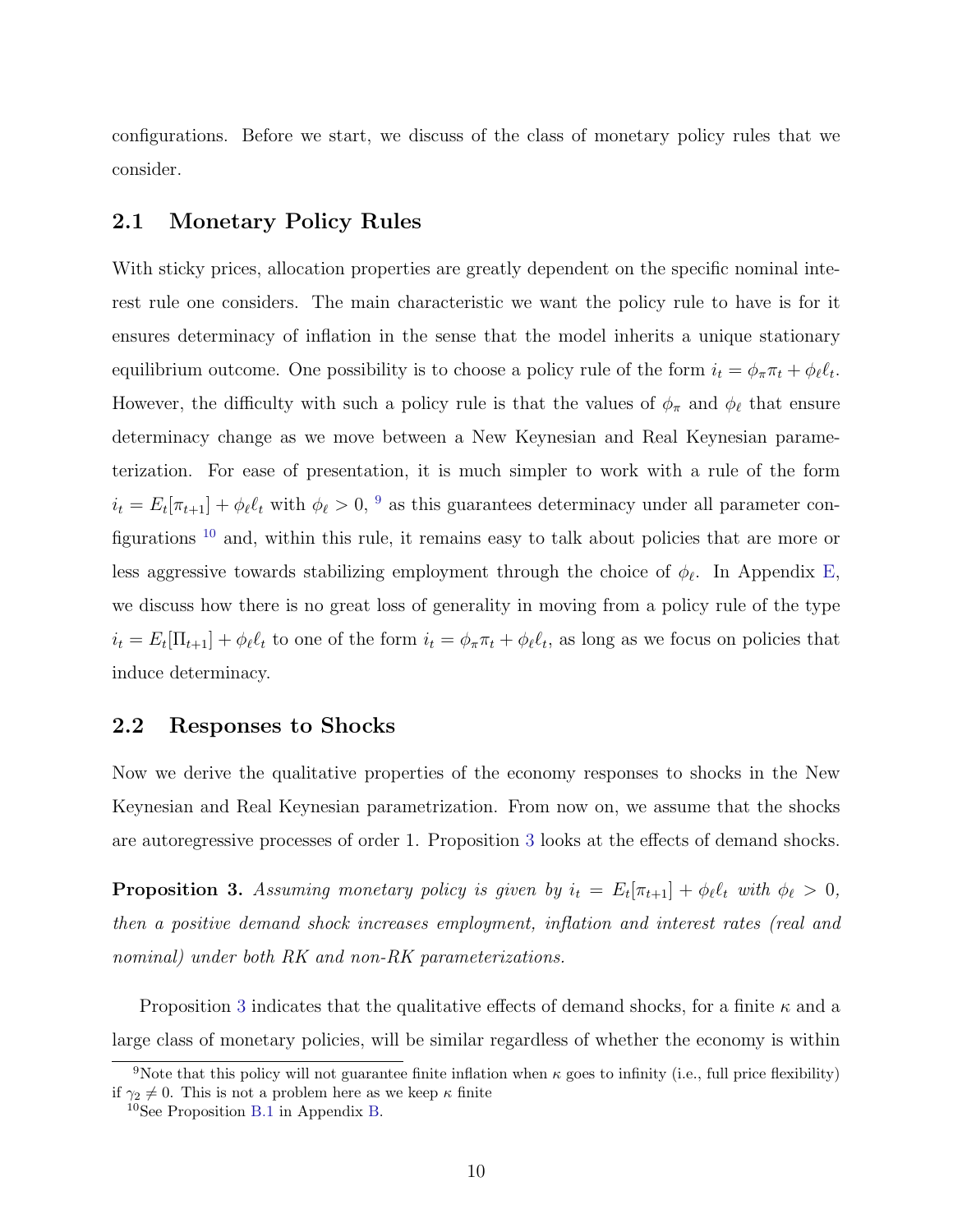configurations. Before we start, we discuss of the class of monetary policy rules that we consider.

## 2.1 Monetary Policy Rules

With sticky prices, allocation properties are greatly dependent on the specific nominal interest rule one considers. The main characteristic we want the policy rule to have is for it ensures determinacy of inflation in the sense that the model inherits a unique stationary equilibrium outcome. One possibility is to choose a policy rule of the form $i_t = \phi_\pi \pi_t + \phi_\ell \ell_t$. However, the difficulty with such a policy rule is that the values of $\phi_\pi$ and $\phi_\ell$ that ensure determinacy change as we move between a New Keynesian and Real Keynesian parameterization. For ease of presentation, it is much simpler to work with a rule of the form $i_t = E_t[\pi_{t+1}] + \phi_\ell \ell_t$ with $\phi_\ell > 0$, [9] as this guarantees determinacy under all parameter configurations [10] and, within this rule, it remains easy to talk about policies that are more or less aggressive towards stabilizing employment through the choice of $\phi_\ell$. In Appendix E, we discuss how there is no great loss of generality in moving from a policy rule of the type $i_t = E_t[\Pi_{t+1}] + \phi_\ell \ell_t$ to one of the form $i_t = \phi_\pi \pi_t + \phi_\ell \ell_t$, as long as we focus on policies that induce determinacy.

## 2.2 Responses to Shocks

Now we derive the qualitative properties of the economy responses to shocks in the New Keynesian and Real Keynesian parametrization. From now on, we assume that the shocks are autoregressive processes of order 1. Proposition 3 looks at the effects of demand shocks.

**Proposition 3.** *Assuming monetary policy is given by $i_t = E_t[\pi_{t+1}] + \phi_\ell \ell_t$ with $\phi_\ell > 0$, then a positive demand shock increases employment, inflation and interest rates (real and nominal) under both RK and non-RK parameterizations.*

Proposition 3 indicates that the qualitative effects of demand shocks, for a finite $\kappa$ and a large class of monetary policies, will be similar regardless of whether the economy is within

[9] Note that this policy will not guarantee finite inflation when $\kappa$ goes to infinity (i.e., full price flexibility) if $\gamma_2 \neq 0$. This is not a problem here as we keep $\kappa$ finite

[10] See Proposition B.1 in Appendix B.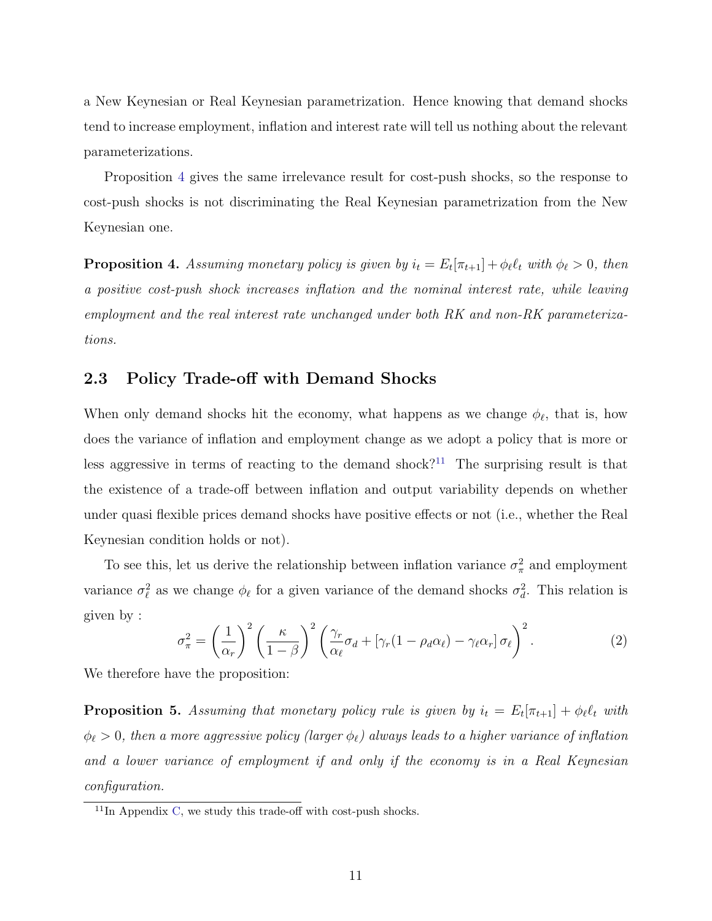a New Keynesian or Real Keynesian parametrization. Hence knowing that demand shocks tend to increase employment, inflation and interest rate will tell us nothing about the relevant parameterizations.

Proposition 4 gives the same irrelevance result for cost-push shocks, so the response to cost-push shocks is not discriminating the Real Keynesian parametrization from the New Keynesian one.

**Proposition 4.** *Assuming monetary policy is given by $i_t = E_t[\pi_{t+1}] + \phi_\ell \ell_t$ with $\phi_\ell > 0$, then a positive cost-push shock increases inflation and the nominal interest rate, while leaving employment and the real interest rate unchanged under both RK and non-RK parameterizations.*

## 2.3 Policy Trade-off with Demand Shocks

When only demand shocks hit the economy, what happens as we change $\phi_\ell$, that is, how does the variance of inflation and employment change as we adopt a policy that is more or less aggressive in terms of reacting to the demand shock?[11] The surprising result is that the existence of a trade-off between inflation and output variability depends on whether under quasi flexible prices demand shocks have positive effects or not (i.e., whether the Real Keynesian condition holds or not).

To see this, let us derive the relationship between inflation variance $\sigma_\pi^2$ and employment variance $\sigma_\ell^2$ as we change $\phi_\ell$ for a given variance of the demand shocks $\sigma_d^2$. This relation is given by :

$$\sigma_\pi^2 = \left(\frac{1}{\alpha_r}\right)^2 \left(\frac{\kappa}{1-\beta}\right)^2 \left(\frac{\gamma_r}{\alpha_\ell}\sigma_d + \left[\gamma_r(1-\rho_d\alpha_\ell) - \gamma_\ell\alpha_r\right]\sigma_\ell\right)^2. \tag{2}$$

We therefore have the proposition:

**Proposition 5.** *Assuming that monetary policy rule is given by $i_t = E_t[\pi_{t+1}] + \phi_\ell \ell_t$ with $\phi_\ell > 0$, then a more aggressive policy (larger $\phi_\ell$) always leads to a higher variance of inflation and a lower variance of employment if and only if the economy is in a Real Keynesian configuration.*

[11] In Appendix C, we study this trade-off with cost-push shocks.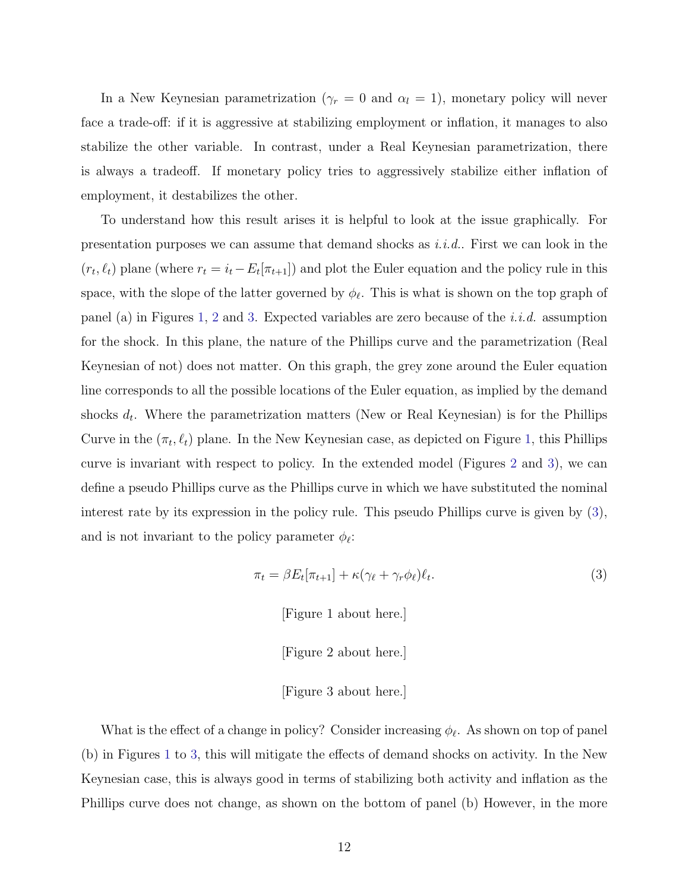In a New Keynesian parametrization ($\gamma_r = 0$ and $\alpha_l = 1$), monetary policy will never face a trade-off: if it is aggressive at stabilizing employment or inflation, it manages to also stabilize the other variable. In contrast, under a Real Keynesian parametrization, there is always a tradeoff. If monetary policy tries to aggressively stabilize either inflation of employment, it destabilizes the other.

To understand how this result arises it is helpful to look at the issue graphically. For presentation purposes we can assume that demand shocks as *i.i.d.*. First we can look in the $(r_t, \ell_t)$ plane (where $r_t = i_t - E_t[\pi_{t+1}]$) and plot the Euler equation and the policy rule in this space, with the slope of the latter governed by $\phi_\ell$. This is what is shown on the top graph of panel (a) in Figures 1, 2 and 3. Expected variables are zero because of the *i.i.d.* assumption for the shock. In this plane, the nature of the Phillips curve and the parametrization (Real Keynesian of not) does not matter. On this graph, the grey zone around the Euler equation line corresponds to all the possible locations of the Euler equation, as implied by the demand shocks $d_t$. Where the parametrization matters (New or Real Keynesian) is for the Phillips Curve in the $(\pi_t, \ell_t)$ plane. In the New Keynesian case, as depicted on Figure 1, this Phillips curve is invariant with respect to policy. In the extended model (Figures 2 and 3), we can define a pseudo Phillips curve as the Phillips curve in which we have substituted the nominal interest rate by its expression in the policy rule. This pseudo Phillips curve is given by (3), and is not invariant to the policy parameter $\phi_\ell$:

$$\pi_t = \beta E_t[\pi_{t+1}] + \kappa(\gamma_\ell + \gamma_r \phi_\ell)\ell_t. \tag{3}$$

[Figure 1 about here.]

[Figure 2 about here.]

[Figure 3 about here.]

What is the effect of a change in policy? Consider increasing $\phi_\ell$. As shown on top of panel (b) in Figures 1 to 3, this will mitigate the effects of demand shocks on activity. In the New Keynesian case, this is always good in terms of stabilizing both activity and inflation as the Phillips curve does not change, as shown on the bottom of panel (b) However, in the more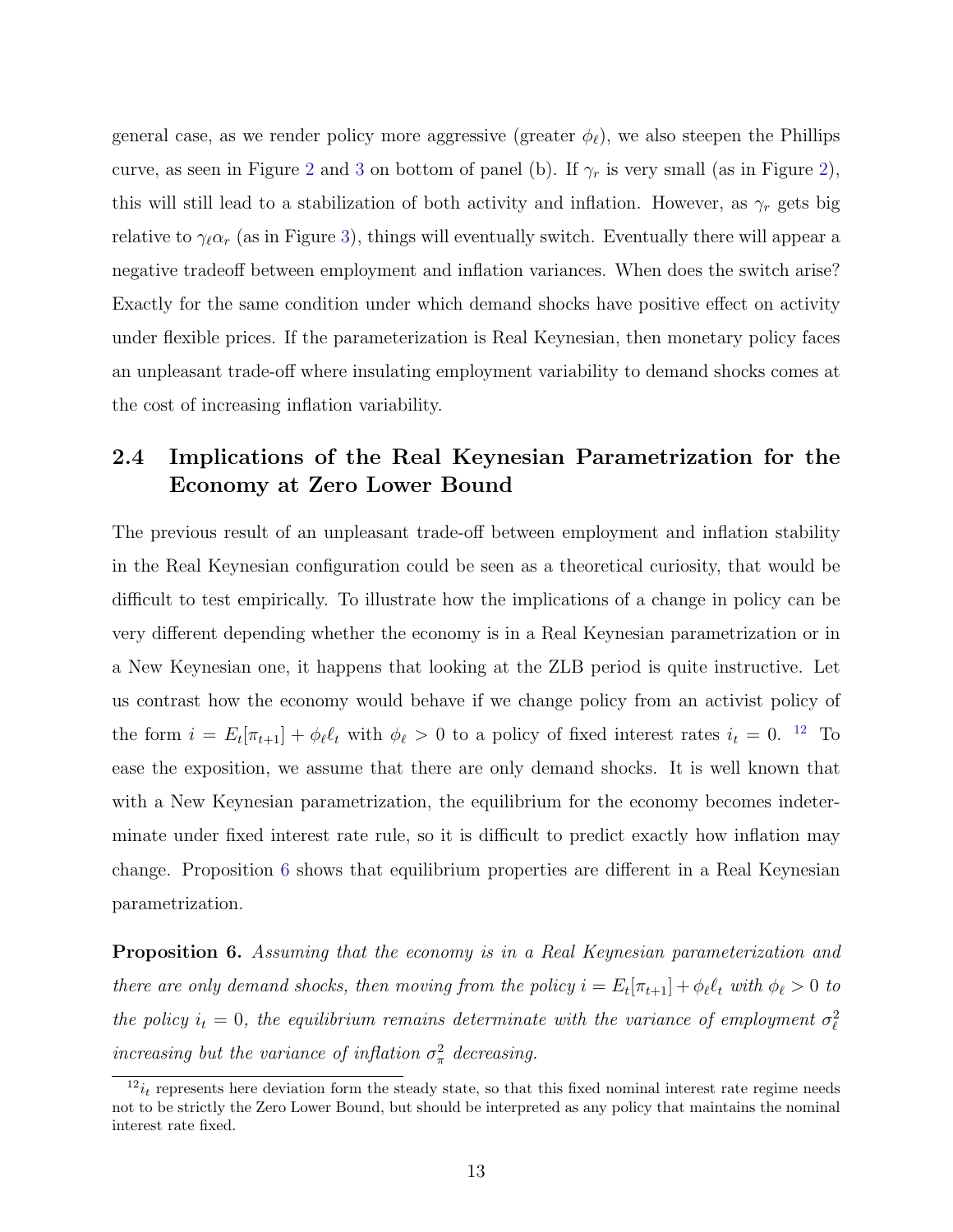general case, as we render policy more aggressive (greater $\phi_\ell$), we also steepen the Phillips curve, as seen in Figure 2 and 3 on bottom of panel (b). If $\gamma_r$ is very small (as in Figure 2), this will still lead to a stabilization of both activity and inflation. However, as $\gamma_r$ gets big relative to $\gamma_\ell \alpha_r$ (as in Figure 3), things will eventually switch. Eventually there will appear a negative tradeoff between employment and inflation variances. When does the switch arise? Exactly for the same condition under which demand shocks have positive effect on activity under flexible prices. If the parameterization is Real Keynesian, then monetary policy faces an unpleasant trade-off where insulating employment variability to demand shocks comes at the cost of increasing inflation variability.

## 2.4 Implications of the Real Keynesian Parametrization for the Economy at Zero Lower Bound

The previous result of an unpleasant trade-off between employment and inflation stability in the Real Keynesian configuration could be seen as a theoretical curiosity, that would be difficult to test empirically. To illustrate how the implications of a change in policy can be very different depending whether the economy is in a Real Keynesian parametrization or in a New Keynesian one, it happens that looking at the ZLB period is quite instructive. Let us contrast how the economy would behave if we change policy from an activist policy of the form $i = E_t[\pi_{t+1}] + \phi_\ell \ell_t$ with $\phi_\ell > 0$ to a policy of fixed interest rates $i_t = 0$. [12] To ease the exposition, we assume that there are only demand shocks. It is well known that with a New Keynesian parametrization, the equilibrium for the economy becomes indeterminate under fixed interest rate rule, so it is difficult to predict exactly how inflation may change. Proposition 6 shows that equilibrium properties are different in a Real Keynesian parametrization.

**Proposition 6.** *Assuming that the economy is in a Real Keynesian parameterization and there are only demand shocks, then moving from the policy $i = E_t[\pi_{t+1}] + \phi_\ell \ell_t$ with $\phi_\ell > 0$ to the policy $i_t = 0$, the equilibrium remains determinate with the variance of employment $\sigma_\ell^2$ increasing but the variance of inflation $\sigma_\pi^2$ decreasing.*

[12] $i_t$ represents here deviation form the steady state, so that this fixed nominal interest rate regime needs not to be strictly the Zero Lower Bound, but should be interpreted as any policy that maintains the nominal interest rate fixed.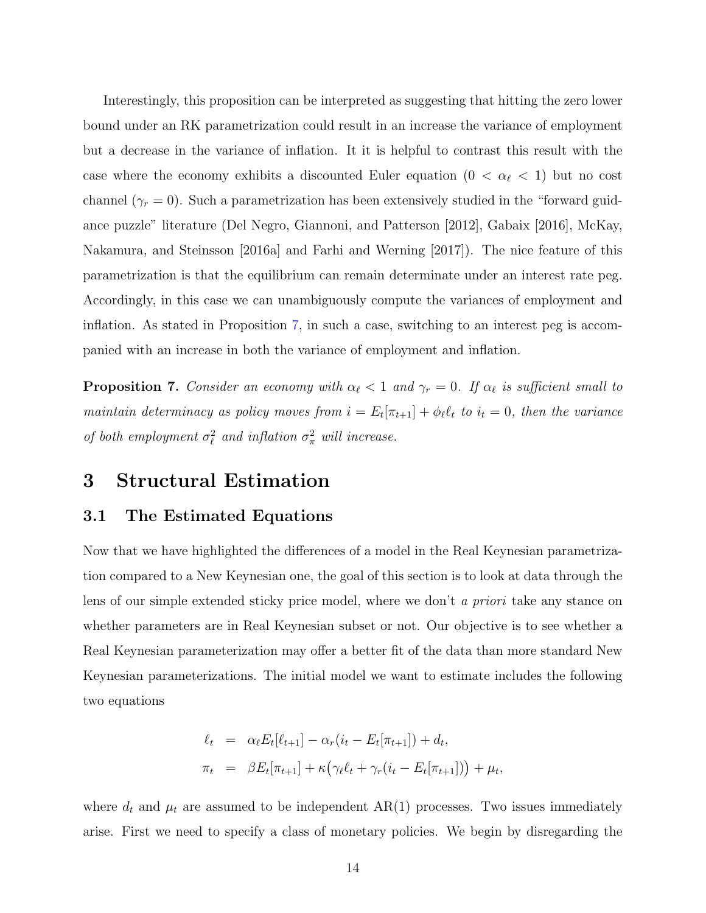Interestingly, this proposition can be interpreted as suggesting that hitting the zero lower bound under an RK parametrization could result in an increase the variance of employment but a decrease in the variance of inflation. It it is helpful to contrast this result with the case where the economy exhibits a discounted Euler equation ($0 < \alpha_\ell < 1$) but no cost channel ($\gamma_r = 0$). Such a parametrization has been extensively studied in the "forward guidance puzzle" literature (Del Negro, Giannoni, and Patterson [2012], Gabaix [2016], McKay, Nakamura, and Steinsson [2016a] and Farhi and Werning [2017]). The nice feature of this parametrization is that the equilibrium can remain determinate under an interest rate peg. Accordingly, in this case we can unambiguously compute the variances of employment and inflation. As stated in Proposition 7, in such a case, switching to an interest peg is accompanied with an increase in both the variance of employment and inflation.

**Proposition 7.** *Consider an economy with $\alpha_\ell < 1$ and $\gamma_r = 0$. If $\alpha_\ell$ is sufficient small to maintain determinacy as policy moves from $i = E_t[\pi_{t+1}] + \phi_\ell \ell_t$ to $i_t = 0$, then the variance of both employment $\sigma_\ell^2$ and inflation $\sigma_\pi^2$ will increase.*

# 3 Structural Estimation

## 3.1 The Estimated Equations

Now that we have highlighted the differences of a model in the Real Keynesian parametrization compared to a New Keynesian one, the goal of this section is to look at data through the lens of our simple extended sticky price model, where we don't *a priori* take any stance on whether parameters are in Real Keynesian subset or not. Our objective is to see whether a Real Keynesian parameterization may offer a better fit of the data than more standard New Keynesian parameterizations. The initial model we want to estimate includes the following two equations

$$
\begin{aligned}
\ell_t &= \alpha_\ell E_t[\ell_{t+1}] - \alpha_r (i_t - E_t[\pi_{t+1}]) + d_t, \\
\pi_t &= \beta E_t[\pi_{t+1}] + \kappa\big(\gamma_\ell \ell_t + \gamma_r (i_t - E_t[\pi_{t+1}])\big) + \mu_t,
\end{aligned}
$$

where $d_t$ and $\mu_t$ are assumed to be independent AR(1) processes. Two issues immediately arise. First we need to specify a class of monetary policies. We begin by disregarding the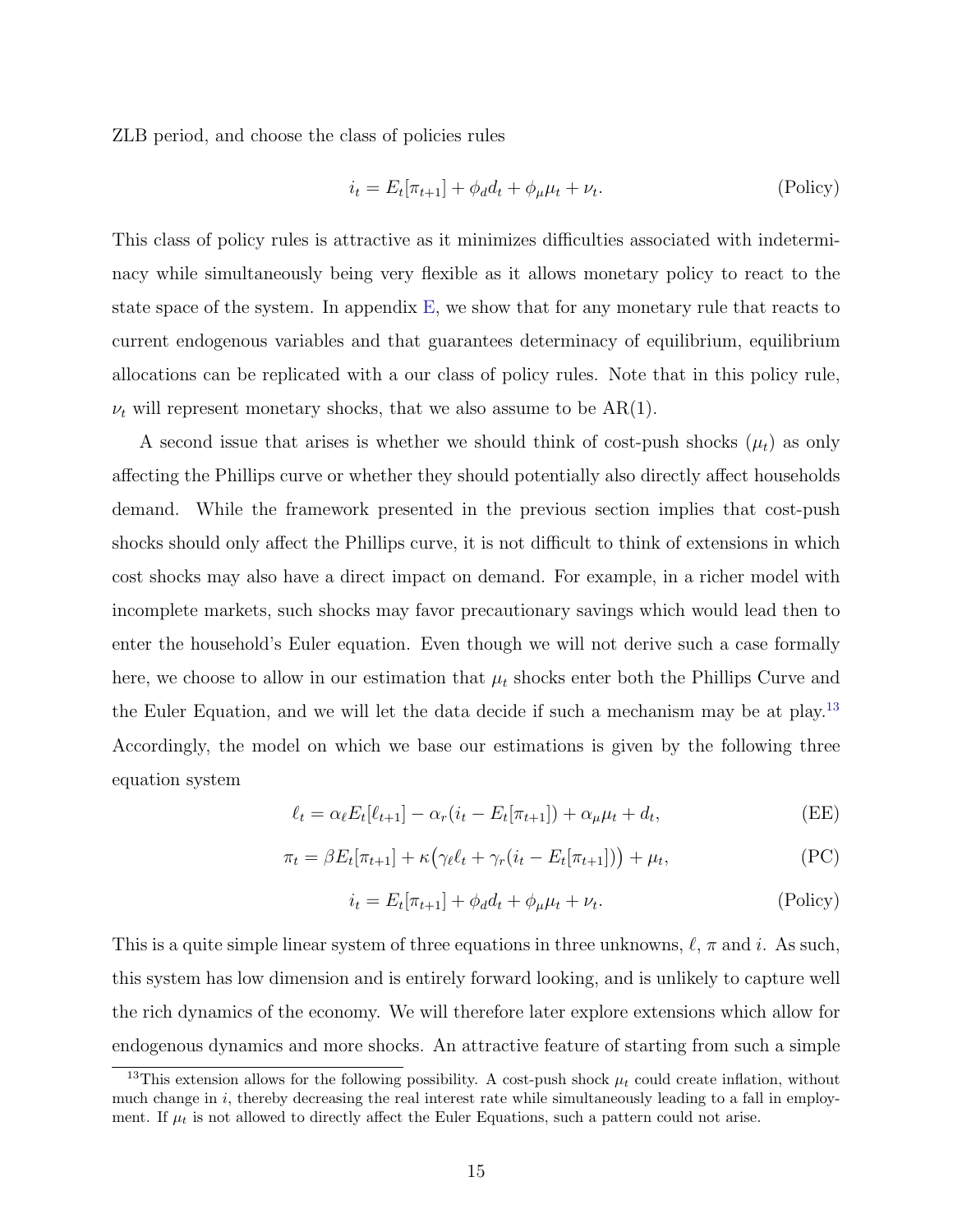ZLB period, and choose the class of policies rules

$$i_t = E_t[\pi_{t+1}] + \phi_d d_t + \phi_\mu \mu_t + \nu_t. \tag{Policy}$$

This class of policy rules is attractive as it minimizes difficulties associated with indeterminacy while simultaneously being very flexible as it allows monetary policy to react to the state space of the system. In appendix E, we show that for any monetary rule that reacts to current endogenous variables and that guarantees determinacy of equilibrium, equilibrium allocations can be replicated with a our class of policy rules. Note that in this policy rule, $\nu_t$ will represent monetary shocks, that we also assume to be AR(1).

A second issue that arises is whether we should think of cost-push shocks ($\mu_t$) as only affecting the Phillips curve or whether they should potentially also directly affect households demand. While the framework presented in the previous section implies that cost-push shocks should only affect the Phillips curve, it is not difficult to think of extensions in which cost shocks may also have a direct impact on demand. For example, in a richer model with incomplete markets, such shocks may favor precautionary savings which would lead then to enter the household's Euler equation. Even though we will not derive such a case formally here, we choose to allow in our estimation that $\mu_t$ shocks enter both the Phillips Curve and the Euler Equation, and we will let the data decide if such a mechanism may be at play.[13] Accordingly, the model on which we base our estimations is given by the following three equation system

$$\ell_t = \alpha_\ell E_t[\ell_{t+1}] - \alpha_r(i_t - E_t[\pi_{t+1}]) + \alpha_\mu \mu_t + d_t, \tag{EE}$$

$$\pi_t = \beta E_t[\pi_{t+1}] + \kappa\big(\gamma_\ell \ell_t + \gamma_r(i_t - E_t[\pi_{t+1}])\big) + \mu_t, \tag{PC}$$

$$i_t = E_t[\pi_{t+1}] + \phi_d d_t + \phi_\mu \mu_t + \nu_t. \tag{Policy}$$

This is a quite simple linear system of three equations in three unknowns, $\ell$, $\pi$ and $i$. As such, this system has low dimension and is entirely forward looking, and is unlikely to capture well the rich dynamics of the economy. We will therefore later explore extensions which allow for endogenous dynamics and more shocks. An attractive feature of starting from such a simple

[13] This extension allows for the following possibility. A cost-push shock $\mu_t$ could create inflation, without much change in $i$, thereby decreasing the real interest rate while simultaneously leading to a fall in employment. If $\mu_t$ is not allowed to directly affect the Euler Equations, such a pattern could not arise.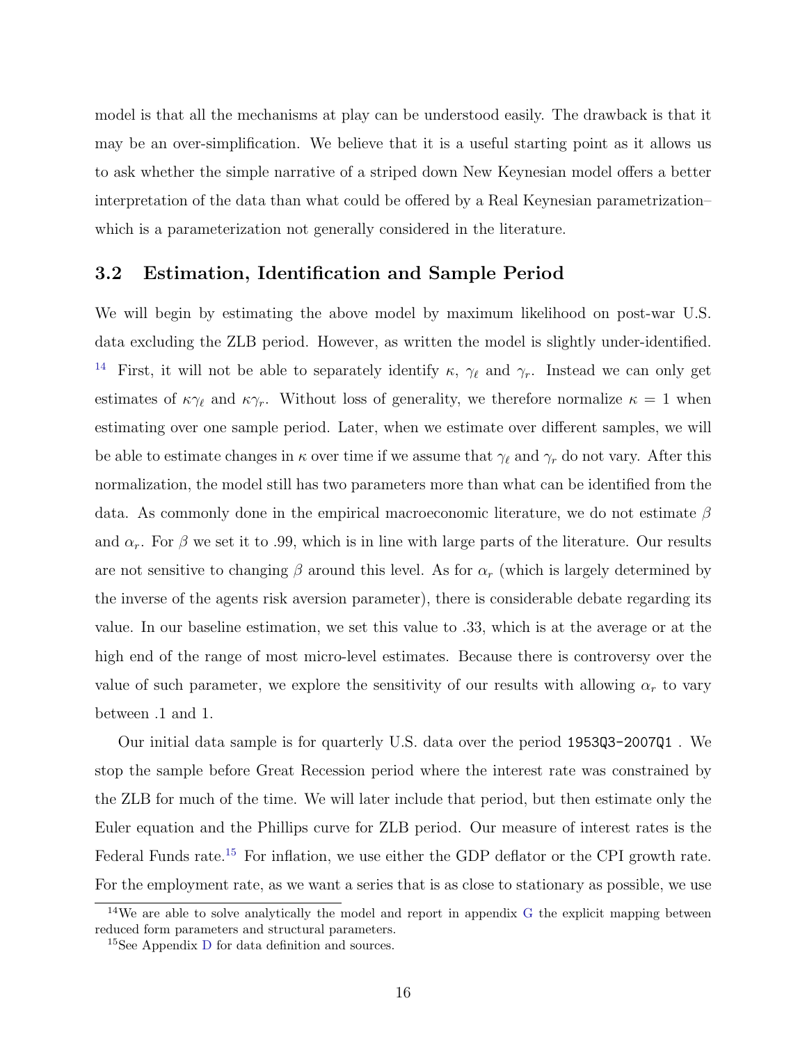model is that all the mechanisms at play can be understood easily. The drawback is that it may be an over-simplification. We believe that it is a useful starting point as it allows us to ask whether the simple narrative of a striped down New Keynesian model offers a better interpretation of the data than what could be offered by a Real Keynesian parametrization– which is a parameterization not generally considered in the literature.

## 3.2 Estimation, Identification and Sample Period

We will begin by estimating the above model by maximum likelihood on post-war U.S. data excluding the ZLB period. However, as written the model is slightly under-identified. [14] First, it will not be able to separately identify $\kappa$, $\gamma_\ell$ and $\gamma_r$. Instead we can only get estimates of $\kappa\gamma_\ell$ and $\kappa\gamma_r$. Without loss of generality, we therefore normalize $\kappa = 1$ when estimating over one sample period. Later, when we estimate over different samples, we will be able to estimate changes in $\kappa$ over time if we assume that $\gamma_\ell$ and $\gamma_r$ do not vary. After this normalization, the model still has two parameters more than what can be identified from the data. As commonly done in the empirical macroeconomic literature, we do not estimate $\beta$ and $\alpha_r$. For $\beta$ we set it to .99, which is in line with large parts of the literature. Our results are not sensitive to changing $\beta$ around this level. As for $\alpha_r$ (which is largely determined by the inverse of the agents risk aversion parameter), there is considerable debate regarding its value. In our baseline estimation, we set this value to .33, which is at the average or at the high end of the range of most micro-level estimates. Because there is controversy over the value of such parameter, we explore the sensitivity of our results with allowing $\alpha_r$ to vary between .1 and 1.

Our initial data sample is for quarterly U.S. data over the period 1953Q3-2007Q1 . We stop the sample before Great Recession period where the interest rate was constrained by the ZLB for much of the time. We will later include that period, but then estimate only the Euler equation and the Phillips curve for ZLB period. Our measure of interest rates is the Federal Funds rate.[15] For inflation, we use either the GDP deflator or the CPI growth rate. For the employment rate, as we want a series that is as close to stationary as possible, we use

[14] We are able to solve analytically the model and report in appendix G the explicit mapping between reduced form parameters and structural parameters.

[15] See Appendix D for data definition and sources.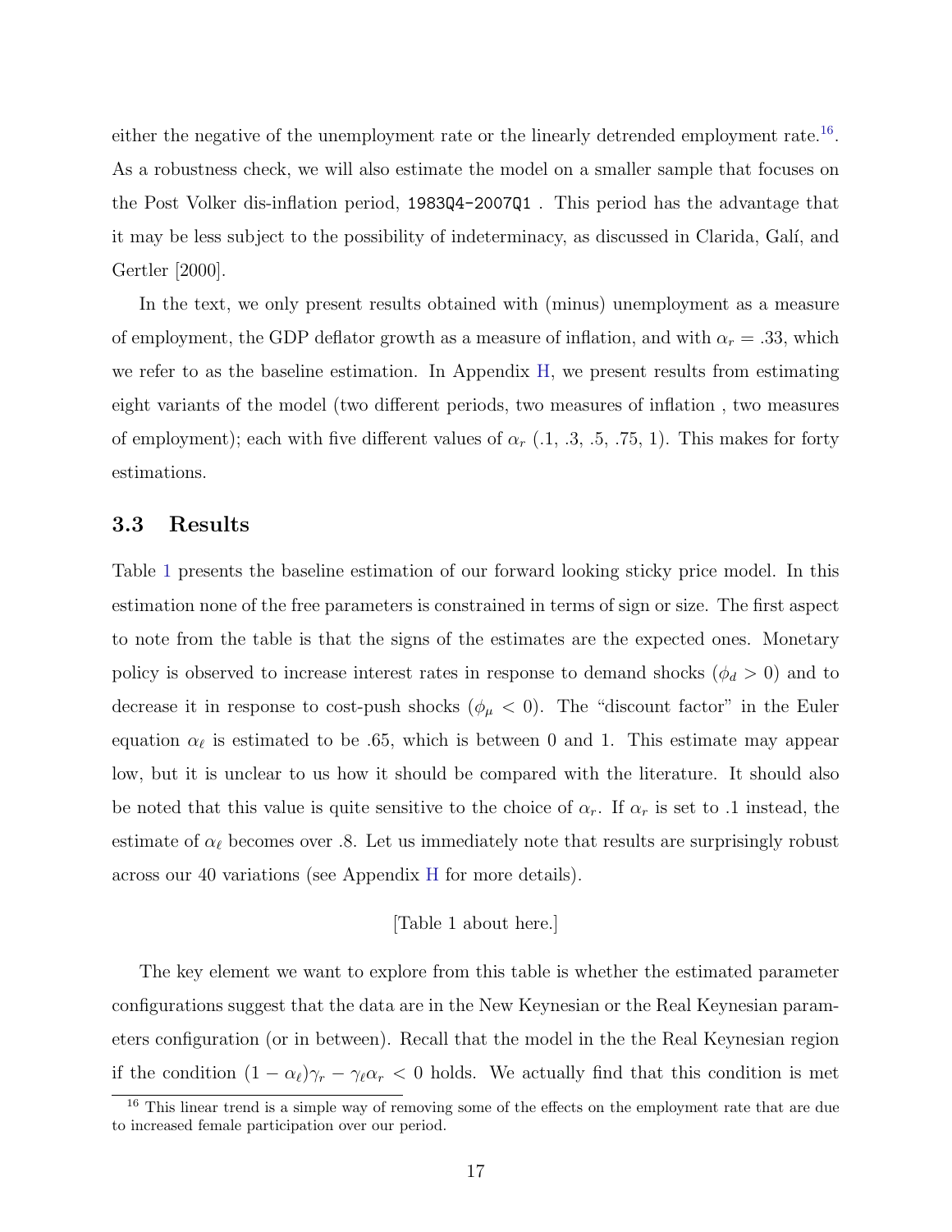either the negative of the unemployment rate or the linearly detrended employment rate.[16]. As a robustness check, we will also estimate the model on a smaller sample that focuses on the Post Volker dis-inflation period, `1983Q4-2007Q1` . This period has the advantage that it may be less subject to the possibility of indeterminacy, as discussed in Clarida, Galí, and Gertler [2000].

In the text, we only present results obtained with (minus) unemployment as a measure of employment, the GDP deflator growth as a measure of inflation, and with $\alpha_r = .33$, which we refer to as the baseline estimation. In Appendix H, we present results from estimating eight variants of the model (two different periods, two measures of inflation , two measures of employment); each with five different values of $\alpha_r$ (.1, .3, .5, .75, 1). This makes for forty estimations.

### 3.3 Results

Table 1 presents the baseline estimation of our forward looking sticky price model. In this estimation none of the free parameters is constrained in terms of sign or size. The first aspect to note from the table is that the signs of the estimates are the expected ones. Monetary policy is observed to increase interest rates in response to demand shocks ($\phi_d > 0$) and to decrease it in response to cost-push shocks ($\phi_\mu < 0$). The "discount factor" in the Euler equation $\alpha_\ell$ is estimated to be .65, which is between 0 and 1. This estimate may appear low, but it is unclear to us how it should be compared with the literature. It should also be noted that this value is quite sensitive to the choice of $\alpha_r$. If $\alpha_r$ is set to .1 instead, the estimate of $\alpha_\ell$ becomes over .8. Let us immediately note that results are surprisingly robust across our 40 variations (see Appendix H for more details).

[Table 1 about here.]

The key element we want to explore from this table is whether the estimated parameter configurations suggest that the data are in the New Keynesian or the Real Keynesian parameters configuration (or in between). Recall that the model in the the Real Keynesian region if the condition $(1 - \alpha_\ell)\gamma_r - \gamma_\ell \alpha_r < 0$ holds. We actually find that this condition is met

[16] This linear trend is a simple way of removing some of the effects on the employment rate that are due to increased female participation over our period.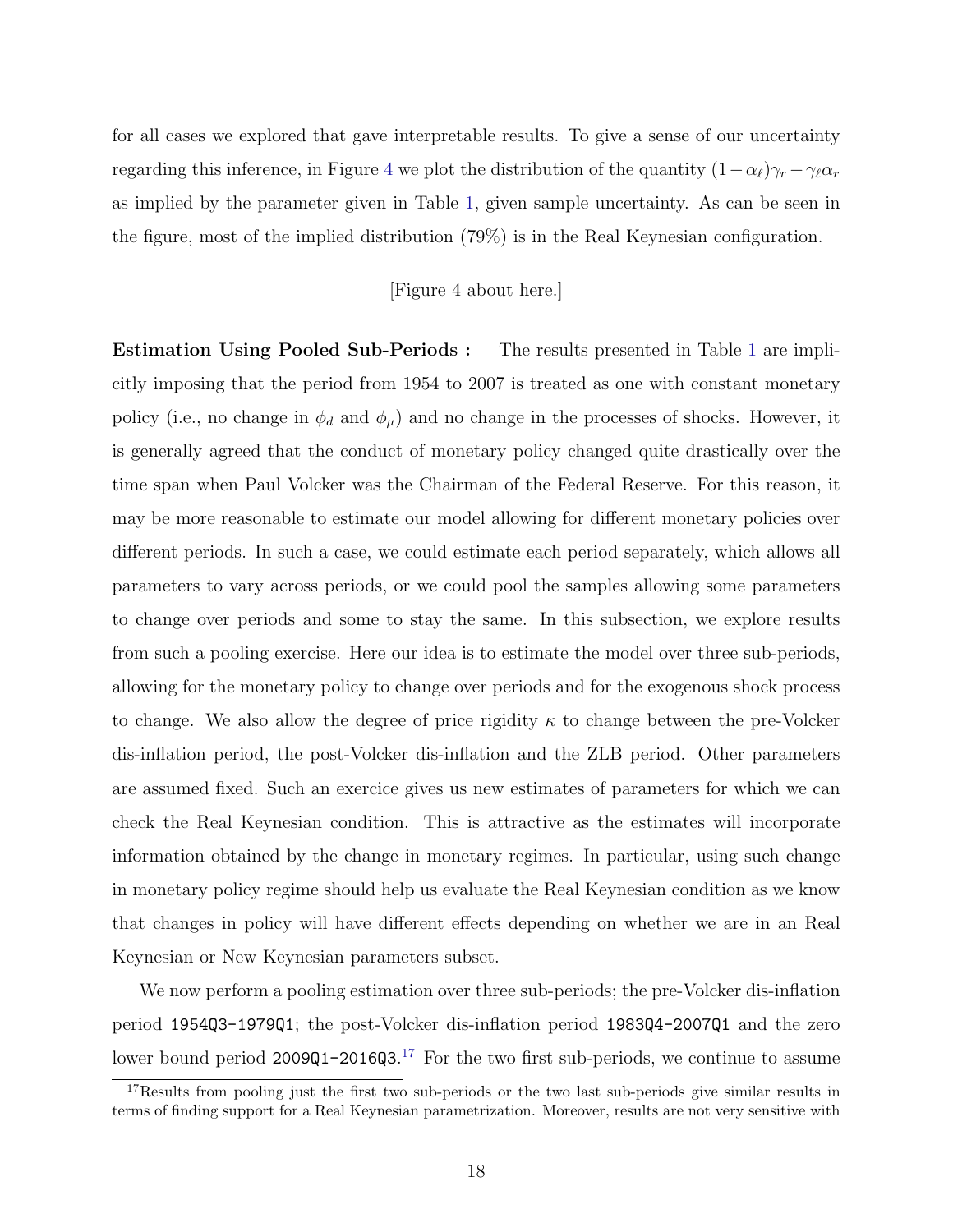for all cases we explored that gave interpretable results. To give a sense of our uncertainty regarding this inference, in Figure 4 we plot the distribution of the quantity $(1-\alpha_\ell)\gamma_r - \gamma_\ell\alpha_r$ as implied by the parameter given in Table 1, given sample uncertainty. As can be seen in the figure, most of the implied distribution (79%) is in the Real Keynesian configuration.

[Figure 4 about here.]

**Estimation Using Pooled Sub-Periods :** The results presented in Table 1 are implicitly imposing that the period from 1954 to 2007 is treated as one with constant monetary policy (i.e., no change in $\phi_d$ and $\phi_\mu$) and no change in the processes of shocks. However, it is generally agreed that the conduct of monetary policy changed quite drastically over the time span when Paul Volcker was the Chairman of the Federal Reserve. For this reason, it may be more reasonable to estimate our model allowing for different monetary policies over different periods. In such a case, we could estimate each period separately, which allows all parameters to vary across periods, or we could pool the samples allowing some parameters to change over periods and some to stay the same. In this subsection, we explore results from such a pooling exercise. Here our idea is to estimate the model over three sub-periods, allowing for the monetary policy to change over periods and for the exogenous shock process to change. We also allow the degree of price rigidity $\kappa$ to change between the pre-Volcker dis-inflation period, the post-Volcker dis-inflation and the ZLB period. Other parameters are assumed fixed. Such an exercice gives us new estimates of parameters for which we can check the Real Keynesian condition. This is attractive as the estimates will incorporate information obtained by the change in monetary regimes. In particular, using such change in monetary policy regime should help us evaluate the Real Keynesian condition as we know that changes in policy will have different effects depending on whether we are in an Real Keynesian or New Keynesian parameters subset.

We now perform a pooling estimation over three sub-periods; the pre-Volcker dis-inflation period `1954Q3-1979Q1`; the post-Volcker dis-inflation period `1983Q4-2007Q1` and the zero lower bound period `2009Q1-2016Q3`.[17] For the two first sub-periods, we continue to assume

[17] Results from pooling just the first two sub-periods or the two last sub-periods give similar results in terms of finding support for a Real Keynesian parametrization. Moreover, results are not very sensitive with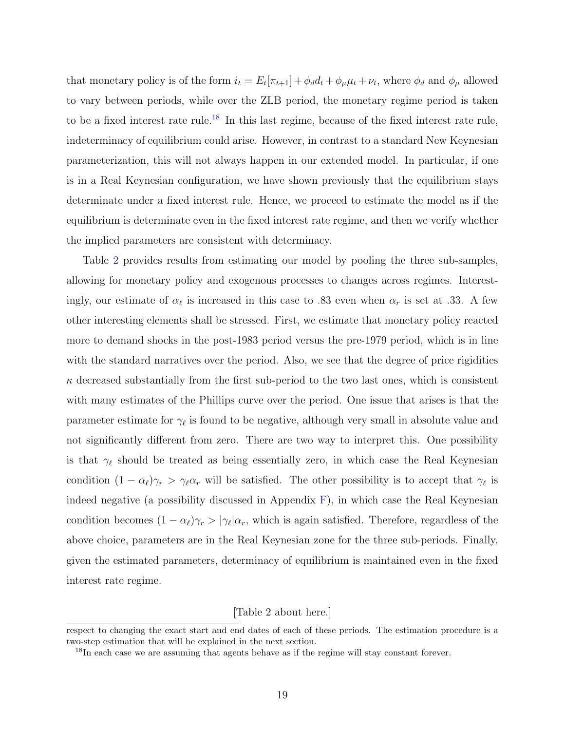that monetary policy is of the form $i_t = E_t[\pi_{t+1}] + \phi_d d_t + \phi_\mu \mu_t + \nu_t$, where $\phi_d$ and $\phi_\mu$ allowed to vary between periods, while over the ZLB period, the monetary regime period is taken to be a fixed interest rate rule.[18] In this last regime, because of the fixed interest rate rule, indeterminacy of equilibrium could arise. However, in contrast to a standard New Keynesian parameterization, this will not always happen in our extended model. In particular, if one is in a Real Keynesian configuration, we have shown previously that the equilibrium stays determinate under a fixed interest rule. Hence, we proceed to estimate the model as if the equilibrium is determinate even in the fixed interest rate regime, and then we verify whether the implied parameters are consistent with determinacy.

Table 2 provides results from estimating our model by pooling the three sub-samples, allowing for monetary policy and exogenous processes to changes across regimes. Interestingly, our estimate of $\alpha_\ell$ is increased in this case to .83 even when $\alpha_r$ is set at .33. A few other interesting elements shall be stressed. First, we estimate that monetary policy reacted more to demand shocks in the post-1983 period versus the pre-1979 period, which is in line with the standard narratives over the period. Also, we see that the degree of price rigidities $\kappa$ decreased substantially from the first sub-period to the two last ones, which is consistent with many estimates of the Phillips curve over the period. One issue that arises is that the parameter estimate for $\gamma_\ell$ is found to be negative, although very small in absolute value and not significantly different from zero. There are two way to interpret this. One possibility is that $\gamma_\ell$ should be treated as being essentially zero, in which case the Real Keynesian condition $(1-\alpha_\ell)\gamma_r > \gamma_\ell \alpha_r$ will be satisfied. The other possibility is to accept that $\gamma_\ell$ is indeed negative (a possibility discussed in Appendix F), in which case the Real Keynesian condition becomes $(1-\alpha_\ell)\gamma_r > |\gamma_\ell|\alpha_r$, which is again satisfied. Therefore, regardless of the above choice, parameters are in the Real Keynesian zone for the three sub-periods. Finally, given the estimated parameters, determinacy of equilibrium is maintained even in the fixed interest rate regime.

[Table 2 about here.]

respect to changing the exact start and end dates of each of these periods. The estimation procedure is a two-step estimation that will be explained in the next section.

[18] In each case we are assuming that agents behave as if the regime will stay constant forever.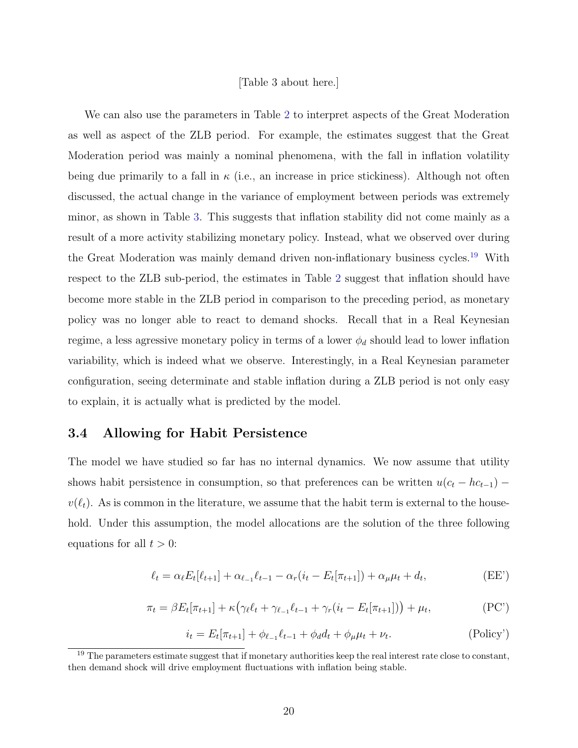[Table 3 about here.]

We can also use the parameters in Table 2 to interpret aspects of the Great Moderation as well as aspect of the ZLB period. For example, the estimates suggest that the Great Moderation period was mainly a nominal phenomena, with the fall in inflation volatility being due primarily to a fall in $\kappa$ (i.e., an increase in price stickiness). Although not often discussed, the actual change in the variance of employment between periods was extremely minor, as shown in Table 3. This suggests that inflation stability did not come mainly as a result of a more activity stabilizing monetary policy. Instead, what we observed over during the Great Moderation was mainly demand driven non-inflationary business cycles.[19] With respect to the ZLB sub-period, the estimates in Table 2 suggest that inflation should have become more stable in the ZLB period in comparison to the preceding period, as monetary policy was no longer able to react to demand shocks. Recall that in a Real Keynesian regime, a less agressive monetary policy in terms of a lower $\phi_d$ should lead to lower inflation variability, which is indeed what we observe. Interestingly, in a Real Keynesian parameter configuration, seeing determinate and stable inflation during a ZLB period is not only easy to explain, it is actually what is predicted by the model.

### 3.4 Allowing for Habit Persistence

The model we have studied so far has no internal dynamics. We now assume that utility shows habit persistence in consumption, so that preferences can be written $u(c_t - hc_{t-1}) - v(\ell_t)$. As is common in the literature, we assume that the habit term is external to the household. Under this assumption, the model allocations are the solution of the three following equations for all $t > 0$:

$$\ell_t = \alpha_\ell E_t[\ell_{t+1}] + \alpha_{\ell_{-1}}\ell_{t-1} - \alpha_r(i_t - E_t[\pi_{t+1}]) + \alpha_\mu \mu_t + d_t, \tag{EE'}$$

$$\pi_t = \beta E_t[\pi_{t+1}] + \kappa\big(\gamma_\ell \ell_t + \gamma_{\ell_{-1}}\ell_{t-1} + \gamma_r(i_t - E_t[\pi_{t+1}])\big) + \mu_t, \tag{PC'}$$

$$i_t = E_t[\pi_{t+1}] + \phi_{\ell_{-1}}\ell_{t-1} + \phi_d d_t + \phi_\mu \mu_t + \nu_t. \tag{Policy'}$$

[19] The parameters estimate suggest that if monetary authorities keep the real interest rate close to constant, then demand shock will drive employment fluctuations with inflation being stable.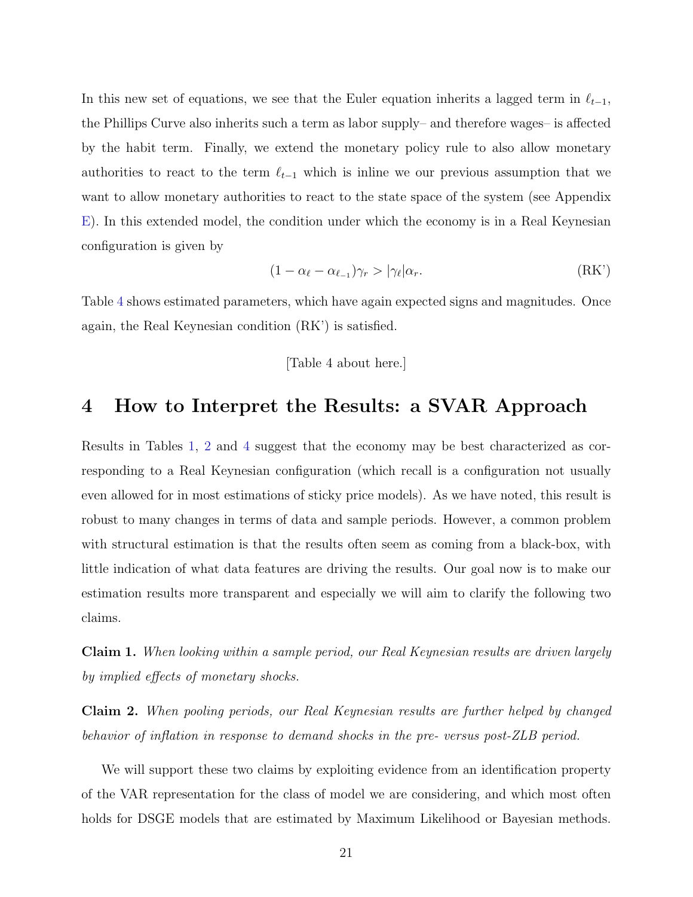In this new set of equations, we see that the Euler equation inherits a lagged term in $\ell_{t-1}$, the Phillips Curve also inherits such a term as labor supply– and therefore wages– is affected by the habit term. Finally, we extend the monetary policy rule to also allow monetary authorities to react to the term $\ell_{t-1}$ which is inline we our previous assumption that we want to allow monetary authorities to react to the state space of the system (see Appendix E). In this extended model, the condition under which the economy is in a Real Keynesian configuration is given by

$$(1 - \alpha_\ell - \alpha_{\ell_{-1}})\gamma_r > |\gamma_\ell|\alpha_r. \tag{RK'}$$

Table 4 shows estimated parameters, which have again expected signs and magnitudes. Once again, the Real Keynesian condition (RK') is satisfied.

[Table 4 about here.]

# 4 How to Interpret the Results: a SVAR Approach

Results in Tables 1, 2 and 4 suggest that the economy may be best characterized as corresponding to a Real Keynesian configuration (which recall is a configuration not usually even allowed for in most estimations of sticky price models). As we have noted, this result is robust to many changes in terms of data and sample periods. However, a common problem with structural estimation is that the results often seem as coming from a black-box, with little indication of what data features are driving the results. Our goal now is to make our estimation results more transparent and especially we will aim to clarify the following two claims.

**Claim 1.** *When looking within a sample period, our Real Keynesian results are driven largely by implied effects of monetary shocks.*

**Claim 2.** *When pooling periods, our Real Keynesian results are further helped by changed behavior of inflation in response to demand shocks in the pre- versus post-ZLB period.*

We will support these two claims by exploiting evidence from an identification property of the VAR representation for the class of model we are considering, and which most often holds for DSGE models that are estimated by Maximum Likelihood or Bayesian methods.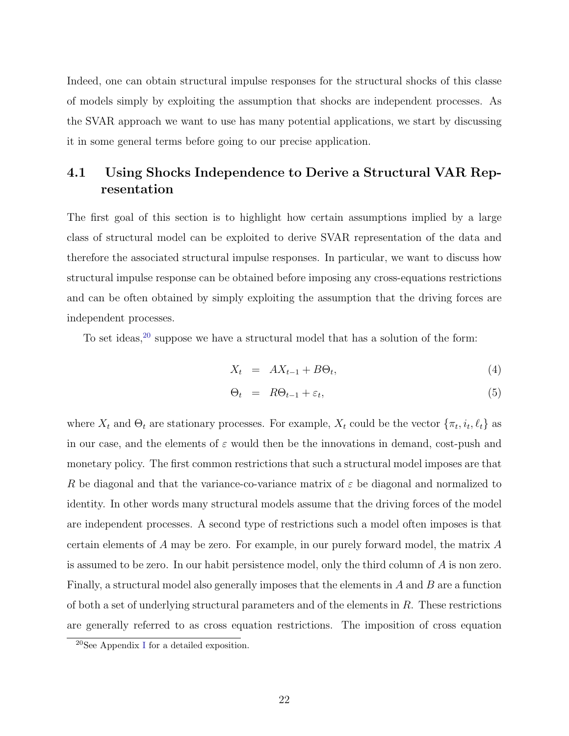Indeed, one can obtain structural impulse responses for the structural shocks of this classe of models simply by exploiting the assumption that shocks are independent processes. As the SVAR approach we want to use has many potential applications, we start by discussing it in some general terms before going to our precise application.

### 4.1 Using Shocks Independence to Derive a Structural VAR Representation

The first goal of this section is to highlight how certain assumptions implied by a large class of structural model can be exploited to derive SVAR representation of the data and therefore the associated structural impulse responses. In particular, we want to discuss how structural impulse response can be obtained before imposing any cross-equations restrictions and can be often obtained by simply exploiting the assumption that the driving forces are independent processes.

To set ideas,[20] suppose we have a structural model that has a solution of the form:

$$X_t = AX_{t-1} + B\Theta_t, \tag{4}$$

$$\Theta_t = R\Theta_{t-1} + \varepsilon_t, \tag{5}$$

where $X_t$ and $\Theta_t$ are stationary processes. For example, $X_t$ could be the vector $\{\pi_t, i_t, \ell_t\}$ as in our case, and the elements of $\varepsilon$ would then be the innovations in demand, cost-push and monetary policy. The first common restrictions that such a structural model imposes are that $R$ be diagonal and that the variance-co-variance matrix of $\varepsilon$ be diagonal and normalized to identity. In other words many structural models assume that the driving forces of the model are independent processes. A second type of restrictions such a model often imposes is that certain elements of $A$ may be zero. For example, in our purely forward model, the matrix $A$ is assumed to be zero. In our habit persistence model, only the third column of $A$ is non zero. Finally, a structural model also generally imposes that the elements in $A$ and $B$ are a function of both a set of underlying structural parameters and of the elements in $R$. These restrictions are generally referred to as cross equation restrictions. The imposition of cross equation

[20] See Appendix I for a detailed exposition.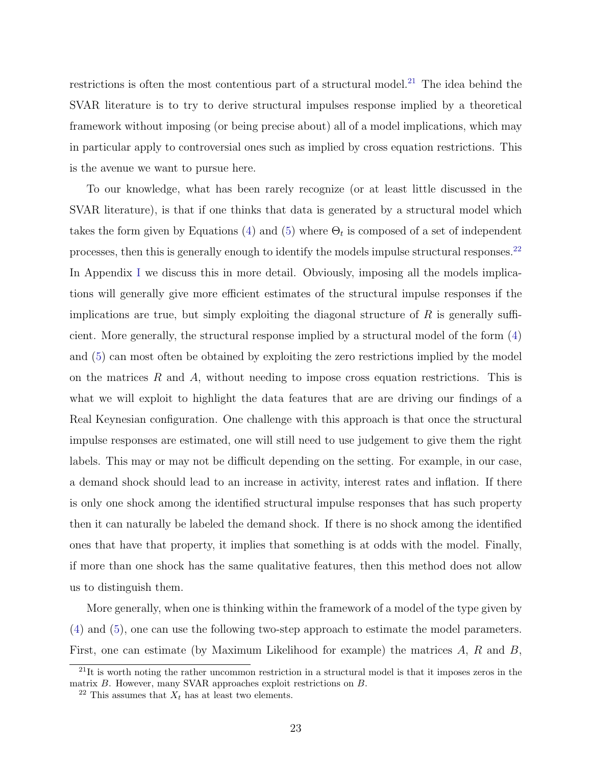restrictions is often the most contentious part of a structural model.[21] The idea behind the SVAR literature is to try to derive structural impulses response implied by a theoretical framework without imposing (or being precise about) all of a model implications, which may in particular apply to controversial ones such as implied by cross equation restrictions. This is the avenue we want to pursue here.

To our knowledge, what has been rarely recognize (or at least little discussed in the SVAR literature), is that if one thinks that data is generated by a structural model which takes the form given by Equations (4) and (5) where $\Theta_t$ is composed of a set of independent processes, then this is generally enough to identify the models impulse structural responses.[22] In Appendix I we discuss this in more detail. Obviously, imposing all the models implications will generally give more efficient estimates of the structural impulse responses if the implications are true, but simply exploiting the diagonal structure of $R$ is generally sufficient. More generally, the structural response implied by a structural model of the form (4) and (5) can most often be obtained by exploiting the zero restrictions implied by the model on the matrices $R$ and $A$, without needing to impose cross equation restrictions. This is what we will exploit to highlight the data features that are are driving our findings of a Real Keynesian configuration. One challenge with this approach is that once the structural impulse responses are estimated, one will still need to use judgement to give them the right labels. This may or may not be difficult depending on the setting. For example, in our case, a demand shock should lead to an increase in activity, interest rates and inflation. If there is only one shock among the identified structural impulse responses that has such property then it can naturally be labeled the demand shock. If there is no shock among the identified ones that have that property, it implies that something is at odds with the model. Finally, if more than one shock has the same qualitative features, then this method does not allow us to distinguish them.

More generally, when one is thinking within the framework of a model of the type given by (4) and (5), one can use the following two-step approach to estimate the model parameters. First, one can estimate (by Maximum Likelihood for example) the matrices $A$, $R$ and $B$,

[21] It is worth noting the rather uncommon restriction in a structural model is that it imposes zeros in the matrix $B$. However, many SVAR approaches exploit restrictions on $B$.

[22] This assumes that $X_t$ has at least two elements.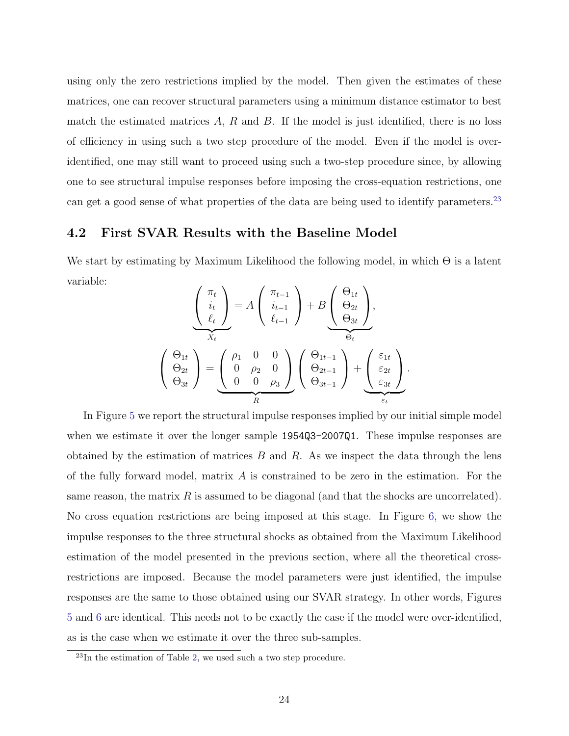using only the zero restrictions implied by the model. Then given the estimates of these matrices, one can recover structural parameters using a minimum distance estimator to best match the estimated matrices $A$, $R$ and $B$. If the model is just identified, there is no loss of efficiency in using such a two step procedure of the model. Even if the model is over-identified, one may still want to proceed using such a two-step procedure since, by allowing one to see structural impulse responses before imposing the cross-equation restrictions, one can get a good sense of what properties of the data are being used to identify parameters.[23]

## 4.2 First SVAR Results with the Baseline Model

We start by estimating by Maximum Likelihood the following model, in which $\Theta$ is a latent variable:

$$\underbrace{\begin{pmatrix} \pi_t \\ i_t \\ \ell_t \end{pmatrix}}_{X_t} = A \begin{pmatrix} \pi_{t-1} \\ i_{t-1} \\ \ell_{t-1} \end{pmatrix} + B \underbrace{\begin{pmatrix} \Theta_{1t} \\ \Theta_{2t} \\ \Theta_{3t} \end{pmatrix}}_{\Theta_t},$$

$$\begin{pmatrix} \Theta_{1t} \\ \Theta_{2t} \\ \Theta_{3t} \end{pmatrix} = \underbrace{\begin{pmatrix} \rho_1 & 0 & 0 \\ 0 & \rho_2 & 0 \\ 0 & 0 & \rho_3 \end{pmatrix}}_{R} \begin{pmatrix} \Theta_{1t-1} \\ \Theta_{2t-1} \\ \Theta_{3t-1} \end{pmatrix} + \underbrace{\begin{pmatrix} \varepsilon_{1t} \\ \varepsilon_{2t} \\ \varepsilon_{3t} \end{pmatrix}}_{\varepsilon_t}.$$

In Figure 5 we report the structural impulse responses implied by our initial simple model when we estimate it over the longer sample `1954Q3-2007Q1`. These impulse responses are obtained by the estimation of matrices $B$ and $R$. As we inspect the data through the lens of the fully forward model, matrix $A$ is constrained to be zero in the estimation. For the same reason, the matrix $R$ is assumed to be diagonal (and that the shocks are uncorrelated). No cross equation restrictions are being imposed at this stage. In Figure 6, we show the impulse responses to the three structural shocks as obtained from the Maximum Likelihood estimation of the model presented in the previous section, where all the theoretical cross-restrictions are imposed. Because the model parameters were just identified, the impulse responses are the same to those obtained using our SVAR strategy. In other words, Figures 5 and 6 are identical. This needs not to be exactly the case if the model were over-identified, as is the case when we estimate it over the three sub-samples.

[23] In the estimation of Table 2, we used such a two step procedure.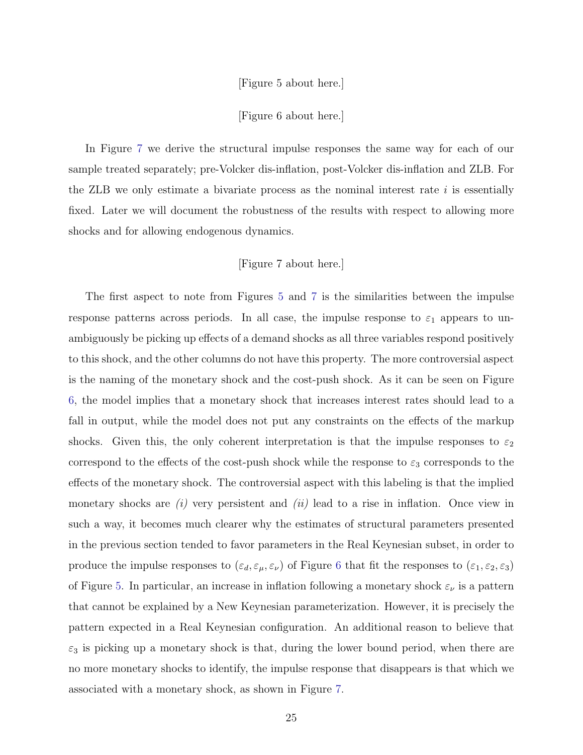[Figure 5 about here.]

[Figure 6 about here.]

In Figure 7 we derive the structural impulse responses the same way for each of our sample treated separately; pre-Volcker dis-inflation, post-Volcker dis-inflation and ZLB. For the ZLB we only estimate a bivariate process as the nominal interest rate $i$ is essentially fixed. Later we will document the robustness of the results with respect to allowing more shocks and for allowing endogenous dynamics.

[Figure 7 about here.]

The first aspect to note from Figures 5 and 7 is the similarities between the impulse response patterns across periods. In all case, the impulse response to $\varepsilon_1$ appears to unambiguously be picking up effects of a demand shocks as all three variables respond positively to this shock, and the other columns do not have this property. The more controversial aspect is the naming of the monetary shock and the cost-push shock. As it can be seen on Figure 6, the model implies that a monetary shock that increases interest rates should lead to a fall in output, while the model does not put any constraints on the effects of the markup shocks. Given this, the only coherent interpretation is that the impulse responses to $\varepsilon_2$ correspond to the effects of the cost-push shock while the response to $\varepsilon_3$ corresponds to the effects of the monetary shock. The controversial aspect with this labeling is that the implied monetary shocks are *(i)* very persistent and *(ii)* lead to a rise in inflation. Once view in such a way, it becomes much clearer why the estimates of structural parameters presented in the previous section tended to favor parameters in the Real Keynesian subset, in order to produce the impulse responses to $(\varepsilon_d, \varepsilon_\mu, \varepsilon_\nu)$ of Figure 6 that fit the responses to $(\varepsilon_1, \varepsilon_2, \varepsilon_3)$ of Figure 5. In particular, an increase in inflation following a monetary shock $\varepsilon_\nu$ is a pattern that cannot be explained by a New Keynesian parameterization. However, it is precisely the pattern expected in a Real Keynesian configuration. An additional reason to believe that $\varepsilon_3$ is picking up a monetary shock is that, during the lower bound period, when there are no more monetary shocks to identify, the impulse response that disappears is that which we associated with a monetary shock, as shown in Figure 7.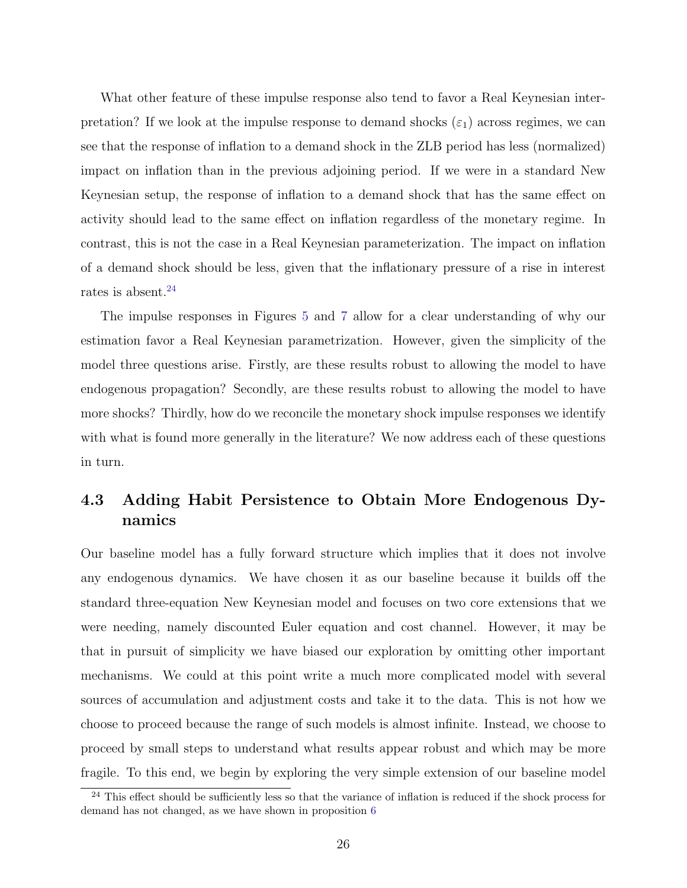What other feature of these impulse response also tend to favor a Real Keynesian interpretation? If we look at the impulse response to demand shocks ($\varepsilon_1$) across regimes, we can see that the response of inflation to a demand shock in the ZLB period has less (normalized) impact on inflation than in the previous adjoining period. If we were in a standard New Keynesian setup, the response of inflation to a demand shock that has the same effect on activity should lead to the same effect on inflation regardless of the monetary regime. In contrast, this is not the case in a Real Keynesian parameterization. The impact on inflation of a demand shock should be less, given that the inflationary pressure of a rise in interest rates is absent.[24]

The impulse responses in Figures 5 and 7 allow for a clear understanding of why our estimation favor a Real Keynesian parametrization. However, given the simplicity of the model three questions arise. Firstly, are these results robust to allowing the model to have endogenous propagation? Secondly, are these results robust to allowing the model to have more shocks? Thirdly, how do we reconcile the monetary shock impulse responses we identify with what is found more generally in the literature? We now address each of these questions in turn.

## 4.3 Adding Habit Persistence to Obtain More Endogenous Dynamics

Our baseline model has a fully forward structure which implies that it does not involve any endogenous dynamics. We have chosen it as our baseline because it builds off the standard three-equation New Keynesian model and focuses on two core extensions that we were needing, namely discounted Euler equation and cost channel. However, it may be that in pursuit of simplicity we have biased our exploration by omitting other important mechanisms. We could at this point write a much more complicated model with several sources of accumulation and adjustment costs and take it to the data. This is not how we choose to proceed because the range of such models is almost infinite. Instead, we choose to proceed by small steps to understand what results appear robust and which may be more fragile. To this end, we begin by exploring the very simple extension of our baseline model

[24] This effect should be sufficiently less so that the variance of inflation is reduced if the shock process for demand has not changed, as we have shown in proposition 6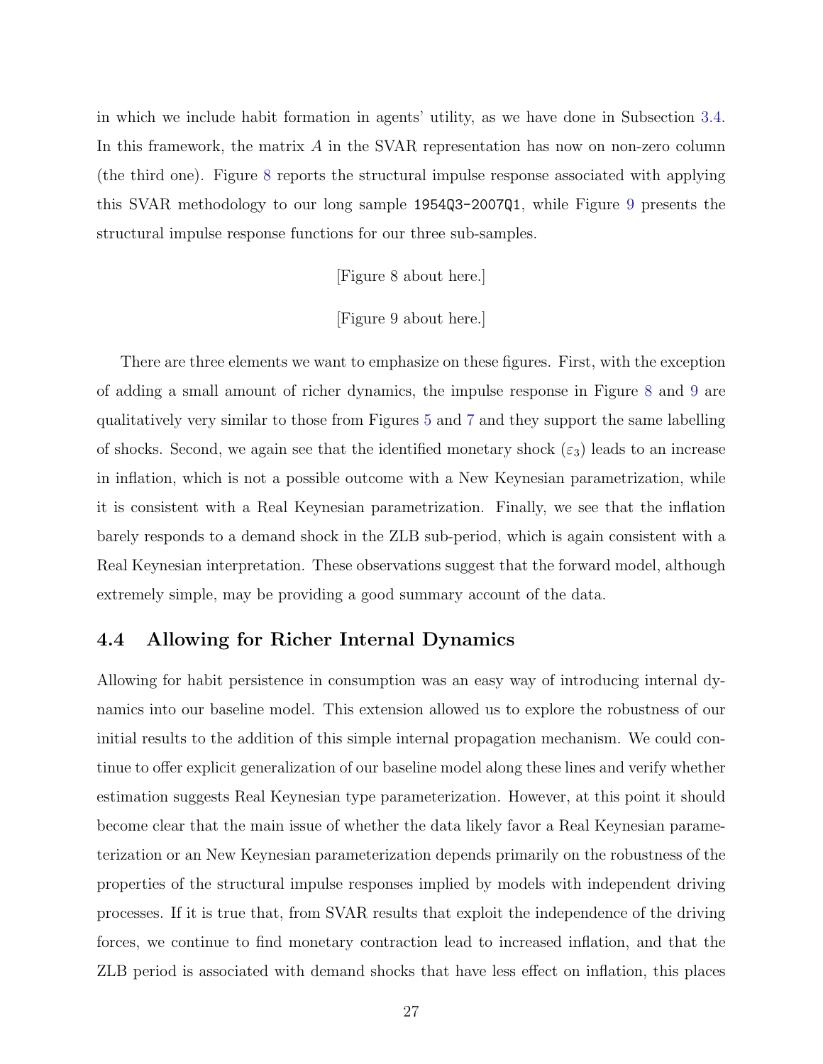in which we include habit formation in agents' utility, as we have done in Subsection 3.4. In this framework, the matrix $A$ in the SVAR representation has now on non-zero column (the third one). Figure 8 reports the structural impulse response associated with applying this SVAR methodology to our long sample `1954Q3-2007Q1`, while Figure 9 presents the structural impulse response functions for our three sub-samples.

[Figure 8 about here.]

[Figure 9 about here.]

There are three elements we want to emphasize on these figures. First, with the exception of adding a small amount of richer dynamics, the impulse response in Figure 8 and 9 are qualitatively very similar to those from Figures 5 and 7 and they support the same labelling of shocks. Second, we again see that the identified monetary shock ($\varepsilon_3$) leads to an increase in inflation, which is not a possible outcome with a New Keynesian parametrization, while it is consistent with a Real Keynesian parametrization. Finally, we see that the inflation barely responds to a demand shock in the ZLB sub-period, which is again consistent with a Real Keynesian interpretation. These observations suggest that the forward model, although extremely simple, may be providing a good summary account of the data.

## 4.4 Allowing for Richer Internal Dynamics

Allowing for habit persistence in consumption was an easy way of introducing internal dynamics into our baseline model. This extension allowed us to explore the robustness of our initial results to the addition of this simple internal propagation mechanism. We could continue to offer explicit generalization of our baseline model along these lines and verify whether estimation suggests Real Keynesian type parameterization. However, at this point it should become clear that the main issue of whether the data likely favor a Real Keynesian parameterization or an New Keynesian parameterization depends primarily on the robustness of the properties of the structural impulse responses implied by models with independent driving processes. If it is true that, from SVAR results that exploit the independence of the driving forces, we continue to find monetary contraction lead to increased inflation, and that the ZLB period is associated with demand shocks that have less effect on inflation, this places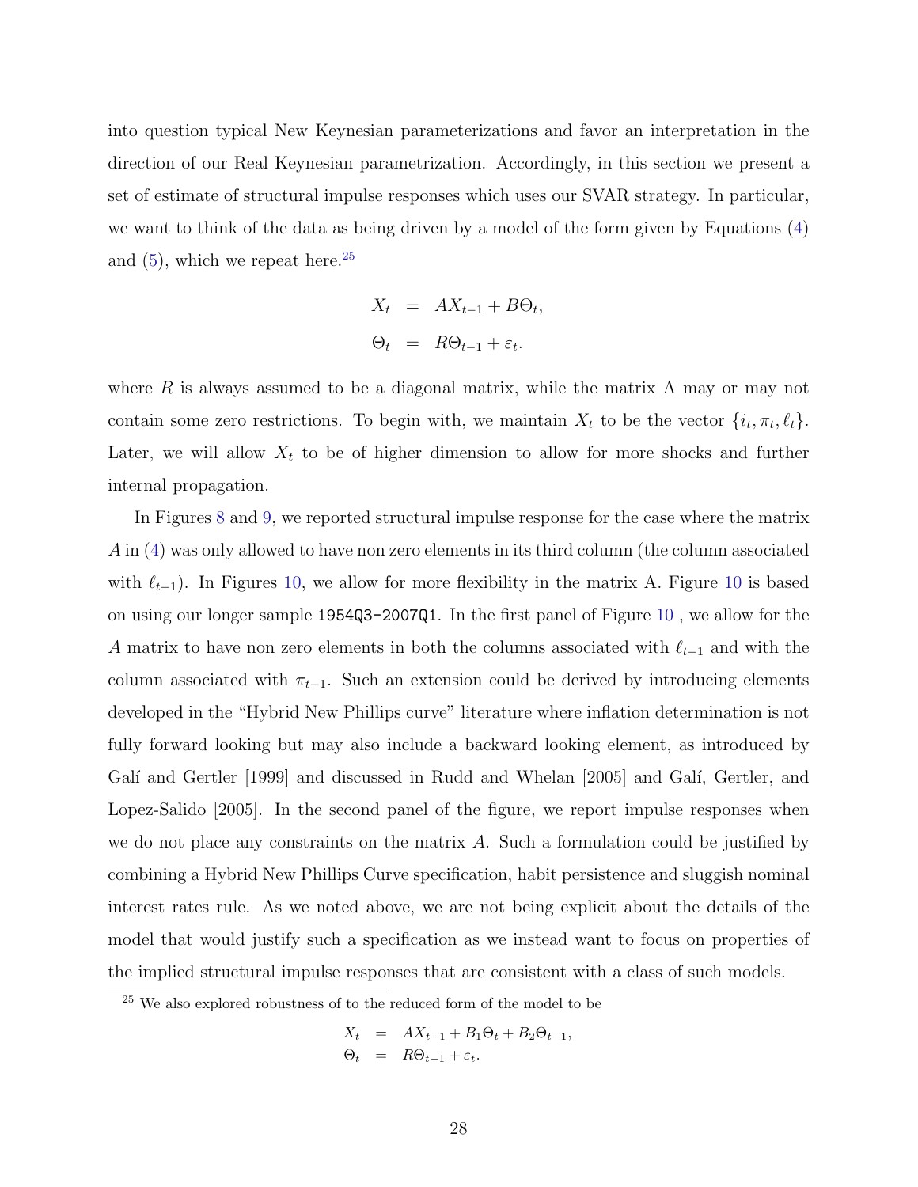into question typical New Keynesian parameterizations and favor an interpretation in the direction of our Real Keynesian parametrization. Accordingly, in this section we present a set of estimate of structural impulse responses which uses our SVAR strategy. In particular, we want to think of the data as being driven by a model of the form given by Equations (4) and (5), which we repeat here.[25]

$$
\begin{aligned}
X_t &= AX_{t-1} + B\Theta_t, \\
\Theta_t &= R\Theta_{t-1} + \varepsilon_t.
\end{aligned}
$$

where $R$ is always assumed to be a diagonal matrix, while the matrix A may or may not contain some zero restrictions. To begin with, we maintain $X_t$ to be the vector $\{i_t, \pi_t, \ell_t\}$. Later, we will allow $X_t$ to be of higher dimension to allow for more shocks and further internal propagation.

In Figures 8 and 9, we reported structural impulse response for the case where the matrix $A$ in (4) was only allowed to have non zero elements in its third column (the column associated with $\ell_{t-1}$). In Figures 10, we allow for more flexibility in the matrix A. Figure 10 is based on using our longer sample `1954Q3-2007Q1`. In the first panel of Figure 10 , we allow for the $A$ matrix to have non zero elements in both the columns associated with $\ell_{t-1}$ and with the column associated with $\pi_{t-1}$. Such an extension could be derived by introducing elements developed in the "Hybrid New Phillips curve" literature where inflation determination is not fully forward looking but may also include a backward looking element, as introduced by Galí and Gertler [1999] and discussed in Rudd and Whelan [2005] and Galí, Gertler, and Lopez-Salido [2005]. In the second panel of the figure, we report impulse responses when we do not place any constraints on the matrix $A$. Such a formulation could be justified by combining a Hybrid New Phillips Curve specification, habit persistence and sluggish nominal interest rates rule. As we noted above, we are not being explicit about the details of the model that would justify such a specification as we instead want to focus on properties of the implied structural impulse responses that are consistent with a class of such models.

[25] We also explored robustness of to the reduced form of the model to be

$$
\begin{aligned}
X_t &= AX_{t-1} + B_1\Theta_t + B_2\Theta_{t-1}, \\
\Theta_t &= R\Theta_{t-1} + \varepsilon_t.
\end{aligned}
$$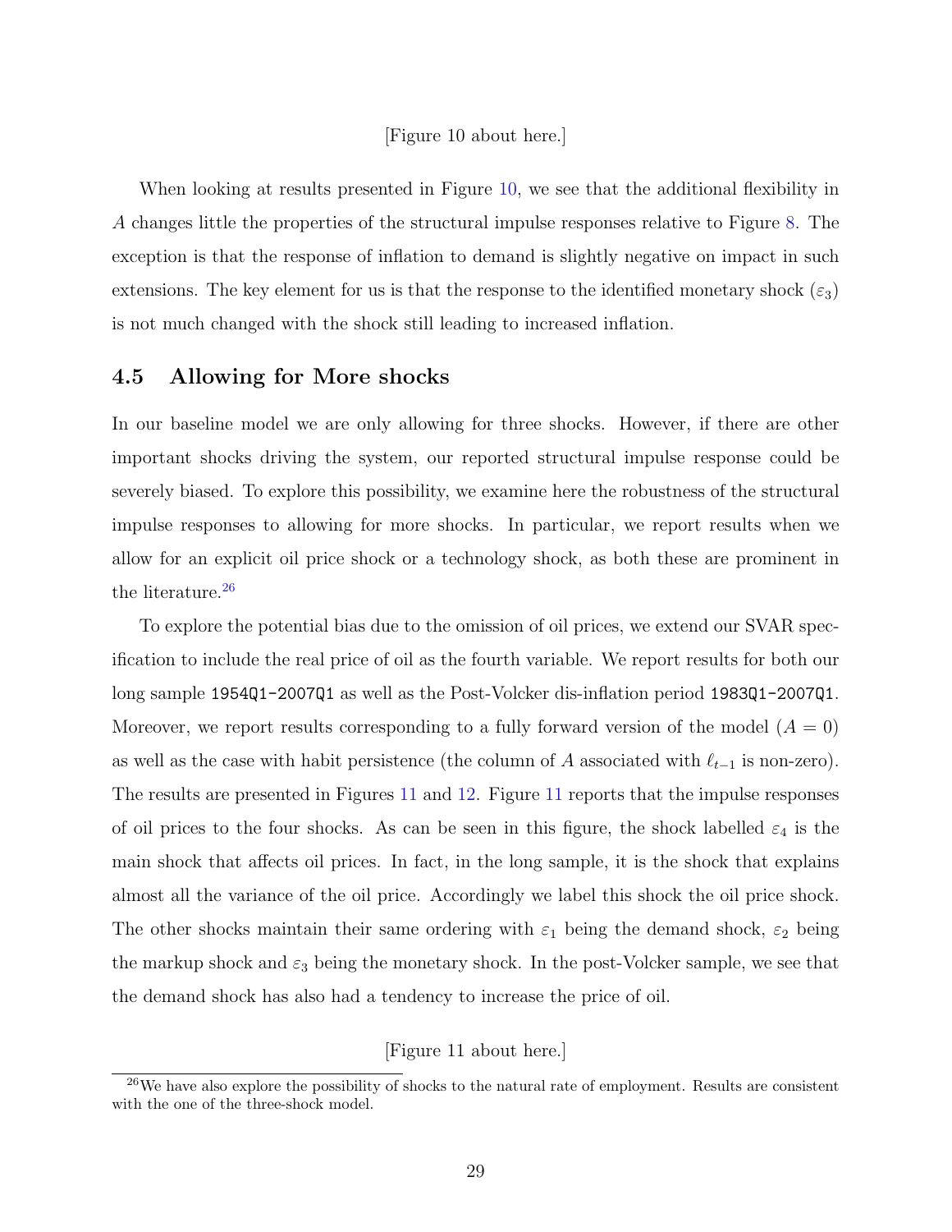[Figure 10 about here.]

When looking at results presented in Figure 10, we see that the additional flexibility in $A$ changes little the properties of the structural impulse responses relative to Figure 8. The exception is that the response of inflation to demand is slightly negative on impact in such extensions. The key element for us is that the response to the identified monetary shock ($\varepsilon_3$) is not much changed with the shock still leading to increased inflation.

## 4.5 Allowing for More shocks

In our baseline model we are only allowing for three shocks. However, if there are other important shocks driving the system, our reported structural impulse response could be severely biased. To explore this possibility, we examine here the robustness of the structural impulse responses to allowing for more shocks. In particular, we report results when we allow for an explicit oil price shock or a technology shock, as both these are prominent in the literature.[26]

To explore the potential bias due to the omission of oil prices, we extend our SVAR specification to include the real price of oil as the fourth variable. We report results for both our long sample `1954Q1-2007Q1` as well as the Post-Volcker dis-inflation period `1983Q1-2007Q1`. Moreover, we report results corresponding to a fully forward version of the model ($A = 0$) as well as the case with habit persistence (the column of $A$ associated with $\ell_{t-1}$ is non-zero). The results are presented in Figures 11 and 12. Figure 11 reports that the impulse responses of oil prices to the four shocks. As can be seen in this figure, the shock labelled $\varepsilon_4$ is the main shock that affects oil prices. In fact, in the long sample, it is the shock that explains almost all the variance of the oil price. Accordingly we label this shock the oil price shock. The other shocks maintain their same ordering with $\varepsilon_1$ being the demand shock, $\varepsilon_2$ being the markup shock and $\varepsilon_3$ being the monetary shock. In the post-Volcker sample, we see that the demand shock has also had a tendency to increase the price of oil.

[Figure 11 about here.]

[26] We have also explore the possibility of shocks to the natural rate of employment. Results are consistent with the one of the three-shock model.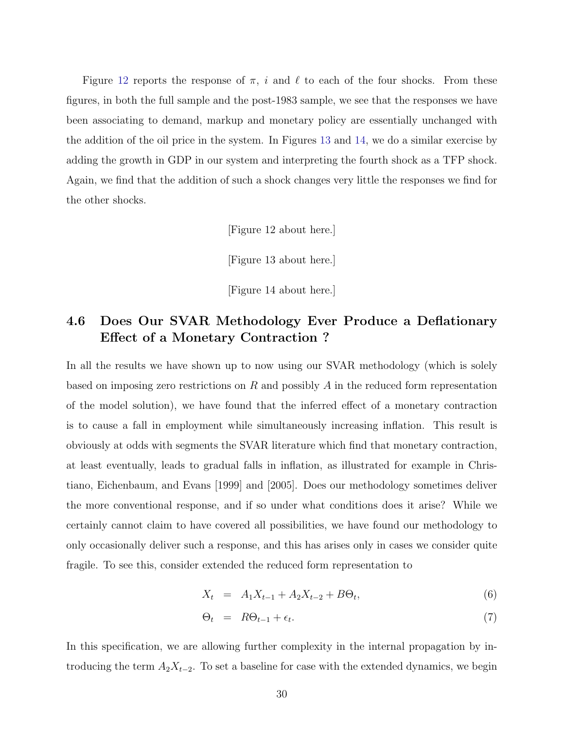Figure 12 reports the response of $\pi$, $i$ and $\ell$ to each of the four shocks. From these figures, in both the full sample and the post-1983 sample, we see that the responses we have been associating to demand, markup and monetary policy are essentially unchanged with the addition of the oil price in the system. In Figures 13 and 14, we do a similar exercise by adding the growth in GDP in our system and interpreting the fourth shock as a TFP shock. Again, we find that the addition of such a shock changes very little the responses we find for the other shocks.

[Figure 12 about here.]

[Figure 13 about here.]

[Figure 14 about here.]

### 4.6 Does Our SVAR Methodology Ever Produce a Deflationary Effect of a Monetary Contraction ?

In all the results we have shown up to now using our SVAR methodology (which is solely based on imposing zero restrictions on $R$ and possibly $A$ in the reduced form representation of the model solution), we have found that the inferred effect of a monetary contraction is to cause a fall in employment while simultaneously increasing inflation. This result is obviously at odds with segments the SVAR literature which find that monetary contraction, at least eventually, leads to gradual falls in inflation, as illustrated for example in Christiano, Eichenbaum, and Evans [1999] and [2005]. Does our methodology sometimes deliver the more conventional response, and if so under what conditions does it arise? While we certainly cannot claim to have covered all possibilities, we have found our methodology to only occasionally deliver such a response, and this has arises only in cases we consider quite fragile. To see this, consider extended the reduced form representation to

$$X_t = A_1 X_{t-1} + A_2 X_{t-2} + B\Theta_t, \tag{6}$$

$$\Theta_t = R\Theta_{t-1} + \epsilon_t. \tag{7}$$

In this specification, we are allowing further complexity in the internal propagation by introducing the term $A_2 X_{t-2}$. To set a baseline for case with the extended dynamics, we begin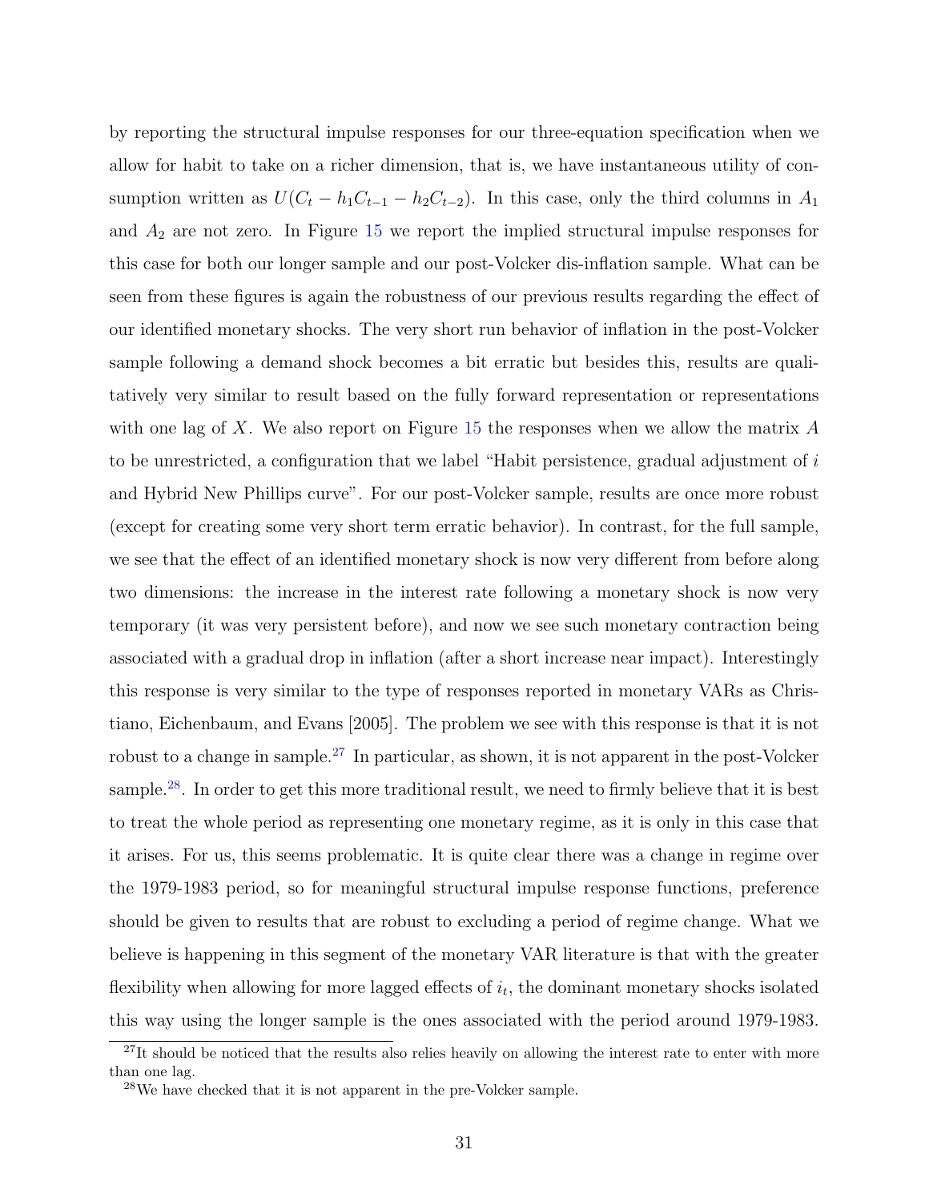by reporting the structural impulse responses for our three-equation specification when we allow for habit to take on a richer dimension, that is, we have instantaneous utility of consumption written as $U(C_t - h_1 C_{t-1} - h_2 C_{t-2})$. In this case, only the third columns in $A_1$ and $A_2$ are not zero. In Figure 15 we report the implied structural impulse responses for this case for both our longer sample and our post-Volcker dis-inflation sample. What can be seen from these figures is again the robustness of our previous results regarding the effect of our identified monetary shocks. The very short run behavior of inflation in the post-Volcker sample following a demand shock becomes a bit erratic but besides this, results are qualitatively very similar to result based on the fully forward representation or representations with one lag of $X$. We also report on Figure 15 the responses when we allow the matrix $A$ to be unrestricted, a configuration that we label "Habit persistence, gradual adjustment of $i$ and Hybrid New Phillips curve". For our post-Volcker sample, results are once more robust (except for creating some very short term erratic behavior). In contrast, for the full sample, we see that the effect of an identified monetary shock is now very different from before along two dimensions: the increase in the interest rate following a monetary shock is now very temporary (it was very persistent before), and now we see such monetary contraction being associated with a gradual drop in inflation (after a short increase near impact). Interestingly this response is very similar to the type of responses reported in monetary VARs as Christiano, Eichenbaum, and Evans [2005]. The problem we see with this response is that it is not robust to a change in sample.[27] In particular, as shown, it is not apparent in the post-Volcker sample.[28]. In order to get this more traditional result, we need to firmly believe that it is best to treat the whole period as representing one monetary regime, as it is only in this case that it arises. For us, this seems problematic. It is quite clear there was a change in regime over the 1979-1983 period, so for meaningful structural impulse response functions, preference should be given to results that are robust to excluding a period of regime change. What we believe is happening in this segment of the monetary VAR literature is that with the greater flexibility when allowing for more lagged effects of $i_t$, the dominant monetary shocks isolated this way using the longer sample is the ones associated with the period around 1979-1983.

[27] It should be noticed that the results also relies heavily on allowing the interest rate to enter with more than one lag.

[28] We have checked that it is not apparent in the pre-Volcker sample.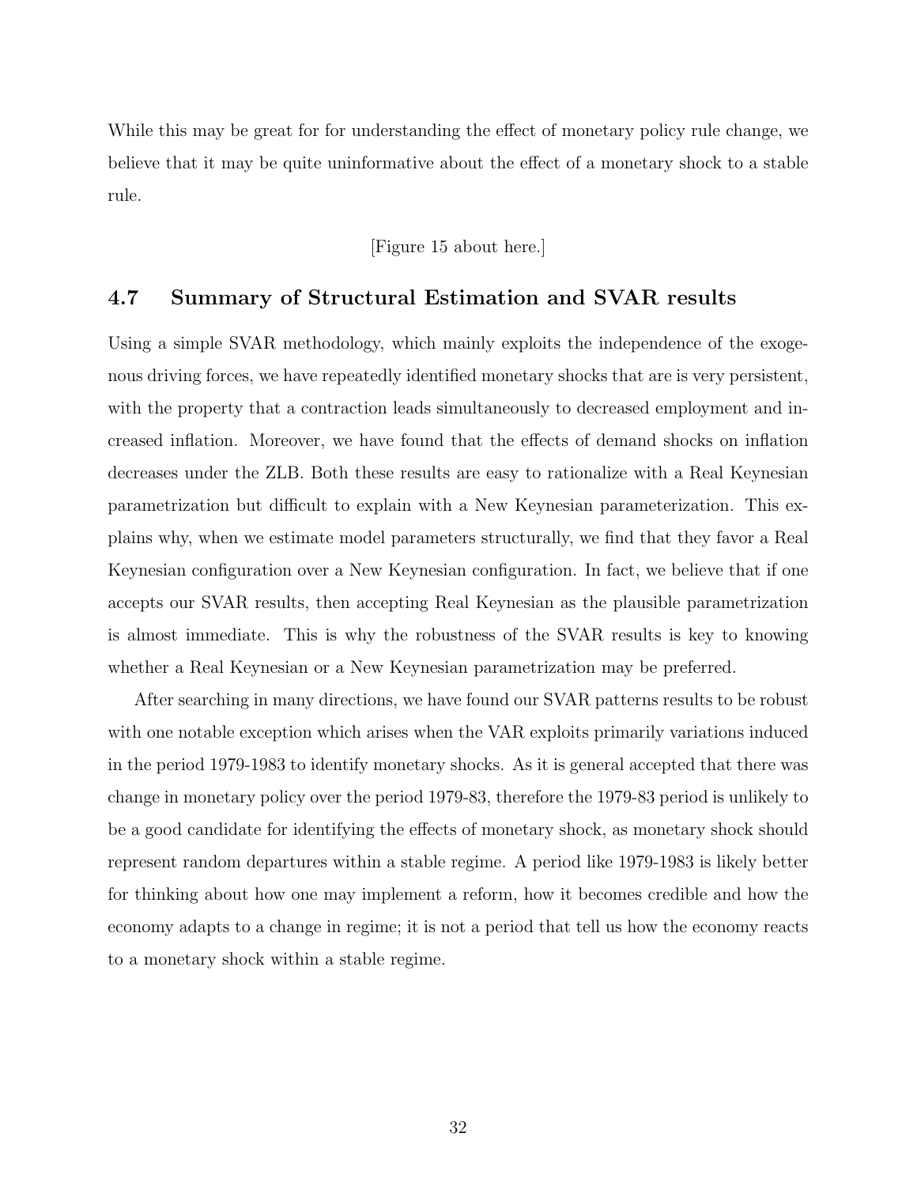While this may be great for for understanding the effect of monetary policy rule change, we believe that it may be quite uninformative about the effect of a monetary shock to a stable rule.

[Figure 15 about here.]

### 4.7 Summary of Structural Estimation and SVAR results

Using a simple SVAR methodology, which mainly exploits the independence of the exogenous driving forces, we have repeatedly identified monetary shocks that are is very persistent, with the property that a contraction leads simultaneously to decreased employment and increased inflation. Moreover, we have found that the effects of demand shocks on inflation decreases under the ZLB. Both these results are easy to rationalize with a Real Keynesian parametrization but difficult to explain with a New Keynesian parameterization. This explains why, when we estimate model parameters structurally, we find that they favor a Real Keynesian configuration over a New Keynesian configuration. In fact, we believe that if one accepts our SVAR results, then accepting Real Keynesian as the plausible parametrization is almost immediate. This is why the robustness of the SVAR results is key to knowing whether a Real Keynesian or a New Keynesian parametrization may be preferred.

After searching in many directions, we have found our SVAR patterns results to be robust with one notable exception which arises when the VAR exploits primarily variations induced in the period 1979-1983 to identify monetary shocks. As it is general accepted that there was change in monetary policy over the period 1979-83, therefore the 1979-83 period is unlikely to be a good candidate for identifying the effects of monetary shock, as monetary shock should represent random departures within a stable regime. A period like 1979-1983 is likely better for thinking about how one may implement a reform, how it becomes credible and how the economy adapts to a change in regime; it is not a period that tell us how the economy reacts to a monetary shock within a stable regime.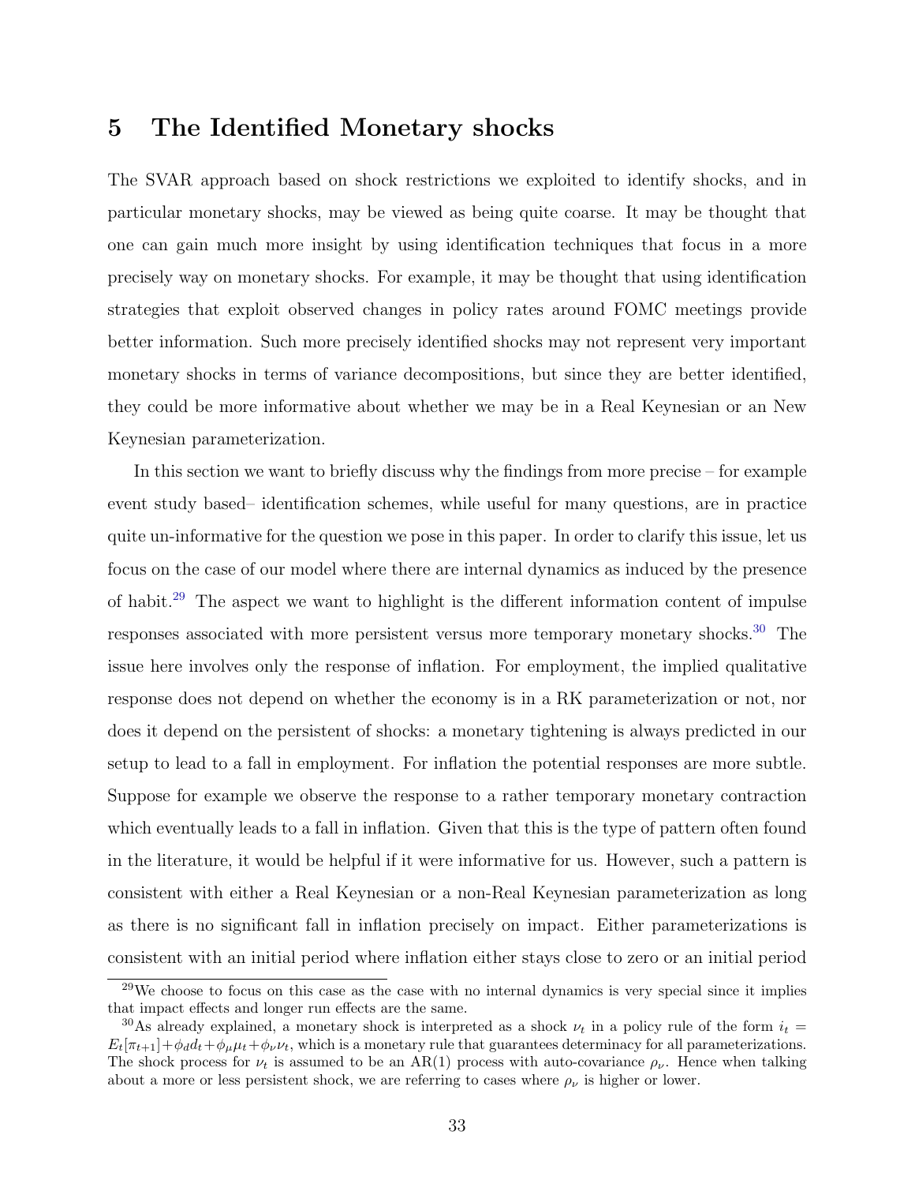# 5 The Identified Monetary shocks

The SVAR approach based on shock restrictions we exploited to identify shocks, and in particular monetary shocks, may be viewed as being quite coarse. It may be thought that one can gain much more insight by using identification techniques that focus in a more precisely way on monetary shocks. For example, it may be thought that using identification strategies that exploit observed changes in policy rates around FOMC meetings provide better information. Such more precisely identified shocks may not represent very important monetary shocks in terms of variance decompositions, but since they are better identified, they could be more informative about whether we may be in a Real Keynesian or an New Keynesian parameterization.

In this section we want to briefly discuss why the findings from more precise – for example event study based– identification schemes, while useful for many questions, are in practice quite un-informative for the question we pose in this paper. In order to clarify this issue, let us focus on the case of our model where there are internal dynamics as induced by the presence of habit.[29] The aspect we want to highlight is the different information content of impulse responses associated with more persistent versus more temporary monetary shocks.[30] The issue here involves only the response of inflation. For employment, the implied qualitative response does not depend on whether the economy is in a RK parameterization or not, nor does it depend on the persistent of shocks: a monetary tightening is always predicted in our setup to lead to a fall in employment. For inflation the potential responses are more subtle. Suppose for example we observe the response to a rather temporary monetary contraction which eventually leads to a fall in inflation. Given that this is the type of pattern often found in the literature, it would be helpful if it were informative for us. However, such a pattern is consistent with either a Real Keynesian or a non-Real Keynesian parameterization as long as there is no significant fall in inflation precisely on impact. Either parameterizations is consistent with an initial period where inflation either stays close to zero or an initial period

[29] We choose to focus on this case as the case with no internal dynamics is very special since it implies that impact effects and longer run effects are the same.

[30] As already explained, a monetary shock is interpreted as a shock $\nu_t$ in a policy rule of the form $i_t = E_t[\pi_{t+1}] + \phi_d d_t + \phi_\mu \mu_t + \phi_\nu \nu_t$, which is a monetary rule that guarantees determinacy for all parameterizations. The shock process for $\nu_t$ is assumed to be an AR(1) process with auto-covariance $\rho_\nu$. Hence when talking about a more or less persistent shock, we are referring to cases where $\rho_\nu$ is higher or lower.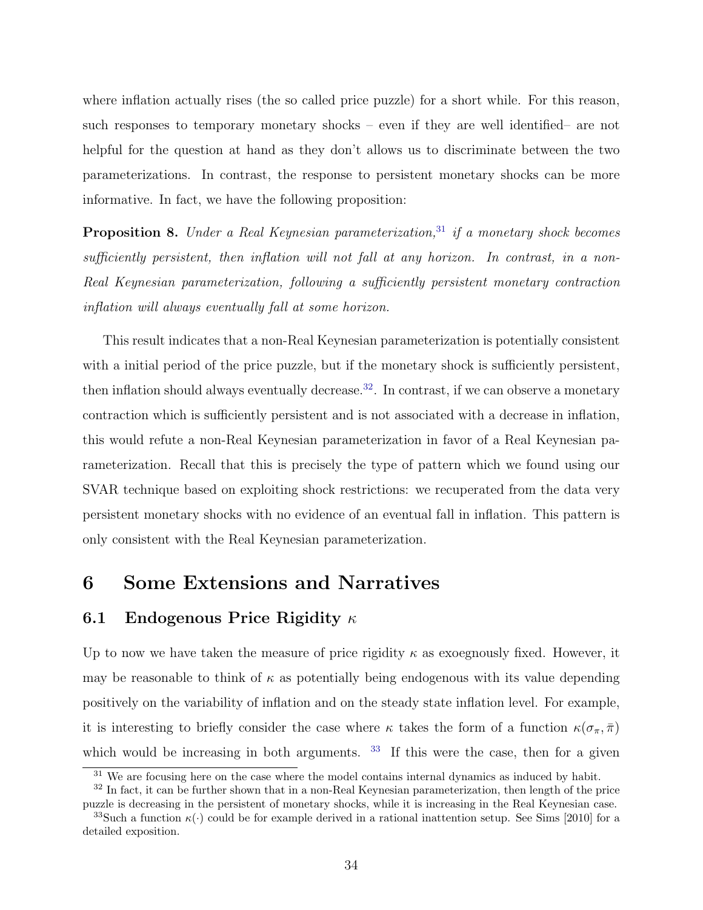where inflation actually rises (the so called price puzzle) for a short while. For this reason, such responses to temporary monetary shocks – even if they are well identified– are not helpful for the question at hand as they don't allows us to discriminate between the two parameterizations. In contrast, the response to persistent monetary shocks can be more informative. In fact, we have the following proposition:

**Proposition 8.** *Under a Real Keynesian parameterization,*[31] *if a monetary shock becomes sufficiently persistent, then inflation will not fall at any horizon. In contrast, in a non-Real Keynesian parameterization, following a sufficiently persistent monetary contraction inflation will always eventually fall at some horizon.*

This result indicates that a non-Real Keynesian parameterization is potentially consistent with a initial period of the price puzzle, but if the monetary shock is sufficiently persistent, then inflation should always eventually decrease.[32]. In contrast, if we can observe a monetary contraction which is sufficiently persistent and is not associated with a decrease in inflation, this would refute a non-Real Keynesian parameterization in favor of a Real Keynesian parameterization. Recall that this is precisely the type of pattern which we found using our SVAR technique based on exploiting shock restrictions: we recuperated from the data very persistent monetary shocks with no evidence of an eventual fall in inflation. This pattern is only consistent with the Real Keynesian parameterization.

# 6 Some Extensions and Narratives

## 6.1 Endogenous Price Rigidity $\kappa$

Up to now we have taken the measure of price rigidity $\kappa$ as exoegnously fixed. However, it may be reasonable to think of $\kappa$ as potentially being endogenous with its value depending positively on the variability of inflation and on the steady state inflation level. For example, it is interesting to briefly consider the case where $\kappa$ takes the form of a function $\kappa(\sigma_\pi, \bar{\pi})$ which would be increasing in both arguments. [33] If this were the case, then for a given

[31] We are focusing here on the case where the model contains internal dynamics as induced by habit.

[32] In fact, it can be further shown that in a non-Real Keynesian parameterization, then length of the price puzzle is decreasing in the persistent of monetary shocks, while it is increasing in the Real Keynesian case.

[33] Such a function $\kappa(\cdot)$ could be for example derived in a rational inattention setup. See Sims [2010] for a detailed exposition.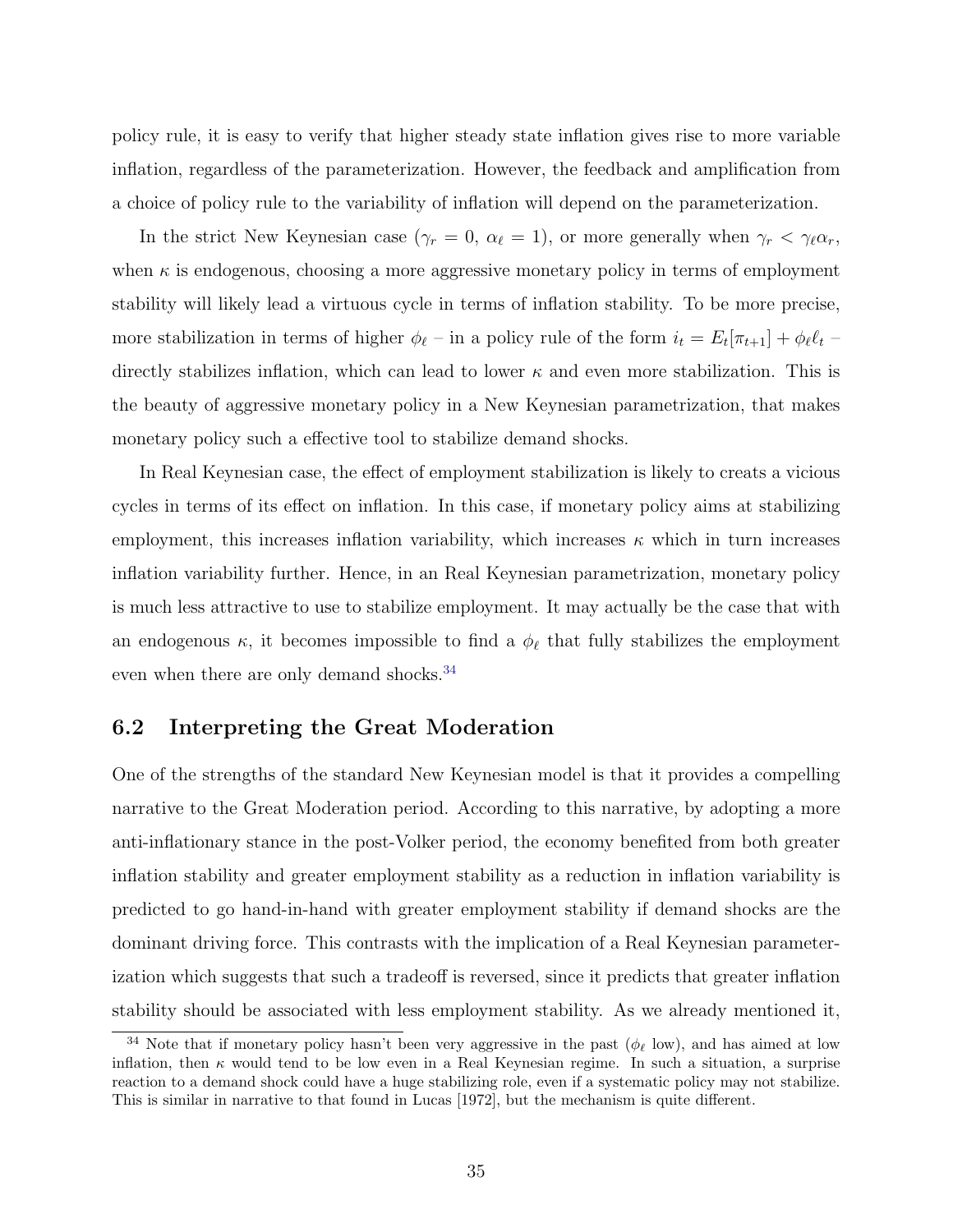policy rule, it is easy to verify that higher steady state inflation gives rise to more variable inflation, regardless of the parameterization. However, the feedback and amplification from a choice of policy rule to the variability of inflation will depend on the parameterization.

In the strict New Keynesian case ($\gamma_r = 0$, $\alpha_\ell = 1$), or more generally when $\gamma_r < \gamma_\ell \alpha_r$, when $\kappa$ is endogenous, choosing a more aggressive monetary policy in terms of employment stability will likely lead a virtuous cycle in terms of inflation stability. To be more precise, more stabilization in terms of higher $\phi_\ell$ – in a policy rule of the form $i_t = E_t[\pi_{t+1}] + \phi_\ell \ell_t$ – directly stabilizes inflation, which can lead to lower $\kappa$ and even more stabilization. This is the beauty of aggressive monetary policy in a New Keynesian parametrization, that makes monetary policy such a effective tool to stabilize demand shocks.

In Real Keynesian case, the effect of employment stabilization is likely to creats a vicious cycles in terms of its effect on inflation. In this case, if monetary policy aims at stabilizing employment, this increases inflation variability, which increases $\kappa$ which in turn increases inflation variability further. Hence, in an Real Keynesian parametrization, monetary policy is much less attractive to use to stabilize employment. It may actually be the case that with an endogenous $\kappa$, it becomes impossible to find a $\phi_\ell$ that fully stabilizes the employment even when there are only demand shocks.[34]

## 6.2 Interpreting the Great Moderation

One of the strengths of the standard New Keynesian model is that it provides a compelling narrative to the Great Moderation period. According to this narrative, by adopting a more anti-inflationary stance in the post-Volker period, the economy benefited from both greater inflation stability and greater employment stability as a reduction in inflation variability is predicted to go hand-in-hand with greater employment stability if demand shocks are the dominant driving force. This contrasts with the implication of a Real Keynesian parameterization which suggests that such a tradeoff is reversed, since it predicts that greater inflation stability should be associated with less employment stability. As we already mentioned it,

[34] Note that if monetary policy hasn't been very aggressive in the past ($\phi_\ell$ low), and has aimed at low inflation, then $\kappa$ would tend to be low even in a Real Keynesian regime. In such a situation, a surprise reaction to a demand shock could have a huge stabilizing role, even if a systematic policy may not stabilize. This is similar in narrative to that found in Lucas [1972], but the mechanism is quite different.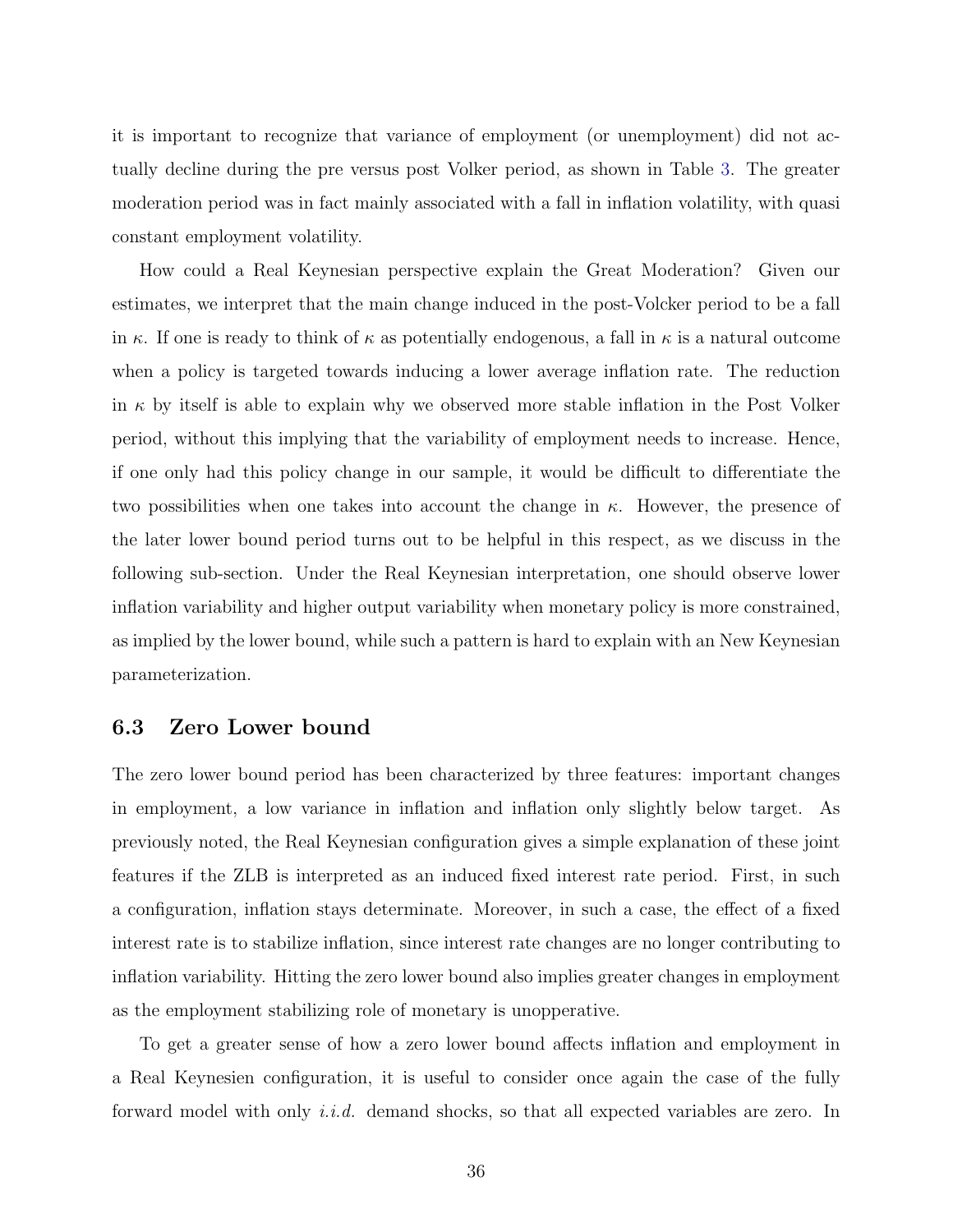it is important to recognize that variance of employment (or unemployment) did not actually decline during the pre versus post Volker period, as shown in Table 3. The greater moderation period was in fact mainly associated with a fall in inflation volatility, with quasi constant employment volatility.

How could a Real Keynesian perspective explain the Great Moderation? Given our estimates, we interpret that the main change induced in the post-Volcker period to be a fall in $\kappa$. If one is ready to think of $\kappa$ as potentially endogenous, a fall in $\kappa$ is a natural outcome when a policy is targeted towards inducing a lower average inflation rate. The reduction in $\kappa$ by itself is able to explain why we observed more stable inflation in the Post Volker period, without this implying that the variability of employment needs to increase. Hence, if one only had this policy change in our sample, it would be difficult to differentiate the two possibilities when one takes into account the change in $\kappa$. However, the presence of the later lower bound period turns out to be helpful in this respect, as we discuss in the following sub-section. Under the Real Keynesian interpretation, one should observe lower inflation variability and higher output variability when monetary policy is more constrained, as implied by the lower bound, while such a pattern is hard to explain with an New Keynesian parameterization.

### 6.3 Zero Lower bound

The zero lower bound period has been characterized by three features: important changes in employment, a low variance in inflation and inflation only slightly below target. As previously noted, the Real Keynesian configuration gives a simple explanation of these joint features if the ZLB is interpreted as an induced fixed interest rate period. First, in such a configuration, inflation stays determinate. Moreover, in such a case, the effect of a fixed interest rate is to stabilize inflation, since interest rate changes are no longer contributing to inflation variability. Hitting the zero lower bound also implies greater changes in employment as the employment stabilizing role of monetary is unopperative.

To get a greater sense of how a zero lower bound affects inflation and employment in a Real Keynesien configuration, it is useful to consider once again the case of the fully forward model with only *i.i.d.* demand shocks, so that all expected variables are zero. In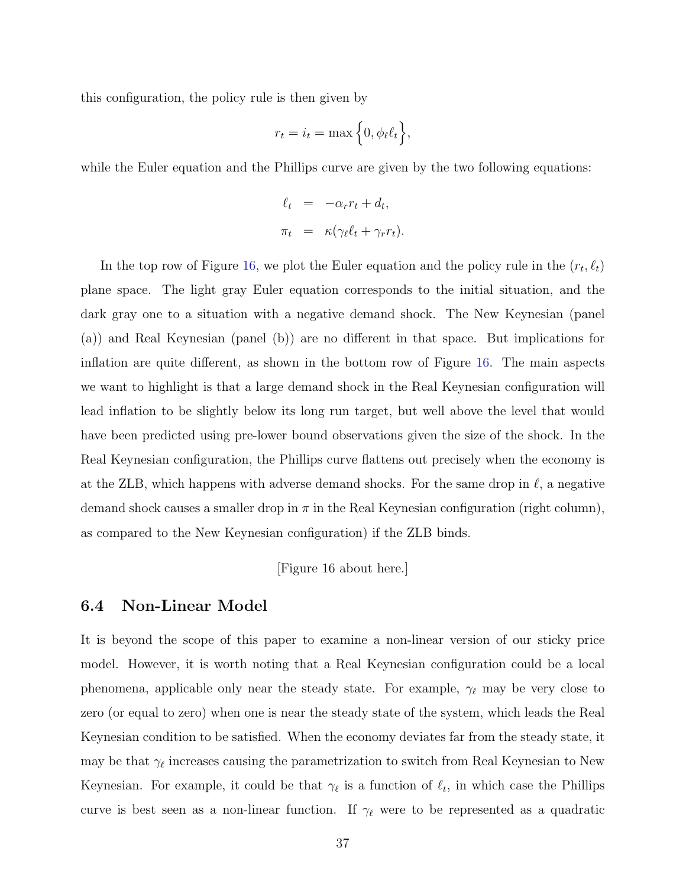this configuration, the policy rule is then given by

$$r_t = i_t = \max\Big\{0, \phi_\ell \ell_t\Big\},$$

while the Euler equation and the Phillips curve are given by the two following equations:

$$\begin{aligned} \ell_t &= -\alpha_r r_t + d_t, \\ \pi_t &= \kappa(\gamma_\ell \ell_t + \gamma_r r_t). \end{aligned}$$

In the top row of Figure 16, we plot the Euler equation and the policy rule in the $(r_t, \ell_t)$ plane space. The light gray Euler equation corresponds to the initial situation, and the dark gray one to a situation with a negative demand shock. The New Keynesian (panel (a)) and Real Keynesian (panel (b)) are no different in that space. But implications for inflation are quite different, as shown in the bottom row of Figure 16. The main aspects we want to highlight is that a large demand shock in the Real Keynesian configuration will lead inflation to be slightly below its long run target, but well above the level that would have been predicted using pre-lower bound observations given the size of the shock. In the Real Keynesian configuration, the Phillips curve flattens out precisely when the economy is at the ZLB, which happens with adverse demand shocks. For the same drop in $\ell$, a negative demand shock causes a smaller drop in $\pi$ in the Real Keynesian configuration (right column), as compared to the New Keynesian configuration) if the ZLB binds.

[Figure 16 about here.]

### 6.4 Non-Linear Model

It is beyond the scope of this paper to examine a non-linear version of our sticky price model. However, it is worth noting that a Real Keynesian configuration could be a local phenomena, applicable only near the steady state. For example, $\gamma_\ell$ may be very close to zero (or equal to zero) when one is near the steady state of the system, which leads the Real Keynesian condition to be satisfied. When the economy deviates far from the steady state, it may be that $\gamma_\ell$ increases causing the parametrization to switch from Real Keynesian to New Keynesian. For example, it could be that $\gamma_\ell$ is a function of $\ell_t$, in which case the Phillips curve is best seen as a non-linear function. If $\gamma_\ell$ were to be represented as a quadratic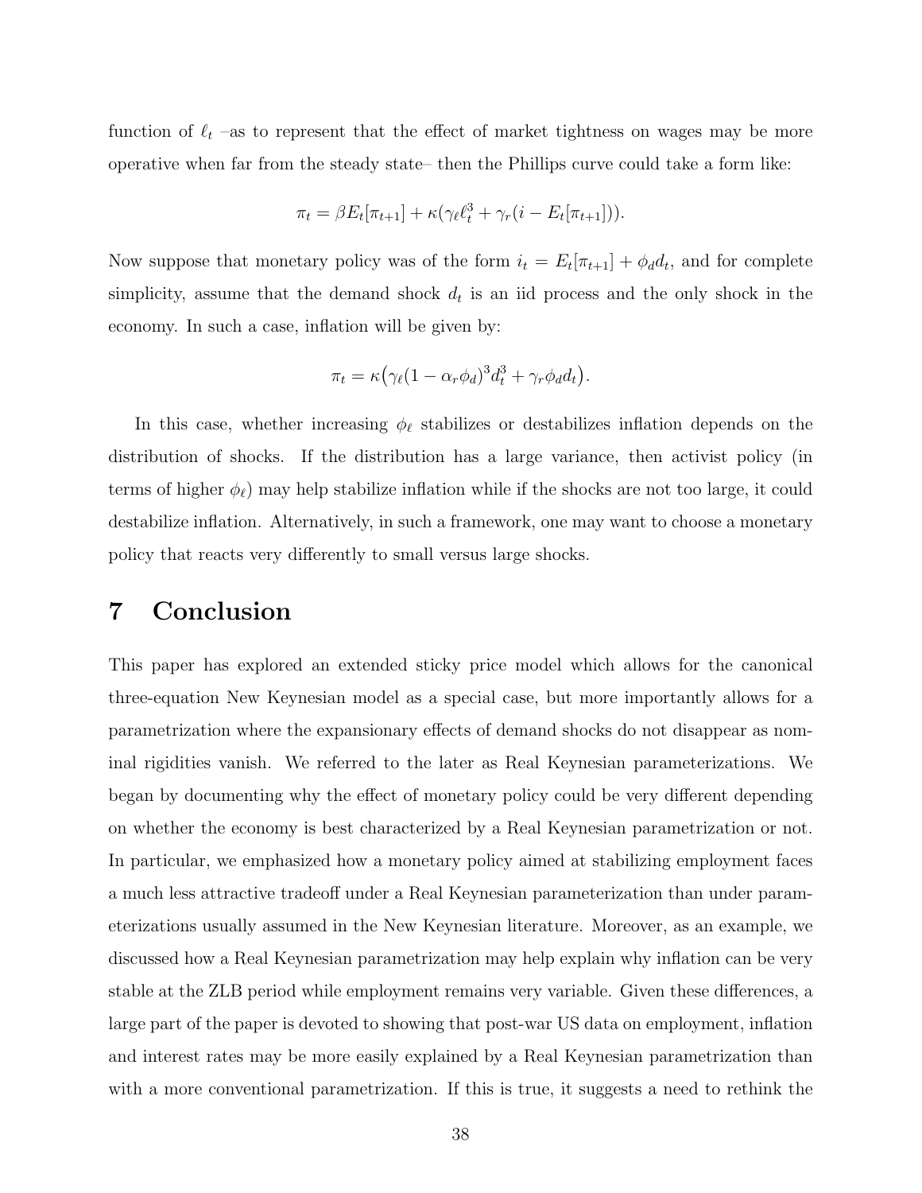function of $\ell_t$ –as to represent that the effect of market tightness on wages may be more operative when far from the steady state– then the Phillips curve could take a form like:

$$\pi_t = \beta E_t[\pi_{t+1}] + \kappa(\gamma_\ell \ell_t^3 + \gamma_r(i - E_t[\pi_{t+1}])).$$

Now suppose that monetary policy was of the form $i_t = E_t[\pi_{t+1}] + \phi_d d_t$, and for complete simplicity, assume that the demand shock $d_t$ is an iid process and the only shock in the economy. In such a case, inflation will be given by:

$$\pi_t = \kappa\big(\gamma_\ell(1 - \alpha_r\phi_d)^3 d_t^3 + \gamma_r\phi_d d_t\big).$$

In this case, whether increasing $\phi_\ell$ stabilizes or destabilizes inflation depends on the distribution of shocks. If the distribution has a large variance, then activist policy (in terms of higher $\phi_\ell$) may help stabilize inflation while if the shocks are not too large, it could destabilize inflation. Alternatively, in such a framework, one may want to choose a monetary policy that reacts very differently to small versus large shocks.

# 7 Conclusion

This paper has explored an extended sticky price model which allows for the canonical three-equation New Keynesian model as a special case, but more importantly allows for a parametrization where the expansionary effects of demand shocks do not disappear as nominal rigidities vanish. We referred to the later as Real Keynesian parameterizations. We began by documenting why the effect of monetary policy could be very different depending on whether the economy is best characterized by a Real Keynesian parametrization or not. In particular, we emphasized how a monetary policy aimed at stabilizing employment faces a much less attractive tradeoff under a Real Keynesian parameterization than under parameterizations usually assumed in the New Keynesian literature. Moreover, as an example, we discussed how a Real Keynesian parametrization may help explain why inflation can be very stable at the ZLB period while employment remains very variable. Given these differences, a large part of the paper is devoted to showing that post-war US data on employment, inflation and interest rates may be more easily explained by a Real Keynesian parametrization than with a more conventional parametrization. If this is true, it suggests a need to rethink the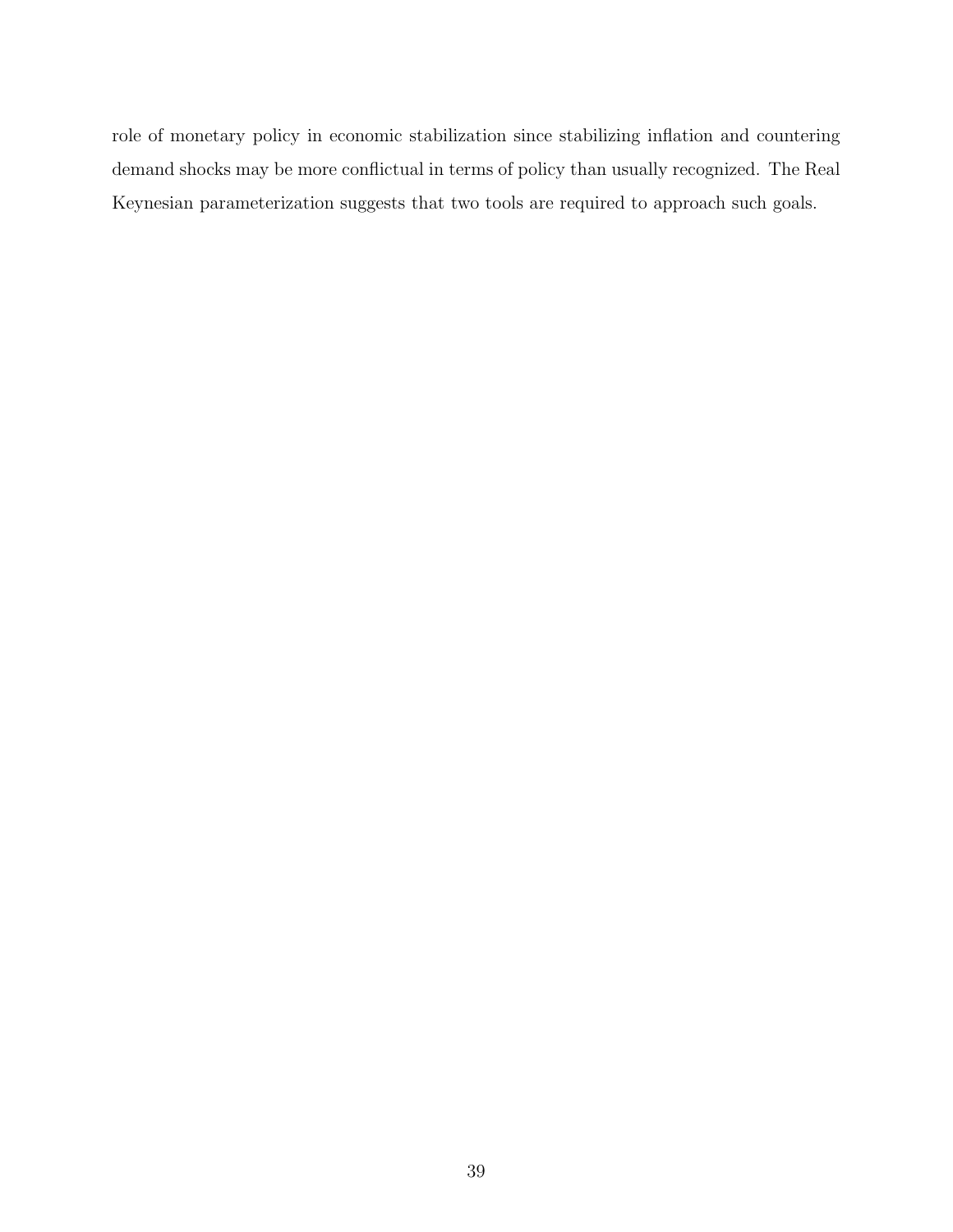role of monetary policy in economic stabilization since stabilizing inflation and countering demand shocks may be more conflictual in terms of policy than usually recognized. The Real Keynesian parameterization suggests that two tools are required to approach such goals.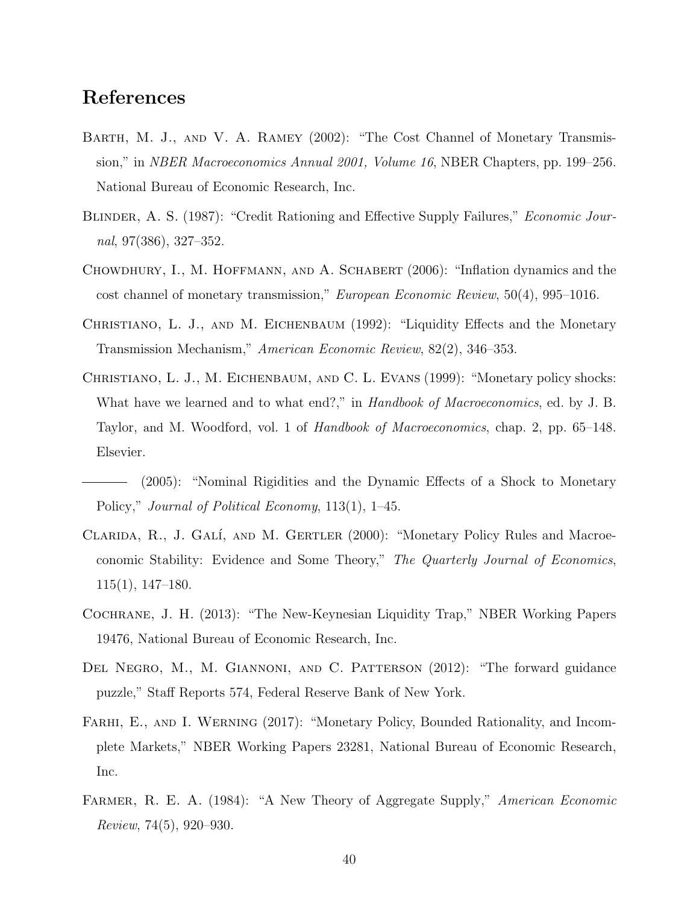## References

Barth, M. J., and V. A. Ramey (2002): "The Cost Channel of Monetary Transmission," in *NBER Macroeconomics Annual 2001, Volume 16*, NBER Chapters, pp. 199–256. National Bureau of Economic Research, Inc.

Blinder, A. S. (1987): "Credit Rationing and Effective Supply Failures," *Economic Journal*, 97(386), 327–352.

Chowdhury, I., M. Hoffmann, and A. Schabert (2006): "Inflation dynamics and the cost channel of monetary transmission," *European Economic Review*, 50(4), 995–1016.

Christiano, L. J., and M. Eichenbaum (1992): "Liquidity Effects and the Monetary Transmission Mechanism," *American Economic Review*, 82(2), 346–353.

Christiano, L. J., M. Eichenbaum, and C. L. Evans (1999): "Monetary policy shocks: What have we learned and to what end?," in *Handbook of Macroeconomics*, ed. by J. B. Taylor, and M. Woodford, vol. 1 of *Handbook of Macroeconomics*, chap. 2, pp. 65–148. Elsevier.

——— (2005): "Nominal Rigidities and the Dynamic Effects of a Shock to Monetary Policy," *Journal of Political Economy*, 113(1), 1–45.

Clarida, R., J. Galí, and M. Gertler (2000): "Monetary Policy Rules and Macroeconomic Stability: Evidence and Some Theory," *The Quarterly Journal of Economics*, 115(1), 147–180.

Cochrane, J. H. (2013): "The New-Keynesian Liquidity Trap," NBER Working Papers 19476, National Bureau of Economic Research, Inc.

Del Negro, M., M. Giannoni, and C. Patterson (2012): "The forward guidance puzzle," Staff Reports 574, Federal Reserve Bank of New York.

Farhi, E., and I. Werning (2017): "Monetary Policy, Bounded Rationality, and Incomplete Markets," NBER Working Papers 23281, National Bureau of Economic Research, Inc.

Farmer, R. E. A. (1984): "A New Theory of Aggregate Supply," *American Economic Review*, 74(5), 920–930.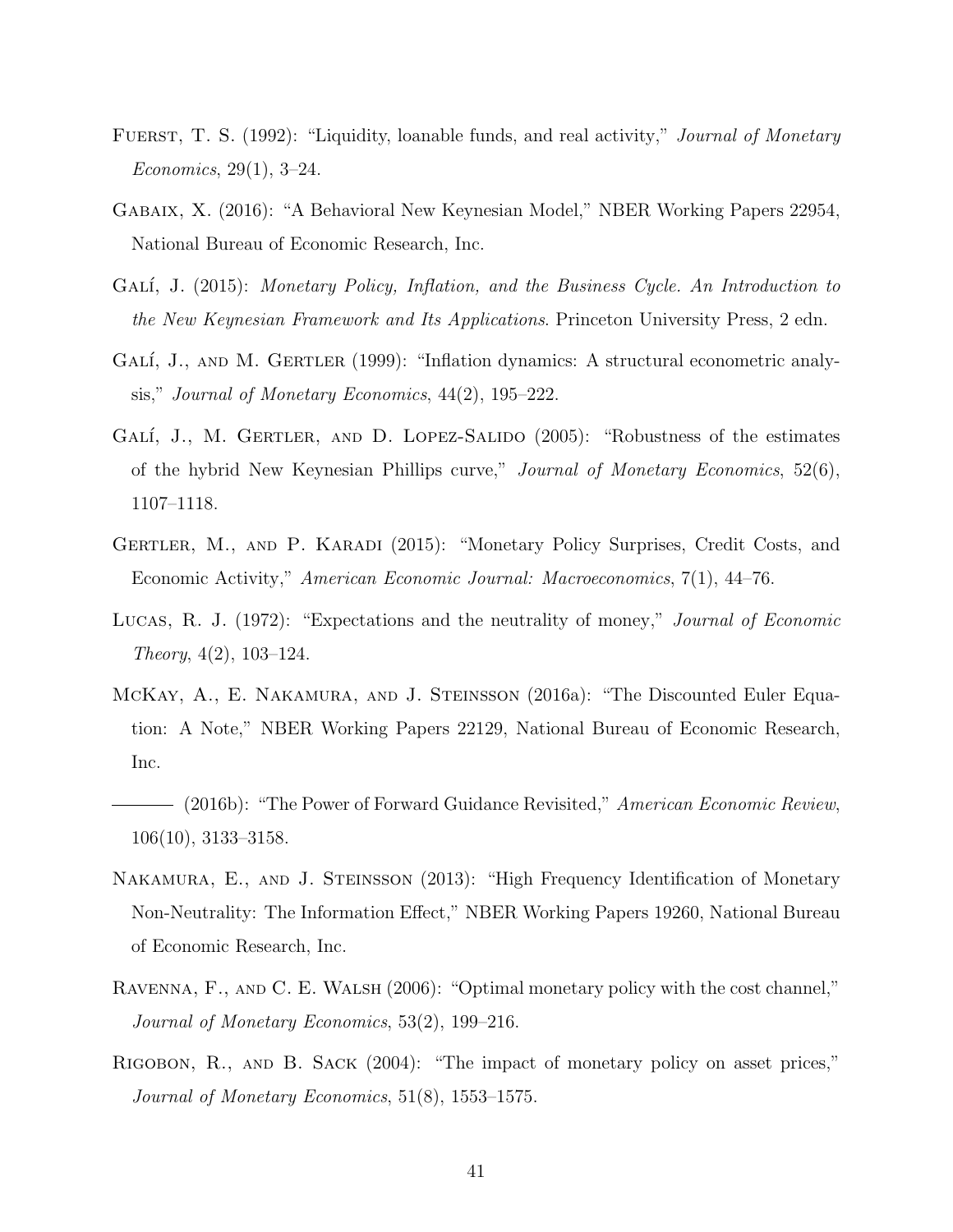Fuerst, T. S. (1992): "Liquidity, loanable funds, and real activity," *Journal of Monetary Economics*, 29(1), 3–24.

Gabaix, X. (2016): "A Behavioral New Keynesian Model," NBER Working Papers 22954, National Bureau of Economic Research, Inc.

Galí, J. (2015): *Monetary Policy, Inflation, and the Business Cycle. An Introduction to the New Keynesian Framework and Its Applications*. Princeton University Press, 2 edn.

Galí, J., and M. Gertler (1999): "Inflation dynamics: A structural econometric analysis," *Journal of Monetary Economics*, 44(2), 195–222.

Galí, J., M. Gertler, and D. Lopez-Salido (2005): "Robustness of the estimates of the hybrid New Keynesian Phillips curve," *Journal of Monetary Economics*, 52(6), 1107–1118.

Gertler, M., and P. Karadi (2015): "Monetary Policy Surprises, Credit Costs, and Economic Activity," *American Economic Journal: Macroeconomics*, 7(1), 44–76.

Lucas, R. J. (1972): "Expectations and the neutrality of money," *Journal of Economic Theory*, 4(2), 103–124.

McKay, A., E. Nakamura, and J. Steinsson (2016a): "The Discounted Euler Equation: A Note," NBER Working Papers 22129, National Bureau of Economic Research, Inc.

——— (2016b): "The Power of Forward Guidance Revisited," *American Economic Review*, 106(10), 3133–3158.

Nakamura, E., and J. Steinsson (2013): "High Frequency Identification of Monetary Non-Neutrality: The Information Effect," NBER Working Papers 19260, National Bureau of Economic Research, Inc.

Ravenna, F., and C. E. Walsh (2006): "Optimal monetary policy with the cost channel," *Journal of Monetary Economics*, 53(2), 199–216.

Rigobon, R., and B. Sack (2004): "The impact of monetary policy on asset prices," *Journal of Monetary Economics*, 51(8), 1553–1575.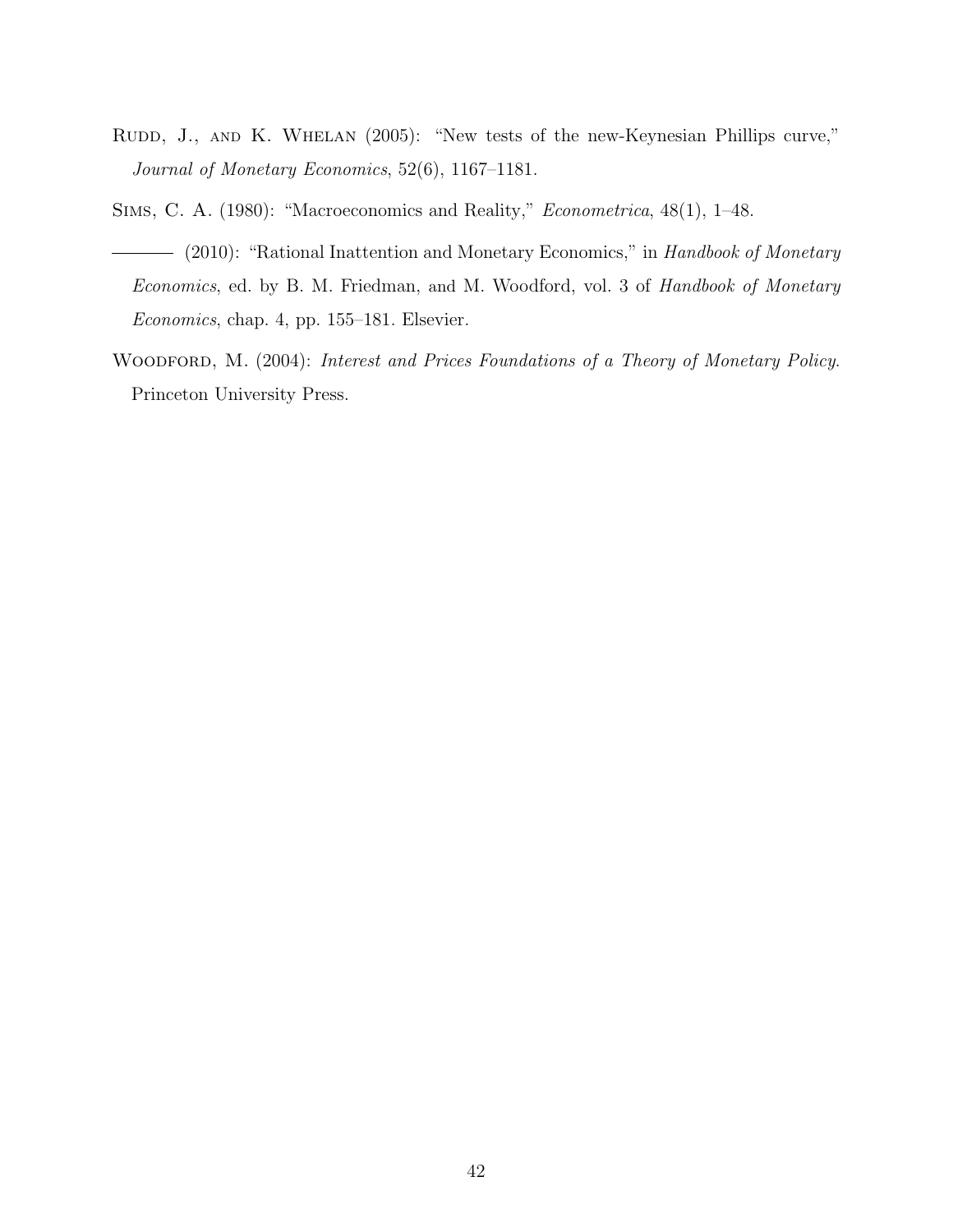Rudd, J., and K. Whelan (2005): "New tests of the new-Keynesian Phillips curve," *Journal of Monetary Economics*, 52(6), 1167–1181.

Sims, C. A. (1980): "Macroeconomics and Reality," *Econometrica*, 48(1), 1–48.

——— (2010): "Rational Inattention and Monetary Economics," in *Handbook of Monetary Economics*, ed. by B. M. Friedman, and M. Woodford, vol. 3 of *Handbook of Monetary Economics*, chap. 4, pp. 155–181. Elsevier.

Woodford, M. (2004): *Interest and Prices Foundations of a Theory of Monetary Policy*. Princeton University Press.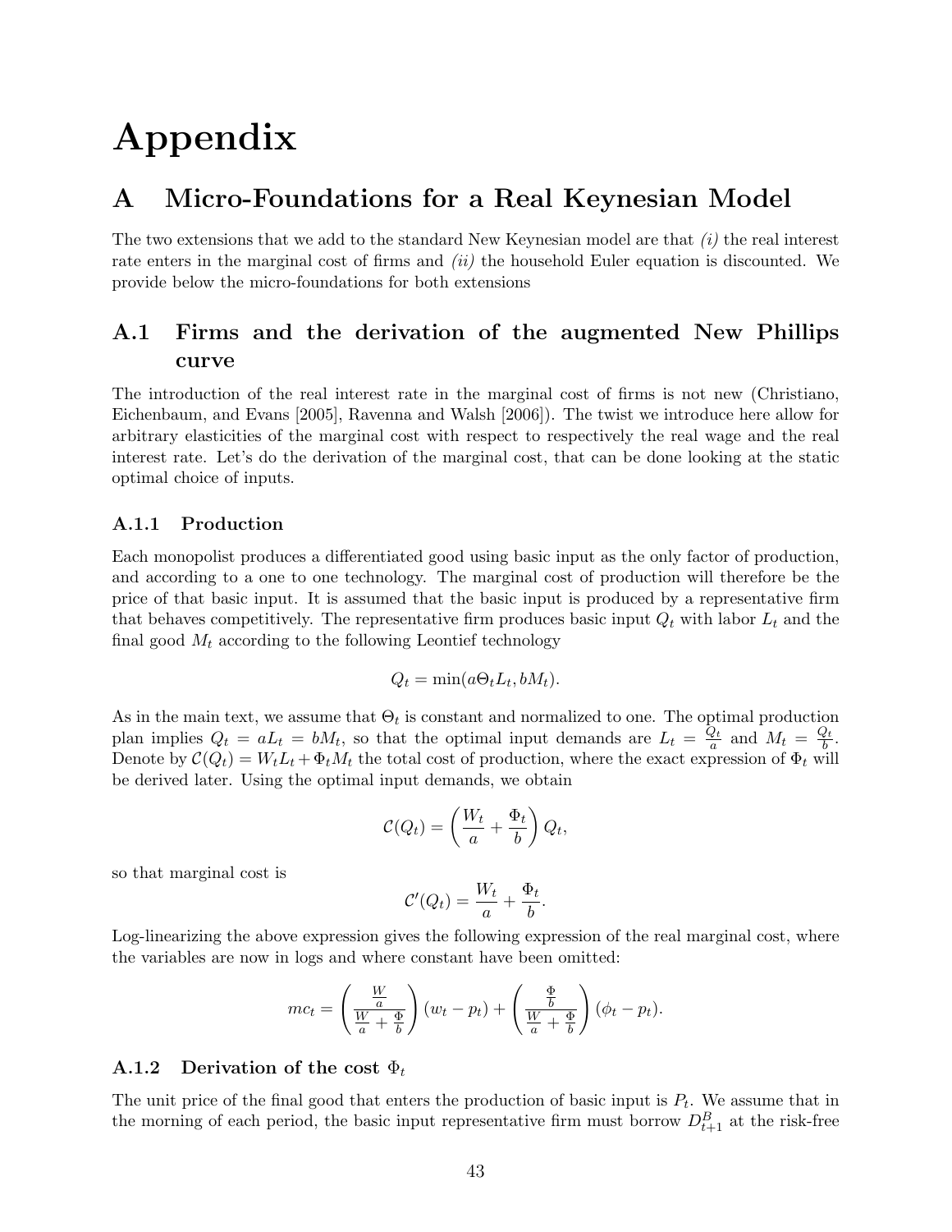# Appendix

## A Micro-Foundations for a Real Keynesian Model

The two extensions that we add to the standard New Keynesian model are that *(i)* the real interest rate enters in the marginal cost of firms and *(ii)* the household Euler equation is discounted. We provide below the micro-foundations for both extensions

## A.1 Firms and the derivation of the augmented New Phillips curve

The introduction of the real interest rate in the marginal cost of firms is not new (Christiano, Eichenbaum, and Evans [2005], Ravenna and Walsh [2006]). The twist we introduce here allow for arbitrary elasticities of the marginal cost with respect to respectively the real wage and the real interest rate. Let's do the derivation of the marginal cost, that can be done looking at the static optimal choice of inputs.

### A.1.1 Production

Each monopolist produces a differentiated good using basic input as the only factor of production, and according to a one to one technology. The marginal cost of production will therefore be the price of that basic input. It is assumed that the basic input is produced by a representative firm that behaves competitively. The representative firm produces basic input $Q_t$ with labor $L_t$ and the final good $M_t$ according to the following Leontief technology

$$Q_t = \min(a\Theta_t L_t, bM_t).$$

As in the main text, we assume that $\Theta_t$ is constant and normalized to one. The optimal production plan implies $Q_t = aL_t = bM_t$, so that the optimal input demands are $L_t = \frac{Q_t}{a}$ and $M_t = \frac{Q_t}{b}$. Denote by $\mathcal{C}(Q_t) = W_t L_t + \Phi_t M_t$ the total cost of production, where the exact expression of $\Phi_t$ will be derived later. Using the optimal input demands, we obtain

$$\mathcal{C}(Q_t) = \left(\frac{W_t}{a} + \frac{\Phi_t}{b}\right) Q_t,$$

so that marginal cost is

$$\mathcal{C}'(Q_t) = \frac{W_t}{a} + \frac{\Phi_t}{b}.$$

Log-linearizing the above expression gives the following expression of the real marginal cost, where the variables are now in logs and where constant have been omitted:

$$mc_t = \left(\frac{\frac{W}{a}}{\frac{W}{a} + \frac{\Phi}{b}}\right)(w_t - p_t) + \left(\frac{\frac{\Phi}{b}}{\frac{W}{a} + \frac{\Phi}{b}}\right)(\phi_t - p_t).$$

### A.1.2 Derivation of the cost $\Phi_t$

The unit price of the final good that enters the production of basic input is $P_t$. We assume that in the morning of each period, the basic input representative firm must borrow $D^B_{t+1}$ at the risk-free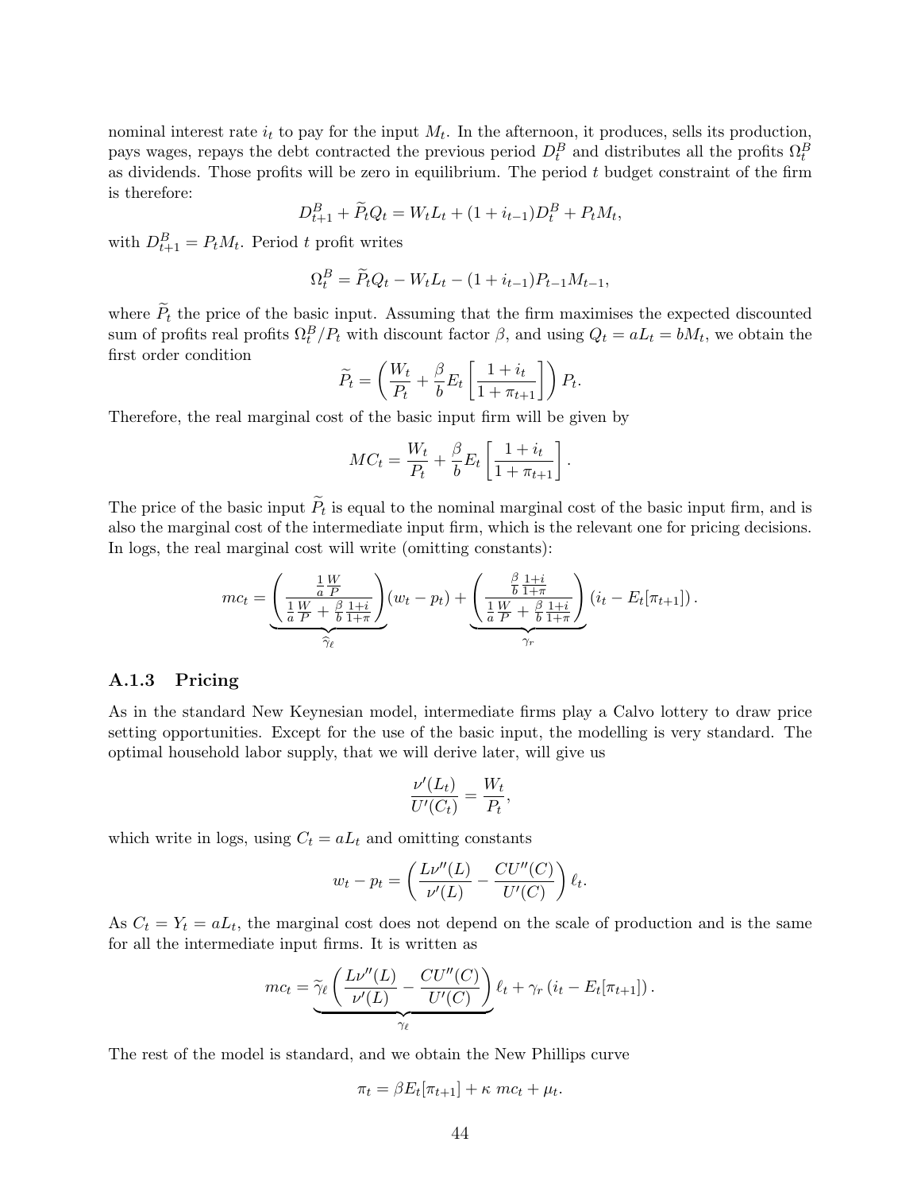nominal interest rate $i_t$ to pay for the input $M_t$. In the afternoon, it produces, sells its production, pays wages, repays the debt contracted the previous period $D_t^B$ and distributes all the profits $\Omega_t^B$ as dividends. Those profits will be zero in equilibrium. The period $t$ budget constraint of the firm is therefore:

$$D_{t+1}^B + \widetilde{P}_t Q_t = W_t L_t + (1 + i_{t-1}) D_t^B + P_t M_t,$$

with $D_{t+1}^B = P_t M_t$. Period $t$ profit writes

$$\Omega_t^B = \widetilde{P}_t Q_t - W_t L_t - (1 + i_{t-1}) P_{t-1} M_{t-1},$$

where $\widetilde{P}_t$ the price of the basic input. Assuming that the firm maximises the expected discounted sum of profits real profits $\Omega_t^B / P_t$ with discount factor $\beta$, and using $Q_t = aL_t = bM_t$, we obtain the first order condition

$$\widetilde{P}_t = \left( \frac{W_t}{P_t} + \frac{\beta}{b} E_t \left[ \frac{1 + i_t}{1 + \pi_{t+1}} \right] \right) P_t.$$

Therefore, the real marginal cost of the basic input firm will be given by

$$MC_t = \frac{W_t}{P_t} + \frac{\beta}{b} E_t \left[ \frac{1 + i_t}{1 + \pi_{t+1}} \right].$$

The price of the basic input $\widetilde{P}_t$ is equal to the nominal marginal cost of the basic input firm, and is also the marginal cost of the intermediate input firm, which is the relevant one for pricing decisions. In logs, the real marginal cost will write (omitting constants):

$$mc_t = \underbrace{\left( \frac{\frac{1}{a} \frac{W}{P}}{\frac{1}{a} \frac{W}{P} + \frac{\beta}{b} \frac{1+i}{1+\pi}} \right)}_{\widehat{\gamma}_\ell} (w_t - p_t) + \underbrace{\left( \frac{\frac{\beta}{b} \frac{1+i}{1+\pi}}{\frac{1}{a} \frac{W}{P} + \frac{\beta}{b} \frac{1+i}{1+\pi}} \right)}_{\gamma_r} (i_t - E_t[\pi_{t+1}]).$$

### A.1.3 Pricing

As in the standard New Keynesian model, intermediate firms play a Calvo lottery to draw price setting opportunities. Except for the use of the basic input, the modelling is very standard. The optimal household labor supply, that we will derive later, will give us

$$\frac{\nu'(L_t)}{U'(C_t)} = \frac{W_t}{P_t},$$

which write in logs, using $C_t = aL_t$ and omitting constants

$$w_t - p_t = \left( \frac{L\nu''(L)}{\nu'(L)} - \frac{CU''(C)}{U'(C)} \right) \ell_t.$$

As $C_t = Y_t = aL_t$, the marginal cost does not depend on the scale of production and is the same for all the intermediate input firms. It is written as

$$mc_t = \underbrace{\widetilde{\gamma}_\ell \left( \frac{L\nu''(L)}{\nu'(L)} - \frac{CU''(C)}{U'(C)} \right)}_{\gamma_\ell} \ell_t + \gamma_r (i_t - E_t[\pi_{t+1}]).$$

The rest of the model is standard, and we obtain the New Phillips curve

$$\pi_t = \beta E_t[\pi_{t+1}] + \kappa \ mc_t + \mu_t.$$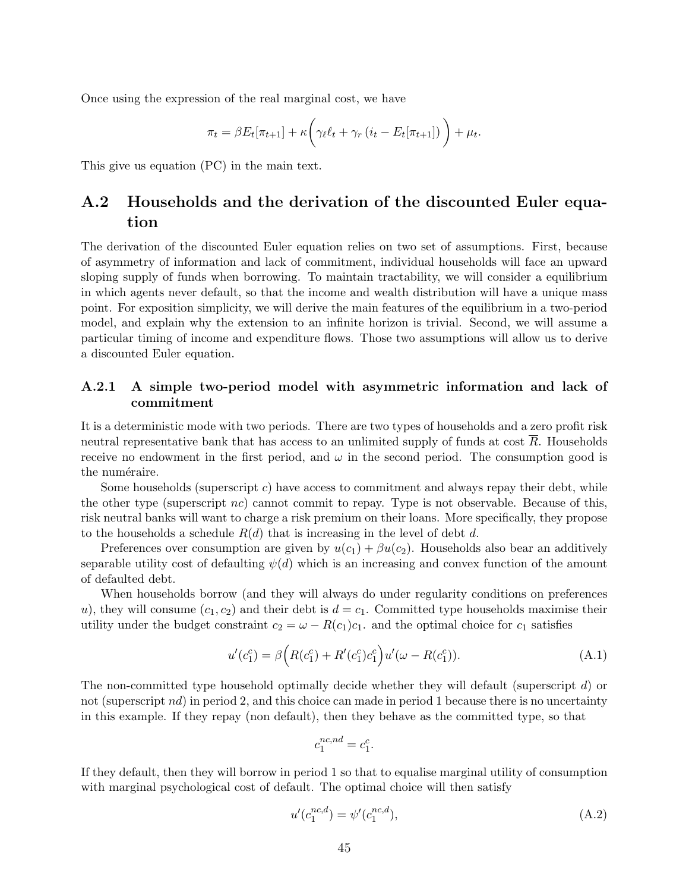Once using the expression of the real marginal cost, we have

$$\pi_t = \beta E_t[\pi_{t+1}] + \kappa\bigg(\gamma_\ell \ell_t + \gamma_r \left(i_t - E_t[\pi_{t+1}]\right)\bigg) + \mu_t.$$

This give us equation (PC) in the main text.

## A.2 Households and the derivation of the discounted Euler equation

The derivation of the discounted Euler equation relies on two set of assumptions. First, because of asymmetry of information and lack of commitment, individual households will face an upward sloping supply of funds when borrowing. To maintain tractability, we will consider a equilibrium in which agents never default, so that the income and wealth distribution will have a unique mass point. For exposition simplicity, we will derive the main features of the equilibrium in a two-period model, and explain why the extension to an infinite horizon is trivial. Second, we will assume a particular timing of income and expenditure flows. Those two assumptions will allow us to derive a discounted Euler equation.

### A.2.1 A simple two-period model with asymmetric information and lack of commitment

It is a deterministic mode with two periods. There are two types of households and a zero profit risk neutral representative bank that has access to an unlimited supply of funds at cost $\overline{R}$. Households receive no endowment in the first period, and $\omega$ in the second period. The consumption good is the numéraire.

Some households (superscript $c$) have access to commitment and always repay their debt, while the other type (superscript $nc$) cannot commit to repay. Type is not observable. Because of this, risk neutral banks will want to charge a risk premium on their loans. More specifically, they propose to the households a schedule $R(d)$ that is increasing in the level of debt $d$.

Preferences over consumption are given by $u(c_1) + \beta u(c_2)$. Households also bear an additively separable utility cost of defaulting $\psi(d)$ which is an increasing and convex function of the amount of defaulted debt.

When households borrow (and they will always do under regularity conditions on preferences $u$), they will consume $(c_1, c_2)$ and their debt is $d = c_1$. Committed type households maximise their utility under the budget constraint $c_2 = \omega - R(c_1)c_1$. and the optimal choice for $c_1$ satisfies

$$u'(c_1^c) = \beta\Big(R(c_1^c) + R'(c_1^c)c_1^c\Big)u'(\omega - R(c_1^c)). \tag{A.1}$$

The non-committed type household optimally decide whether they will default (superscript $d$) or not (superscript $nd$) in period 2, and this choice can made in period 1 because there is no uncertainty in this example. If they repay (non default), then they behave as the committed type, so that

$$c_1^{nc,nd} = c_1^c.$$

If they default, then they will borrow in period 1 so that to equalise marginal utility of consumption with marginal psychological cost of default. The optimal choice will then satisfy

$$u'(c_1^{nc,d}) = \psi'(c_1^{nc,d}), \tag{A.2}$$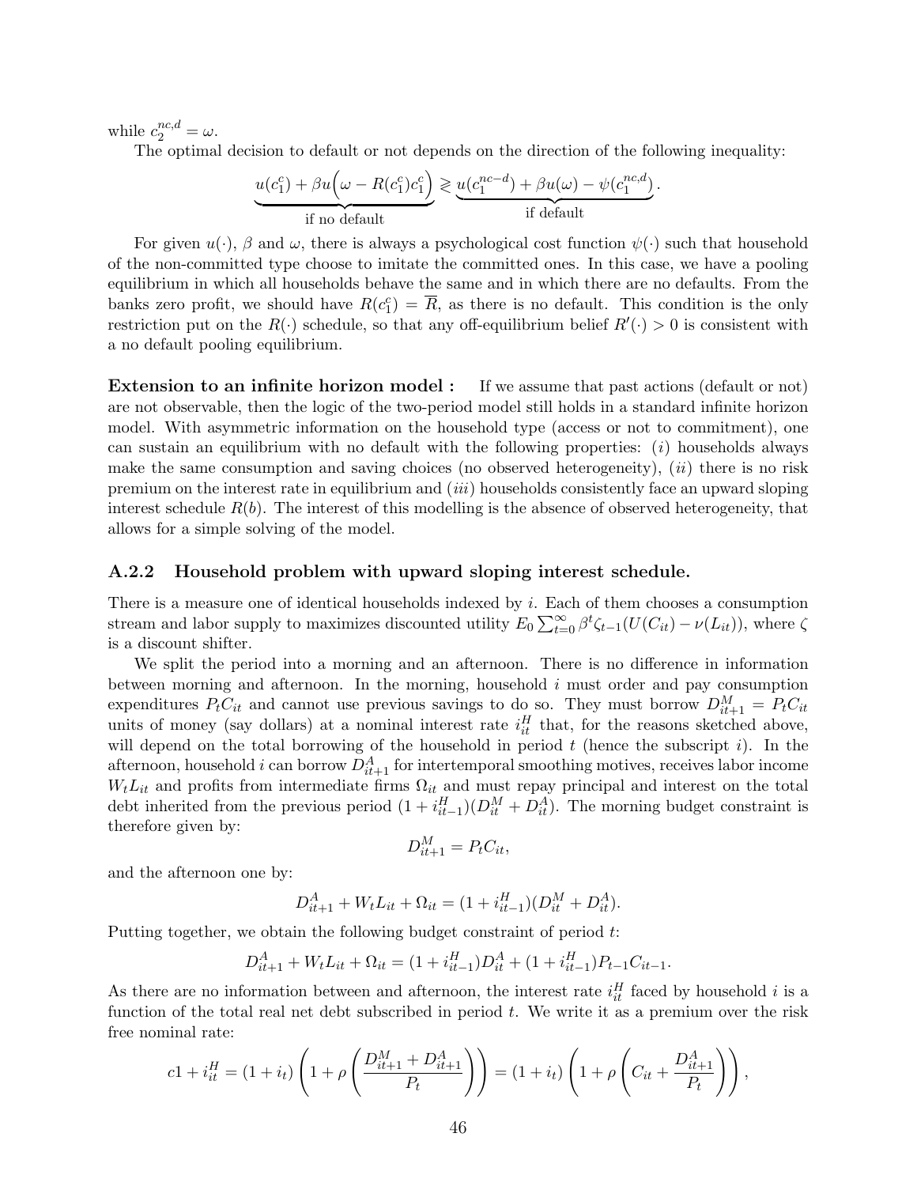while $c_2^{nc,d} = \omega$.

The optimal decision to default or not depends on the direction of the following inequality:

$$\underbrace{u(c_1^c) + \beta u\Big(\omega - R(c_1^c)c_1^c\Big)}_{\text{if no default}} \gtrless \underbrace{u(c_1^{nc-d}) + \beta u(\omega) - \psi(c_1^{nc,d})}_{\text{if default}}.$$

For given $u(\cdot)$, $\beta$ and $\omega$, there is always a psychological cost function $\psi(\cdot)$ such that household of the non-committed type choose to imitate the committed ones. In this case, we have a pooling equilibrium in which all households behave the same and in which there are no defaults. From the banks zero profit, we should have $R(c_1^c) = \overline{R}$, as there is no default. This condition is the only restriction put on the $R(\cdot)$ schedule, so that any off-equilibrium belief $R'(\cdot) > 0$ is consistent with a no default pooling equilibrium.

**Extension to an infinite horizon model :** If we assume that past actions (default or not) are not observable, then the logic of the two-period model still holds in a standard infinite horizon model. With asymmetric information on the household type (access or not to commitment), one can sustain an equilibrium with no default with the following properties: $(i)$ households always make the same consumption and saving choices (no observed heterogeneity), $(ii)$ there is no risk premium on the interest rate in equilibrium and $(iii)$ households consistently face an upward sloping interest schedule $R(b)$. The interest of this modelling is the absence of observed heterogeneity, that allows for a simple solving of the model.

### A.2.2 Household problem with upward sloping interest schedule.

There is a measure one of identical households indexed by $i$. Each of them chooses a consumption stream and labor supply to maximizes discounted utility $E_0 \sum_{t=0}^{\infty} \beta^t \zeta_{t-1}(U(C_{it}) - \nu(L_{it}))$, where $\zeta$ is a discount shifter.

We split the period into a morning and an afternoon. There is no difference in information between morning and afternoon. In the morning, household $i$ must order and pay consumption expenditures $P_t C_{it}$ and cannot use previous savings to do so. They must borrow $D_{it+1}^M = P_t C_{it}$ units of money (say dollars) at a nominal interest rate $i_{it}^H$ that, for the reasons sketched above, will depend on the total borrowing of the household in period $t$ (hence the subscript $i$). In the afternoon, household $i$ can borrow $D_{it+1}^A$ for intertemporal smoothing motives, receives labor income $W_t L_{it}$ and profits from intermediate firms $\Omega_{it}$ and must repay principal and interest on the total debt inherited from the previous period $(1 + i_{it-1}^H)(D_{it}^M + D_{it}^A)$. The morning budget constraint is therefore given by:

$$D_{it+1}^M = P_t C_{it},$$

and the afternoon one by:

$$D_{it+1}^A + W_t L_{it} + \Omega_{it} = (1 + i_{it-1}^H)(D_{it}^M + D_{it}^A).$$

Putting together, we obtain the following budget constraint of period $t$:

$$D_{it+1}^A + W_t L_{it} + \Omega_{it} = (1 + i_{it-1}^H) D_{it}^A + (1 + i_{it-1}^H) P_{t-1} C_{it-1}.$$

As there are no information between and afternoon, the interest rate $i_{it}^H$ faced by household $i$ is a function of the total real net debt subscribed in period $t$. We write it as a premium over the risk free nominal rate:

$$c1 + i_{it}^H = (1 + i_t)\left(1 + \rho\left(\frac{D_{it+1}^M + D_{it+1}^A}{P_t}\right)\right) = (1 + i_t)\left(1 + \rho\left(C_{it} + \frac{D_{it+1}^A}{P_t}\right)\right),$$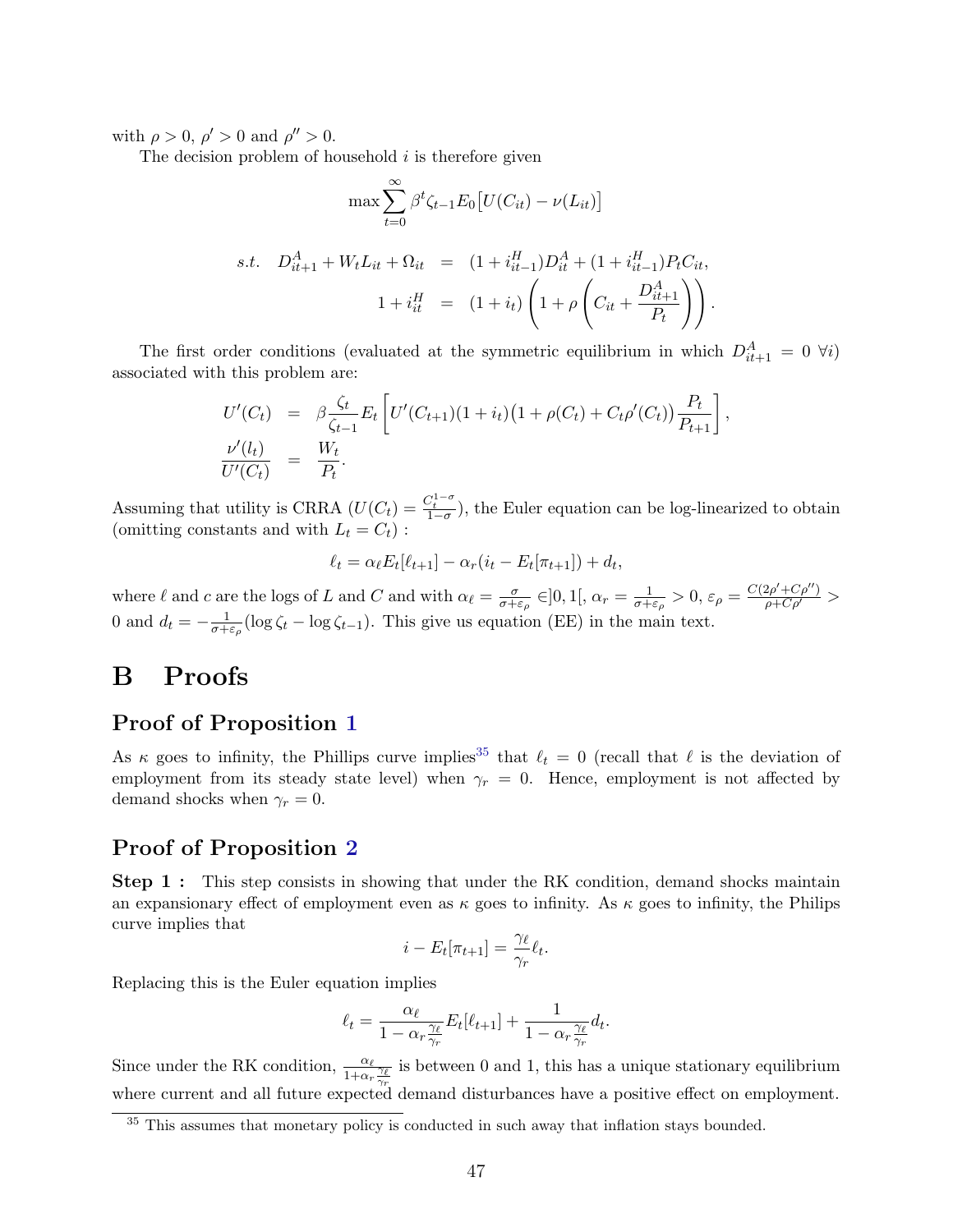with $\rho > 0$, $\rho' > 0$ and $\rho'' > 0$.

The decision problem of household $i$ is therefore given

$$\max \sum_{t=0}^{\infty} \beta^t \zeta_{t-1} E_0 \big[ U(C_{it}) - \nu(L_{it}) \big]$$

$$\begin{aligned} s.t. \quad D^A_{it+1} + W_t L_{it} + \Omega_{it} &= (1+i^H_{it-1}) D^A_{it} + (1+i^H_{it-1}) P_t C_{it}, \\ 1 + i^H_{it} &= (1+i_t) \left( 1 + \rho \left( C_{it} + \frac{D^A_{it+1}}{P_t} \right) \right). \end{aligned}$$

The first order conditions (evaluated at the symmetric equilibrium in which $D^A_{it+1} = 0 \ \forall i$) associated with this problem are:

$$\begin{aligned} U'(C_t) &= \beta \frac{\zeta_t}{\zeta_{t-1}} E_t \left[ U'(C_{t+1})(1+i_t)\big(1 + \rho(C_t) + C_t \rho'(C_t)\big) \frac{P_t}{P_{t+1}} \right], \\ \frac{\nu'(l_t)}{U'(C_t)} &= \frac{W_t}{P_t}. \end{aligned}$$

Assuming that utility is CRRA ($U(C_t) = \frac{C_t^{1-\sigma}}{1-\sigma}$), the Euler equation can be log-linearized to obtain (omitting constants and with $L_t = C_t$) :

$$\ell_t = \alpha_\ell E_t[\ell_{t+1}] - \alpha_r (i_t - E_t[\pi_{t+1}]) + d_t,$$

where $\ell$ and $c$ are the logs of $L$ and $C$ and with $\alpha_\ell = \frac{\sigma}{\sigma + \varepsilon_\rho} \in ]0,1[$, $\alpha_r = \frac{1}{\sigma + \varepsilon_\rho} > 0$, $\varepsilon_\rho = \frac{C(2\rho' + C\rho'')}{\rho + C\rho'} > 0$ and $d_t = -\frac{1}{\sigma + \varepsilon_\rho}(\log \zeta_t - \log \zeta_{t-1})$. This give us equation (EE) in the main text.

# B Proofs

## Proof of Proposition 1

As $\kappa$ goes to infinity, the Phillips curve implies[35] that $\ell_t = 0$ (recall that $\ell$ is the deviation of employment from its steady state level) when $\gamma_r = 0$. Hence, employment is not affected by demand shocks when $\gamma_r = 0$.

## Proof of Proposition 2

**Step 1 :** This step consists in showing that under the RK condition, demand shocks maintain an expansionary effect of employment even as $\kappa$ goes to infinity. As $\kappa$ goes to infinity, the Philips curve implies that

$$i - E_t[\pi_{t+1}] = \frac{\gamma_\ell}{\gamma_r} \ell_t.$$

Replacing this is the Euler equation implies

$$\ell_t = \frac{\alpha_\ell}{1 - \alpha_r \frac{\gamma_\ell}{\gamma_r}} E_t[\ell_{t+1}] + \frac{1}{1 - \alpha_r \frac{\gamma_\ell}{\gamma_r}} d_t.$$

Since under the RK condition, $\frac{\alpha_\ell}{1 + \alpha_r \frac{\gamma_\ell}{\gamma_r}}$ is between 0 and 1, this has a unique stationary equilibrium where current and all future expected demand disturbances have a positive effect on employment.

[35] This assumes that monetary policy is conducted in such away that inflation stays bounded.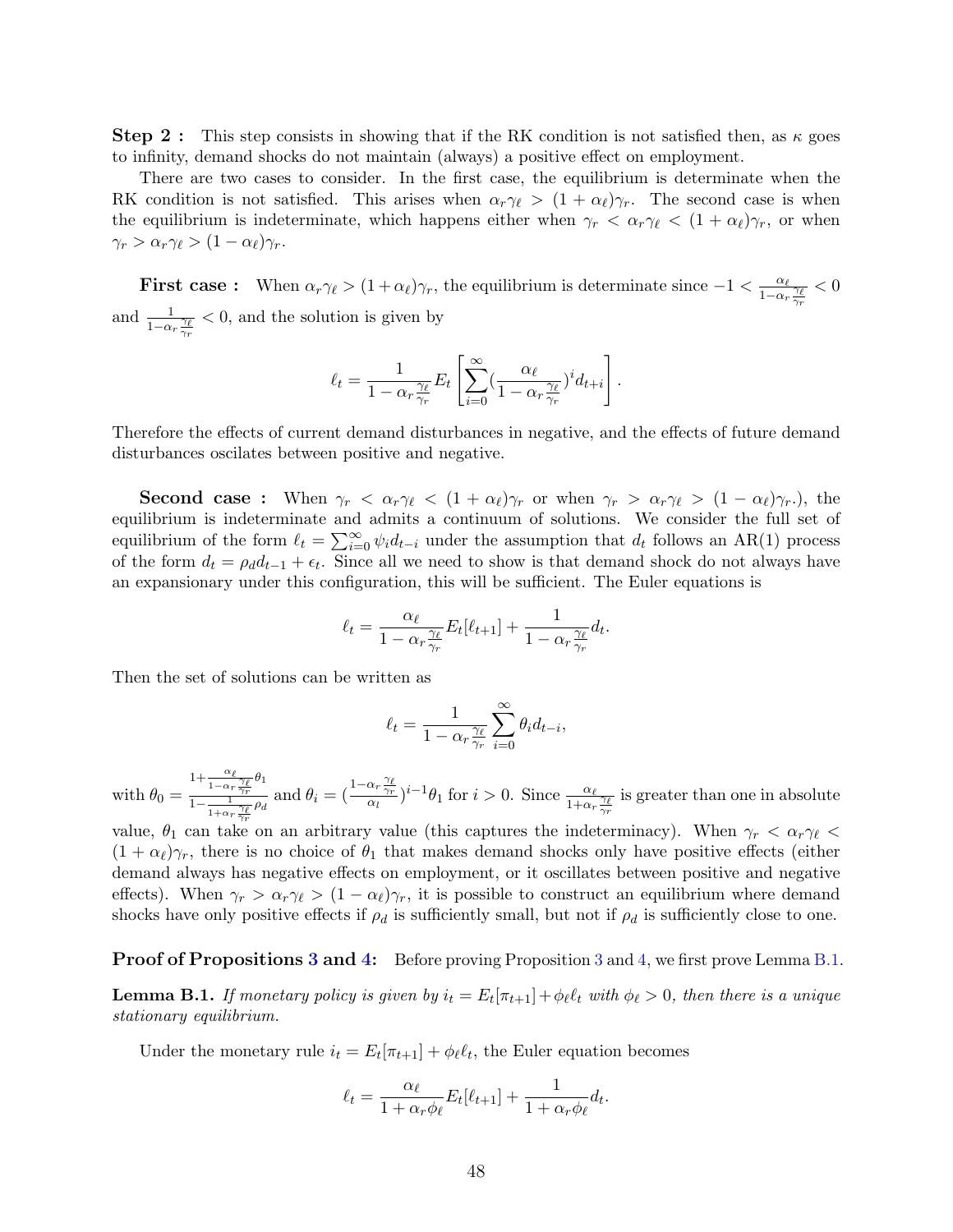**Step 2 :** This step consists in showing that if the RK condition is not satisfied then, as $\kappa$ goes to infinity, demand shocks do not maintain (always) a positive effect on employment.

There are two cases to consider. In the first case, the equilibrium is determinate when the RK condition is not satisfied. This arises when $\alpha_r\gamma_\ell > (1+\alpha_\ell)\gamma_r$. The second case is when the equilibrium is indeterminate, which happens either when $\gamma_r < \alpha_r\gamma_\ell < (1+\alpha_\ell)\gamma_r$, or when $\gamma_r > \alpha_r\gamma_\ell > (1-\alpha_\ell)\gamma_r$.

**First case :** When $\alpha_r\gamma_\ell > (1+\alpha_\ell)\gamma_r$, the equilibrium is determinate since $-1 < \frac{\alpha_\ell}{1-\alpha_r\frac{\gamma_\ell}{\gamma_r}} < 0$ and $\frac{1}{1-\alpha_r\frac{\gamma_\ell}{\gamma_r}} < 0$, and the solution is given by

$$\ell_t = \frac{1}{1-\alpha_r\frac{\gamma_\ell}{\gamma_r}} E_t\left[\sum_{i=0}^{\infty}(\frac{\alpha_\ell}{1-\alpha_r\frac{\gamma_\ell}{\gamma_r}})^i d_{t+i}\right].$$

Therefore the effects of current demand disturbances in negative, and the effects of future demand disturbances oscilates between positive and negative.

**Second case :** When $\gamma_r < \alpha_r\gamma_\ell < (1+\alpha_\ell)\gamma_r$ or when $\gamma_r > \alpha_r\gamma_\ell > (1-\alpha_\ell)\gamma_r$.), the equilibrium is indeterminate and admits a continuum of solutions. We consider the full set of equilibrium of the form $\ell_t = \sum_{i=0}^{\infty}\psi_i d_{t-i}$ under the assumption that $d_t$ follows an AR(1) process of the form $d_t = \rho_d d_{t-1} + \epsilon_t$. Since all we need to show is that demand shock do not always have an expansionary under this configuration, this will be sufficient. The Euler equations is

$$\ell_t = \frac{\alpha_\ell}{1-\alpha_r\frac{\gamma_\ell}{\gamma_r}} E_t[\ell_{t+1}] + \frac{1}{1-\alpha_r\frac{\gamma_\ell}{\gamma_r}} d_t.$$

Then the set of solutions can be written as

$$\ell_t = \frac{1}{1-\alpha_r\frac{\gamma_\ell}{\gamma_r}}\sum_{i=0}^{\infty}\theta_i d_{t-i},$$

with $\theta_0 = \frac{1+\frac{\alpha_\ell}{1-\alpha_r\frac{\gamma_\ell}{\gamma_r}}\theta_1}{1-\frac{1}{1+\alpha_r\frac{\gamma_\ell}{\gamma_r}}\rho_d}$ and $\theta_i = (\frac{1-\alpha_r\frac{\gamma_\ell}{\gamma_r}}{\alpha_l})^{i-1}\theta_1$ for $i > 0$. Since $\frac{\alpha_\ell}{1+\alpha_r\frac{\gamma_\ell}{\gamma_r}}$ is greater than one in absolute value, $\theta_1$ can take on an arbitrary value (this captures the indeterminacy). When $\gamma_r < \alpha_r\gamma_\ell < (1+\alpha_\ell)\gamma_r$, there is no choice of $\theta_1$ that makes demand shocks only have positive effects (either demand always has negative effects on employment, or it oscillates between positive and negative effects). When $\gamma_r > \alpha_r\gamma_\ell > (1-\alpha_\ell)\gamma_r$, it is possible to construct an equilibrium where demand shocks have only positive effects if $\rho_d$ is sufficiently small, but not if $\rho_d$ is sufficiently close to one.

**Proof of Propositions 3 and 4:** Before proving Proposition 3 and 4, we first prove Lemma B.1.

**Lemma B.1.** *If monetary policy is given by $i_t = E_t[\pi_{t+1}] + \phi_\ell\ell_t$ with $\phi_\ell > 0$, then there is a unique stationary equilibrium.*

Under the monetary rule $i_t = E_t[\pi_{t+1}] + \phi_\ell\ell_t$, the Euler equation becomes

$$\ell_t = \frac{\alpha_\ell}{1+\alpha_r\phi_\ell} E_t[\ell_{t+1}] + \frac{1}{1+\alpha_r\phi_\ell} d_t.$$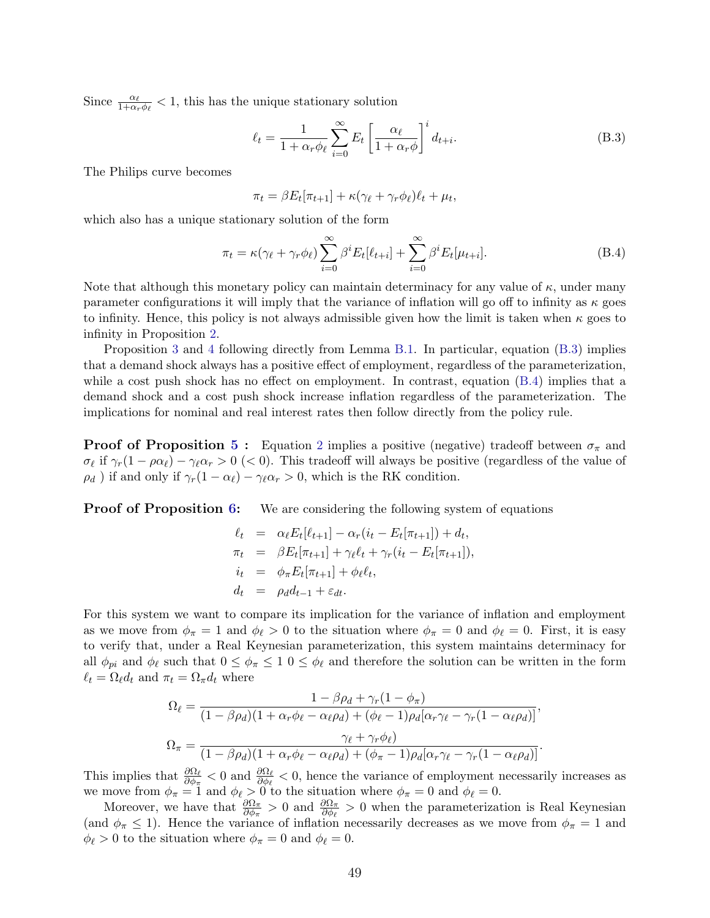Since $\frac{\alpha_\ell}{1+\alpha_r\phi_\ell} < 1$, this has the unique stationary solution

$$\ell_t = \frac{1}{1+\alpha_r\phi_\ell}\sum_{i=0}^{\infty} E_t\left[\frac{\alpha_\ell}{1+\alpha_r\phi}\right]^i d_{t+i}. \tag{B.3}$$

The Philips curve becomes

$$\pi_t = \beta E_t[\pi_{t+1}] + \kappa(\gamma_\ell + \gamma_r\phi_\ell)\ell_t + \mu_t,$$

which also has a unique stationary solution of the form

$$\pi_t = \kappa(\gamma_\ell + \gamma_r\phi_\ell)\sum_{i=0}^{\infty}\beta^i E_t[\ell_{t+i}] + \sum_{i=0}^{\infty}\beta^i E_t[\mu_{t+i}]. \tag{B.4}$$

Note that although this monetary policy can maintain determinacy for any value of $\kappa$, under many parameter configurations it will imply that the variance of inflation will go off to infinity as $\kappa$ goes to infinity. Hence, this policy is not always admissible given how the limit is taken when $\kappa$ goes to infinity in Proposition 2.

Proposition 3 and 4 following directly from Lemma B.1. In particular, equation (B.3) implies that a demand shock always has a positive effect of employment, regardless of the parameterization, while a cost push shock has no effect on employment. In contrast, equation (B.4) implies that a demand shock and a cost push shock increase inflation regardless of the parameterization. The implications for nominal and real interest rates then follow directly from the policy rule.

**Proof of Proposition 5 :** Equation 2 implies a positive (negative) tradeoff between $\sigma_\pi$ and $\sigma_\ell$ if $\gamma_r(1-\rho\alpha_\ell) - \gamma_\ell\alpha_r > 0$ ($< 0$). This tradeoff will always be positive (regardless of the value of $\rho_d$ ) if and only if $\gamma_r(1-\alpha_\ell) - \gamma_\ell\alpha_r > 0$, which is the RK condition.

**Proof of Proposition 6:** We are considering the following system of equations

$$\begin{aligned}
\ell_t &= \alpha_\ell E_t[\ell_{t+1}] - \alpha_r(i_t - E_t[\pi_{t+1}]) + d_t,\\
\pi_t &= \beta E_t[\pi_{t+1}] + \gamma_\ell\ell_t + \gamma_r(i_t - E_t[\pi_{t+1}]),\\
i_t &= \phi_\pi E_t[\pi_{t+1}] + \phi_\ell\ell_t,\\
d_t &= \rho_d d_{t-1} + \varepsilon_{dt}.
\end{aligned}$$

For this system we want to compare its implication for the variance of inflation and employment as we move from $\phi_\pi = 1$ and $\phi_\ell > 0$ to the situation where $\phi_\pi = 0$ and $\phi_\ell = 0$. First, it is easy to verify that, under a Real Keynesian parameterization, this system maintains determinacy for all $\phi_{pi}$ and $\phi_\ell$ such that $0 \le \phi_\pi \le 1$ $0 \le \phi_\ell$ and therefore the solution can be written in the form $\ell_t = \Omega_\ell d_t$ and $\pi_t = \Omega_\pi d_t$ where

$$\Omega_\ell = \frac{1-\beta\rho_d + \gamma_r(1-\phi_\pi)}{(1-\beta\rho_d)(1+\alpha_r\phi_\ell - \alpha_\ell\rho_d) + (\phi_\ell - 1)\rho_d[\alpha_r\gamma_\ell - \gamma_r(1-\alpha_\ell\rho_d)]},$$

$$\Omega_\pi = \frac{\gamma_\ell + \gamma_r\phi_\ell)}{(1-\beta\rho_d)(1+\alpha_r\phi_\ell - \alpha_\ell\rho_d) + (\phi_\pi - 1)\rho_d[\alpha_r\gamma_\ell - \gamma_r(1-\alpha_\ell\rho_d)]}.$$

This implies that $\frac{\partial\Omega_\ell}{\partial\phi_\pi} < 0$ and $\frac{\partial\Omega_\ell}{\partial\phi_\ell} < 0$, hence the variance of employment necessarily increases as we move from $\phi_\pi = 1$ and $\phi_\ell > 0$ to the situation where $\phi_\pi = 0$ and $\phi_\ell = 0$.

Moreover, we have that $\frac{\partial\Omega_\pi}{\partial\phi_\pi} > 0$ and $\frac{\partial\Omega_\pi}{\partial\phi_\ell} > 0$ when the parameterization is Real Keynesian (and $\phi_\pi \le 1$). Hence the variance of inflation necessarily decreases as we move from $\phi_\pi = 1$ and $\phi_\ell > 0$ to the situation where $\phi_\pi = 0$ and $\phi_\ell = 0$.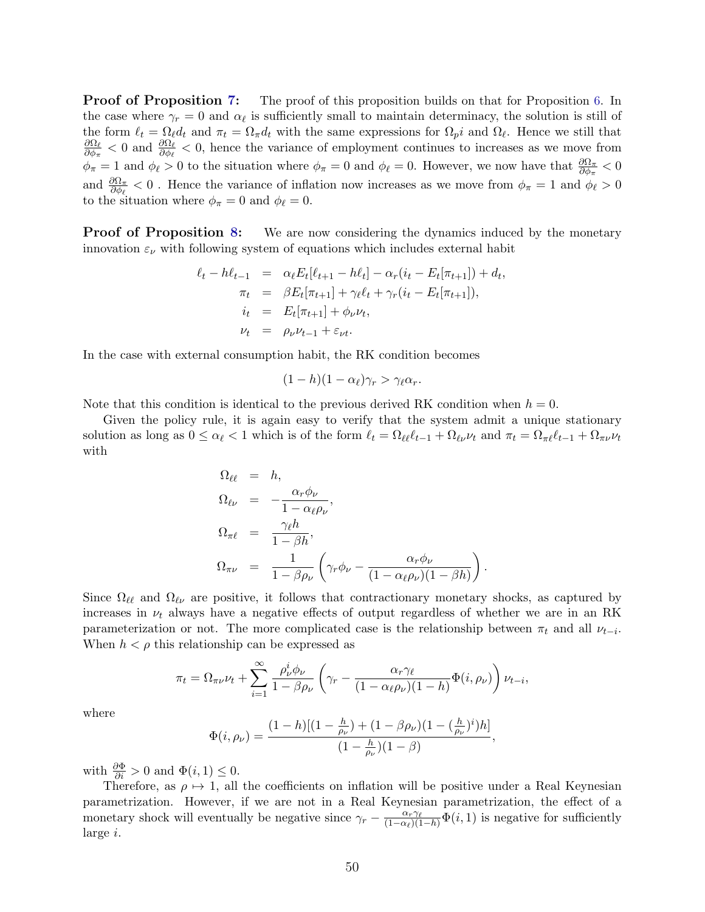**Proof of Proposition 7:** The proof of this proposition builds on that for Proposition 6. In the case where $\gamma_r = 0$ and $\alpha_\ell$ is sufficiently small to maintain determinacy, the solution is still of the form $\ell_t = \Omega_\ell d_t$ and $\pi_t = \Omega_\pi d_t$ with the same expressions for $\Omega_p i$ and $\Omega_\ell$. Hence we still that $\frac{\partial \Omega_\ell}{\partial \phi_\pi} < 0$ and $\frac{\partial \Omega_\ell}{\partial \phi_\ell} < 0$, hence the variance of employment continues to increases as we move from $\phi_\pi = 1$ and $\phi_\ell > 0$ to the situation where $\phi_\pi = 0$ and $\phi_\ell = 0$. However, we now have that $\frac{\partial \Omega_\pi}{\partial \phi_\pi} < 0$ and $\frac{\partial \Omega_\pi}{\partial \phi_\ell} < 0$ . Hence the variance of inflation now increases as we move from $\phi_\pi = 1$ and $\phi_\ell > 0$ to the situation where $\phi_\pi = 0$ and $\phi_\ell = 0$.

**Proof of Proposition 8:** We are now considering the dynamics induced by the monetary innovation $\varepsilon_\nu$ with following system of equations which includes external habit

$$
\begin{aligned}
\ell_t - h\ell_{t-1} &= \alpha_\ell E_t[\ell_{t+1} - h\ell_t] - \alpha_r(i_t - E_t[\pi_{t+1}]) + d_t, \\
\pi_t &= \beta E_t[\pi_{t+1}] + \gamma_\ell \ell_t + \gamma_r(i_t - E_t[\pi_{t+1}]), \\
i_t &= E_t[\pi_{t+1}] + \phi_\nu \nu_t, \\
\nu_t &= \rho_\nu \nu_{t-1} + \varepsilon_{\nu t}.
\end{aligned}
$$

In the case with external consumption habit, the RK condition becomes

$$
(1-h)(1-\alpha_\ell)\gamma_r > \gamma_\ell \alpha_r.
$$

Note that this condition is identical to the previous derived RK condition when $h = 0$.

Given the policy rule, it is again easy to verify that the system admit a unique stationary solution as long as $0 \leq \alpha_\ell < 1$ which is of the form $\ell_t = \Omega_{\ell\ell}\ell_{t-1} + \Omega_{\ell\nu}\nu_t$ and $\pi_t = \Omega_{\pi\ell}\ell_{t-1} + \Omega_{\pi\nu}\nu_t$ with

$$
\begin{aligned}
\Omega_{\ell\ell} &= h, \\
\Omega_{\ell\nu} &= -\frac{\alpha_r \phi_\nu}{1 - \alpha_\ell \rho_\nu}, \\
\Omega_{\pi\ell} &= \frac{\gamma_\ell h}{1 - \beta h}, \\
\Omega_{\pi\nu} &= \frac{1}{1 - \beta\rho_\nu}\left(\gamma_r \phi_\nu - \frac{\alpha_r \phi_\nu}{(1 - \alpha_\ell \rho_\nu)(1 - \beta h)}\right).
\end{aligned}
$$

Since $\Omega_{\ell\ell}$ and $\Omega_{\ell\nu}$ are positive, it follows that contractionary monetary shocks, as captured by increases in $\nu_t$ always have a negative effects of output regardless of whether we are in an RK parameterization or not. The more complicated case is the relationship between $\pi_t$ and all $\nu_{t-i}$. When $h < \rho$ this relationship can be expressed as

$$
\pi_t = \Omega_{\pi\nu}\nu_t + \sum_{i=1}^{\infty} \frac{\rho_\nu^i \phi_\nu}{1 - \beta\rho_\nu}\left(\gamma_r - \frac{\alpha_r \gamma_\ell}{(1 - \alpha_\ell \rho_\nu)(1-h)}\Phi(i, \rho_\nu)\right)\nu_{t-i},
$$

where

$$
\Phi(i, \rho_\nu) = \frac{(1-h)[(1 - \frac{h}{\rho_\nu}) + (1 - \beta\rho_\nu)(1 - (\frac{h}{\rho_\nu})^i)h]}{(1 - \frac{h}{\rho_\nu})(1 - \beta)},
$$

with $\frac{\partial \Phi}{\partial i} > 0$ and $\Phi(i, 1) \leq 0$.

Therefore, as $\rho \mapsto 1$, all the coefficients on inflation will be positive under a Real Keynesian parametrization. However, if we are not in a Real Keynesian parametrization, the effect of a monetary shock will eventually be negative since $\gamma_r - \frac{\alpha_r \gamma_\ell}{(1-\alpha_\ell)(1-h)}\Phi(i, 1)$ is negative for sufficiently large $i$.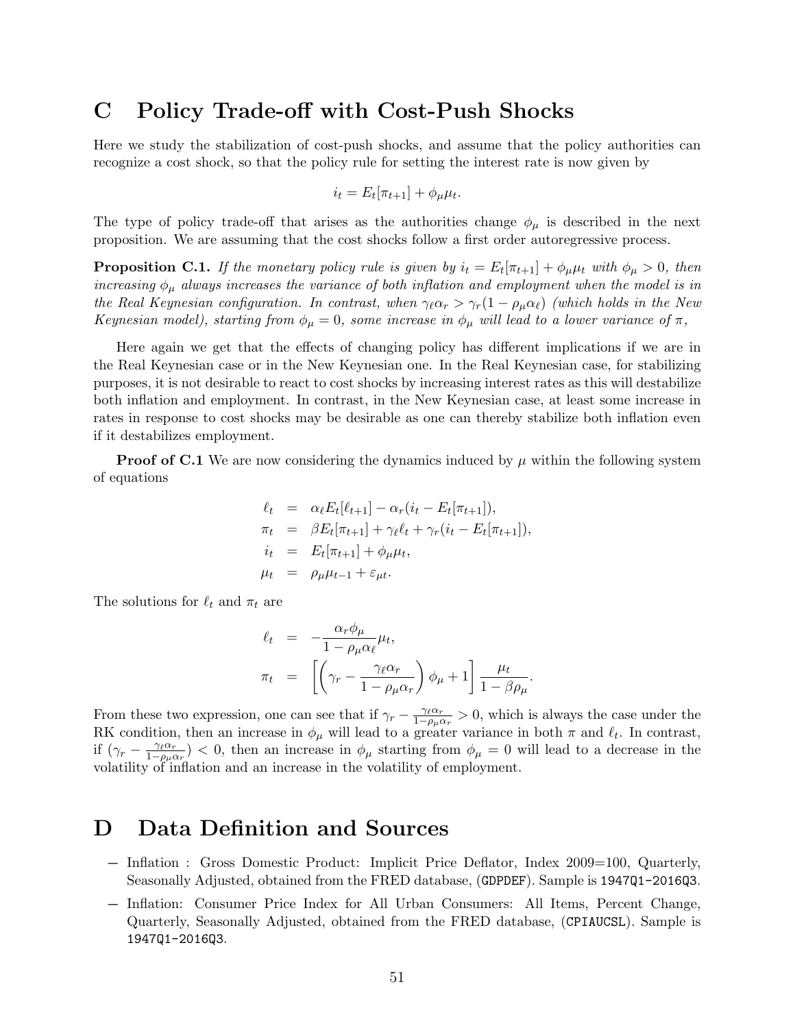# C Policy Trade-off with Cost-Push Shocks

Here we study the stabilization of cost-push shocks, and assume that the policy authorities can recognize a cost shock, so that the policy rule for setting the interest rate is now given by

$$i_t = E_t[\pi_{t+1}] + \phi_\mu \mu_t.$$

The type of policy trade-off that arises as the authorities change $\phi_\mu$ is described in the next proposition. We are assuming that the cost shocks follow a first order autoregressive process.

**Proposition C.1.** *If the monetary policy rule is given by $i_t = E_t[\pi_{t+1}] + \phi_\mu \mu_t$ with $\phi_\mu > 0$, then increasing $\phi_\mu$ always increases the variance of both inflation and employment when the model is in the Real Keynesian configuration. In contrast, when $\gamma_\ell \alpha_r > \gamma_r(1 - \rho_\mu \alpha_\ell)$ (which holds in the New Keynesian model), starting from $\phi_\mu = 0$, some increase in $\phi_\mu$ will lead to a lower variance of $\pi$,*

Here again we get that the effects of changing policy has different implications if we are in the Real Keynesian case or in the New Keynesian one. In the Real Keynesian case, for stabilizing purposes, it is not desirable to react to cost shocks by increasing interest rates as this will destabilize both inflation and employment. In contrast, in the New Keynesian case, at least some increase in rates in response to cost shocks may be desirable as one can thereby stabilize both inflation even if it destabilizes employment.

**Proof of C.1** We are now considering the dynamics induced by $\mu$ within the following system of equations

$$
\begin{aligned}
\ell_t &= \alpha_\ell E_t[\ell_{t+1}] - \alpha_r(i_t - E_t[\pi_{t+1}]), \\
\pi_t &= \beta E_t[\pi_{t+1}] + \gamma_\ell \ell_t + \gamma_r(i_t - E_t[\pi_{t+1}]), \\
i_t &= E_t[\pi_{t+1}] + \phi_\mu \mu_t, \\
\mu_t &= \rho_\mu \mu_{t-1} + \varepsilon_{\mu t}.
\end{aligned}
$$

The solutions for $\ell_t$ and $\pi_t$ are

$$
\begin{aligned}
\ell_t &= -\frac{\alpha_r \phi_\mu}{1 - \rho_\mu \alpha_\ell} \mu_t, \\
\pi_t &= \left[ \left( \gamma_r - \frac{\gamma_\ell \alpha_r}{1 - \rho_\mu \alpha_r} \right) \phi_\mu + 1 \right] \frac{\mu_t}{1 - \beta \rho_\mu}.
\end{aligned}
$$

From these two expression, one can see that if $\gamma_r - \frac{\gamma_\ell \alpha_r}{1 - \rho_\mu \alpha_r} > 0$, which is always the case under the RK condition, then an increase in $\phi_\mu$ will lead to a greater variance in both $\pi$ and $\ell_t$. In contrast, if $(\gamma_r - \frac{\gamma_\ell \alpha_r}{1 - \rho_\mu \alpha_r}) < 0$, then an increase in $\phi_\mu$ starting from $\phi_\mu = 0$ will lead to a decrease in the volatility of inflation and an increase in the volatility of employment.

# D Data Definition and Sources

- Inflation : Gross Domestic Product: Implicit Price Deflator, Index 2009=100, Quarterly, Seasonally Adjusted, obtained from the FRED database, (GDPDEF). Sample is 1947Q1-2016Q3.
- Inflation: Consumer Price Index for All Urban Consumers: All Items, Percent Change, Quarterly, Seasonally Adjusted, obtained from the FRED database, (CPIAUCSL). Sample is 1947Q1-2016Q3.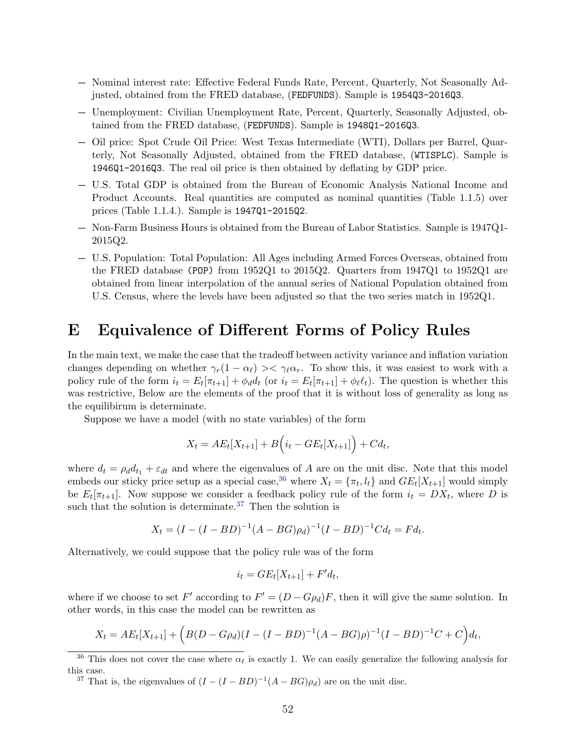- Nominal interest rate: Effective Federal Funds Rate, Percent, Quarterly, Not Seasonally Adjusted, obtained from the FRED database, (FEDFUNDS). Sample is 1954Q3-2016Q3.
- Unemployment: Civilian Unemployment Rate, Percent, Quarterly, Seasonally Adjusted, obtained from the FRED database, (FEDFUNDS). Sample is 1948Q1-2016Q3.
- Oil price: Spot Crude Oil Price: West Texas Intermediate (WTI), Dollars per Barrel, Quarterly, Not Seasonally Adjusted, obtained from the FRED database, (WTISPLC). Sample is 1946Q1-2016Q3. The real oil price is then obtained by deflating by GDP price.
- U.S. Total GDP is obtained from the Bureau of Economic Analysis National Income and Product Accounts. Real quantities are computed as nominal quantities (Table 1.1.5) over prices (Table 1.1.4.). Sample is 1947Q1-2015Q2.
- Non-Farm Business Hours is obtained from the Bureau of Labor Statistics. Sample is 1947Q1-2015Q2.
- U.S. Population: Total Population: All Ages including Armed Forces Overseas, obtained from the FRED database (POP) from 1952Q1 to 2015Q2. Quarters from 1947Q1 to 1952Q1 are obtained from linear interpolation of the annual series of National Population obtained from U.S. Census, where the levels have been adjusted so that the two series match in 1952Q1.

# E Equivalence of Different Forms of Policy Rules

In the main text, we make the case that the tradeoff between activity variance and inflation variation changes depending on whether $\gamma_r(1-\alpha_\ell) >< \gamma_\ell \alpha_r$. To show this, it was easiest to work with a policy rule of the form $i_t = E_t[\pi_{t+1}] + \phi_d d_t$ (or $i_t = E_t[\pi_{t+1}] + \phi_\ell \ell_t$). The question is whether this was restrictive, Below are the elements of the proof that it is without loss of generality as long as the equilibirum is determinate.

Suppose we have a model (with no state variables) of the form

$$X_t = AE_t[X_{t+1}] + B\Big(i_t - GE_t[X_{t+1}]\Big) + Cd_t,$$

where $d_t = \rho_d d_{t_1} + \varepsilon_{dt}$ and where the eigenvalues of $A$ are on the unit disc. Note that this model embeds our sticky price setup as a special case,[36] where $X_t = \{\pi_t, l_t\}$ and $GE_t[X_{t+1}]$ would simply be $E_t[\pi_{t+1}]$. Now suppose we consider a feedback policy rule of the form $i_t = DX_t$, where $D$ is such that the solution is determinate.[37] Then the solution is

$$X_t = (I - (I-BD)^{-1}(A - BG)\rho_d)^{-1}(I-BD)^{-1}Cd_t = Fd_t.$$

Alternatively, we could suppose that the policy rule was of the form

$$i_t = GE_t[X_{t+1}] + F'd_t,$$

where if we choose to set $F'$ according to $F' = (D - G\rho_d)F$, then it will give the same solution. In other words, in this case the model can be rewritten as

$$X_t = AE_t[X_{t+1}] + \Big(B(D - G\rho_d)(I - (I-BD)^{-1}(A-BG)\rho)^{-1}(I-BD)^{-1}C + C\Big)d_t,$$

[36] This does not cover the case where $\alpha_\ell$ is exactly 1. We can easily generalize the following analysis for this case.

[37] That is, the eigenvalues of $(I - (I-BD)^{-1}(A-BG)\rho_d)$ are on the unit disc.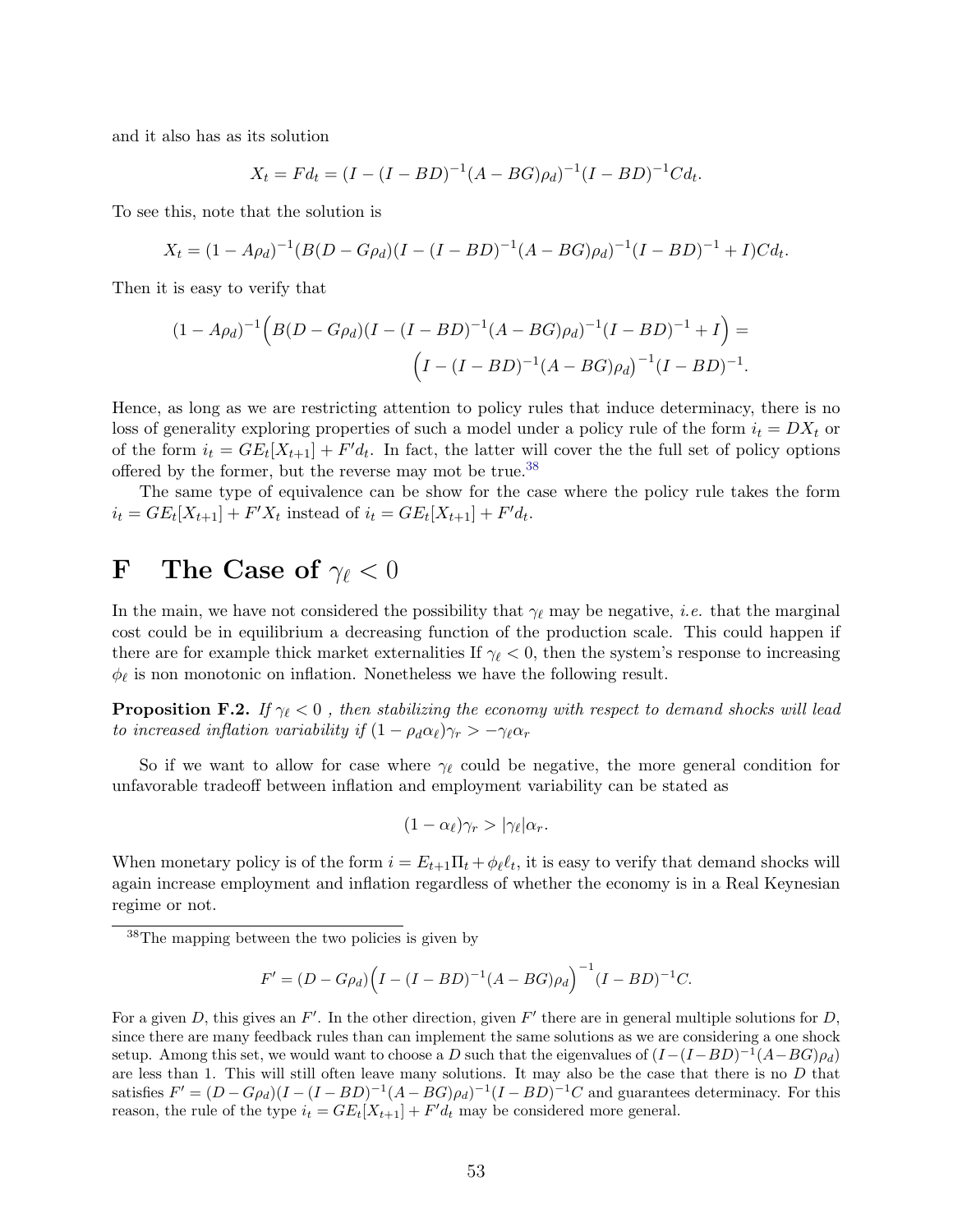and it also has as its solution

$$X_t = Fd_t = (I - (I - BD)^{-1}(A - BG)\rho_d)^{-1}(I - BD)^{-1}Cd_t.$$

To see this, note that the solution is

$$X_t = (1 - A\rho_d)^{-1}(B(D - G\rho_d)(I - (I - BD)^{-1}(A - BG)\rho_d)^{-1}(I - BD)^{-1} + I)Cd_t.$$

Then it is easy to verify that

$$(1 - A\rho_d)^{-1}\Big(B(D - G\rho_d)(I - (I - BD)^{-1}(A - BG)\rho_d)^{-1}(I - BD)^{-1} + I\Big) = \Big(I - (I - BD)^{-1}(A - BG)\rho_d\Big)^{-1}(I - BD)^{-1}.$$

Hence, as long as we are restricting attention to policy rules that induce determinacy, there is no loss of generality exploring properties of such a model under a policy rule of the form $i_t = DX_t$ or of the form $i_t = GE_t[X_{t+1}] + F'd_t$. In fact, the latter will cover the the full set of policy options offered by the former, but the reverse may mot be true.[38]

The same type of equivalence can be show for the case where the policy rule takes the form $i_t = GE_t[X_{t+1}] + F'X_t$ instead of $i_t = GE_t[X_{t+1}] + F'd_t$.

# F The Case of $\gamma_\ell < 0$

In the main, we have not considered the possibility that $\gamma_\ell$ may be negative, *i.e.* that the marginal cost could be in equilibrium a decreasing function of the production scale. This could happen if there are for example thick market externalities If $\gamma_\ell < 0$, then the system's response to increasing $\phi_\ell$ is non monotonic on inflation. Nonetheless we have the following result.

**Proposition F.2.** *If $\gamma_\ell < 0$ , then stabilizing the economy with respect to demand shocks will lead to increased inflation variability if $(1 - \rho_d\alpha_\ell)\gamma_r > -\gamma_\ell\alpha_r$*

So if we want to allow for case where $\gamma_\ell$ could be negative, the more general condition for unfavorable tradeoff between inflation and employment variability can be stated as

$$(1 - \alpha_\ell)\gamma_r > |\gamma_\ell|\alpha_r.$$

When monetary policy is of the form $i = E_{t+1}\Pi_t + \phi_\ell\ell_t$, it is easy to verify that demand shocks will again increase employment and inflation regardless of whether the economy is in a Real Keynesian regime or not.

---

[38]The mapping between the two policies is given by

$$F' = (D - G\rho_d)\Big(I - (I - BD)^{-1}(A - BG)\rho_d\Big)^{-1}(I - BD)^{-1}C.$$

For a given $D$, this gives an $F'$. In the other direction, given $F'$ there are in general multiple solutions for $D$, since there are many feedback rules than can implement the same solutions as we are considering a one shock setup. Among this set, we would want to choose a $D$ such that the eigenvalues of $(I-(I-BD)^{-1}(A-BG)\rho_d)$ are less than 1. This will still often leave many solutions. It may also be the case that there is no $D$ that satisfies $F' = (D - G\rho_d)(I - (I - BD)^{-1}(A - BG)\rho_d)^{-1}(I - BD)^{-1}C$ and guarantees determinacy. For this reason, the rule of the type $i_t = GE_t[X_{t+1}] + F'd_t$ may be considered more general.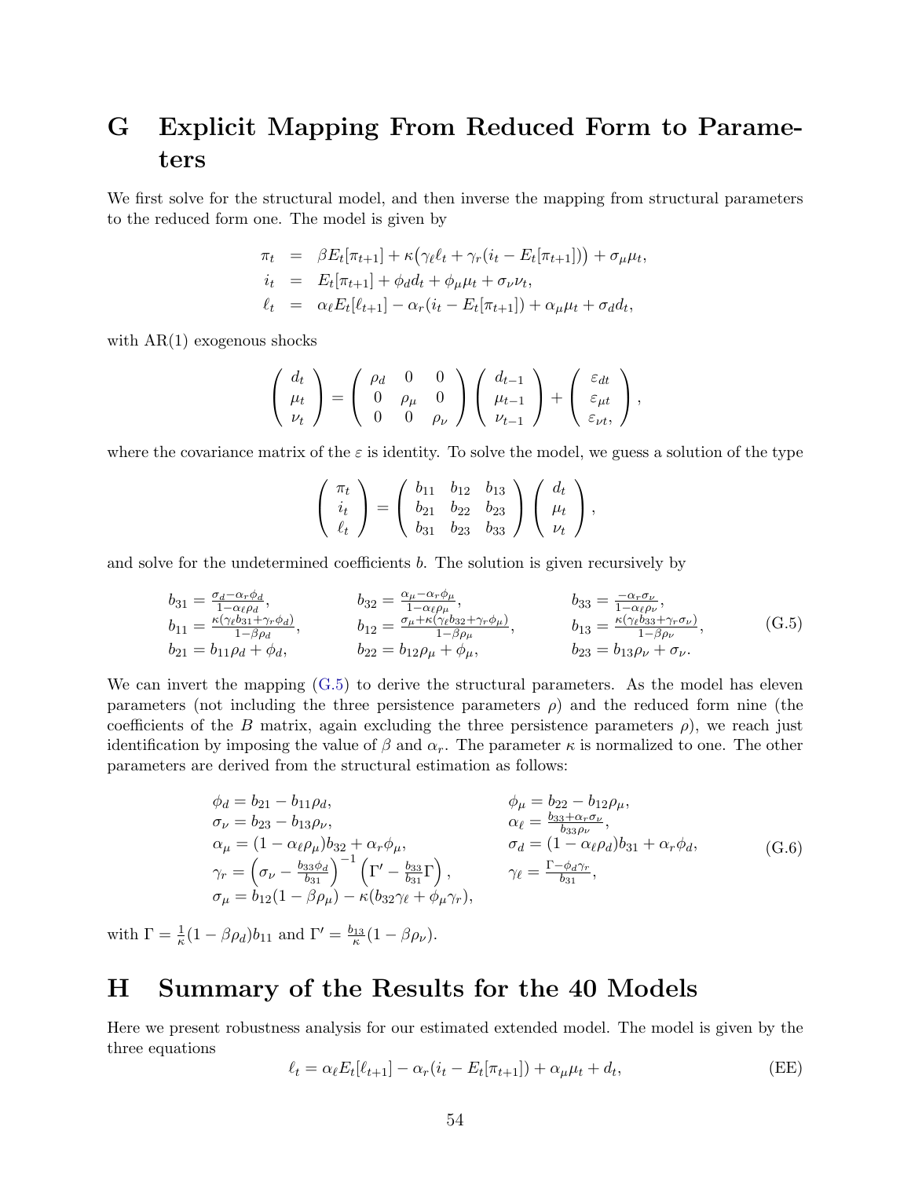# G Explicit Mapping From Reduced Form to Parameters

We first solve for the structural model, and then inverse the mapping from structural parameters to the reduced form one. The model is given by

$$
\begin{aligned}
\pi_t &= \beta E_t[\pi_{t+1}] + \kappa\big(\gamma_\ell \ell_t + \gamma_r(i_t - E_t[\pi_{t+1}])\big) + \sigma_\mu \mu_t, \\
i_t &= E_t[\pi_{t+1}] + \phi_d d_t + \phi_\mu \mu_t + \sigma_\nu \nu_t, \\
\ell_t &= \alpha_\ell E_t[\ell_{t+1}] - \alpha_r(i_t - E_t[\pi_{t+1}]) + \alpha_\mu \mu_t + \sigma_d d_t,
\end{aligned}
$$

with AR(1) exogenous shocks

$$
\begin{pmatrix} d_t \\ \mu_t \\ \nu_t \end{pmatrix} = \begin{pmatrix} \rho_d & 0 & 0 \\ 0 & \rho_\mu & 0 \\ 0 & 0 & \rho_\nu \end{pmatrix} \begin{pmatrix} d_{t-1} \\ \mu_{t-1} \\ \nu_{t-1} \end{pmatrix} + \begin{pmatrix} \varepsilon_{dt} \\ \varepsilon_{\mu t} \\ \varepsilon_{\nu t}, \end{pmatrix},
$$

where the covariance matrix of the $\varepsilon$ is identity. To solve the model, we guess a solution of the type

$$
\begin{pmatrix} \pi_t \\ i_t \\ \ell_t \end{pmatrix} = \begin{pmatrix} b_{11} & b_{12} & b_{13} \\ b_{21} & b_{22} & b_{23} \\ b_{31} & b_{23} & b_{33} \end{pmatrix} \begin{pmatrix} d_t \\ \mu_t \\ \nu_t \end{pmatrix},
$$

and solve for the undetermined coefficients $b$. The solution is given recursively by

$$
\begin{array}{lll}
b_{31} = \frac{\sigma_d - \alpha_r \phi_d}{1-\alpha_\ell \rho_d}, & b_{32} = \frac{\alpha_\mu - \alpha_r \phi_\mu}{1-\alpha_\ell \rho_\mu}, & b_{33} = \frac{-\alpha_r \sigma_\nu}{1-\alpha_\ell \rho_\nu}, \\
b_{11} = \frac{\kappa(\gamma_\ell b_{31} + \gamma_r \phi_d)}{1-\beta\rho_d}, & b_{12} = \frac{\sigma_\mu + \kappa(\gamma_\ell b_{32} + \gamma_r \phi_\mu)}{1-\beta\rho_\mu}, & b_{13} = \frac{\kappa(\gamma_\ell b_{33} + \gamma_r \sigma_\nu)}{1-\beta\rho_\nu}, \\
b_{21} = b_{11}\rho_d + \phi_d, & b_{22} = b_{12}\rho_\mu + \phi_\mu, & b_{23} = b_{13}\rho_\nu + \sigma_\nu.
\end{array} \tag{G.5}
$$

We can invert the mapping (G.5) to derive the structural parameters. As the model has eleven parameters (not including the three persistence parameters $\rho$) and the reduced form nine (the coefficients of the $B$ matrix, again excluding the three persistence parameters $\rho$), we reach just identification by imposing the value of $\beta$ and $\alpha_r$. The parameter $\kappa$ is normalized to one. The other parameters are derived from the structural estimation as follows:

$$
\begin{array}{ll}
\phi_d = b_{21} - b_{11}\rho_d, & \phi_\mu = b_{22} - b_{12}\rho_\mu, \\
\sigma_\nu = b_{23} - b_{13}\rho_\nu, & \alpha_\ell = \frac{b_{33} + \alpha_r \sigma_\nu}{b_{33}\rho_\nu}, \\
\alpha_\mu = (1-\alpha_\ell\rho_\mu) b_{32} + \alpha_r \phi_\mu, & \sigma_d = (1-\alpha_\ell \rho_d) b_{31} + \alpha_r \phi_d, \\
\gamma_r = \left(\sigma_\nu - \frac{b_{33}\phi_d}{b_{31}}\right)^{-1}\left(\Gamma' - \frac{b_{33}}{b_{31}}\Gamma\right), & \gamma_\ell = \frac{\Gamma - \phi_d \gamma_r}{b_{31}}, \\
\sigma_\mu = b_{12}(1-\beta\rho_\mu) - \kappa(b_{32}\gamma_\ell + \phi_\mu \gamma_r), &
\end{array} \tag{G.6}
$$

with $\Gamma = \frac{1}{\kappa}(1-\beta\rho_d) b_{11}$ and $\Gamma' = \frac{b_{13}}{\kappa}(1-\beta\rho_\nu)$.

# H Summary of the Results for the 40 Models

Here we present robustness analysis for our estimated extended model. The model is given by the three equations

$$
\ell_t = \alpha_\ell E_t[\ell_{t+1}] - \alpha_r(i_t - E_t[\pi_{t+1}]) + \alpha_\mu \mu_t + d_t, \tag{EE}
$$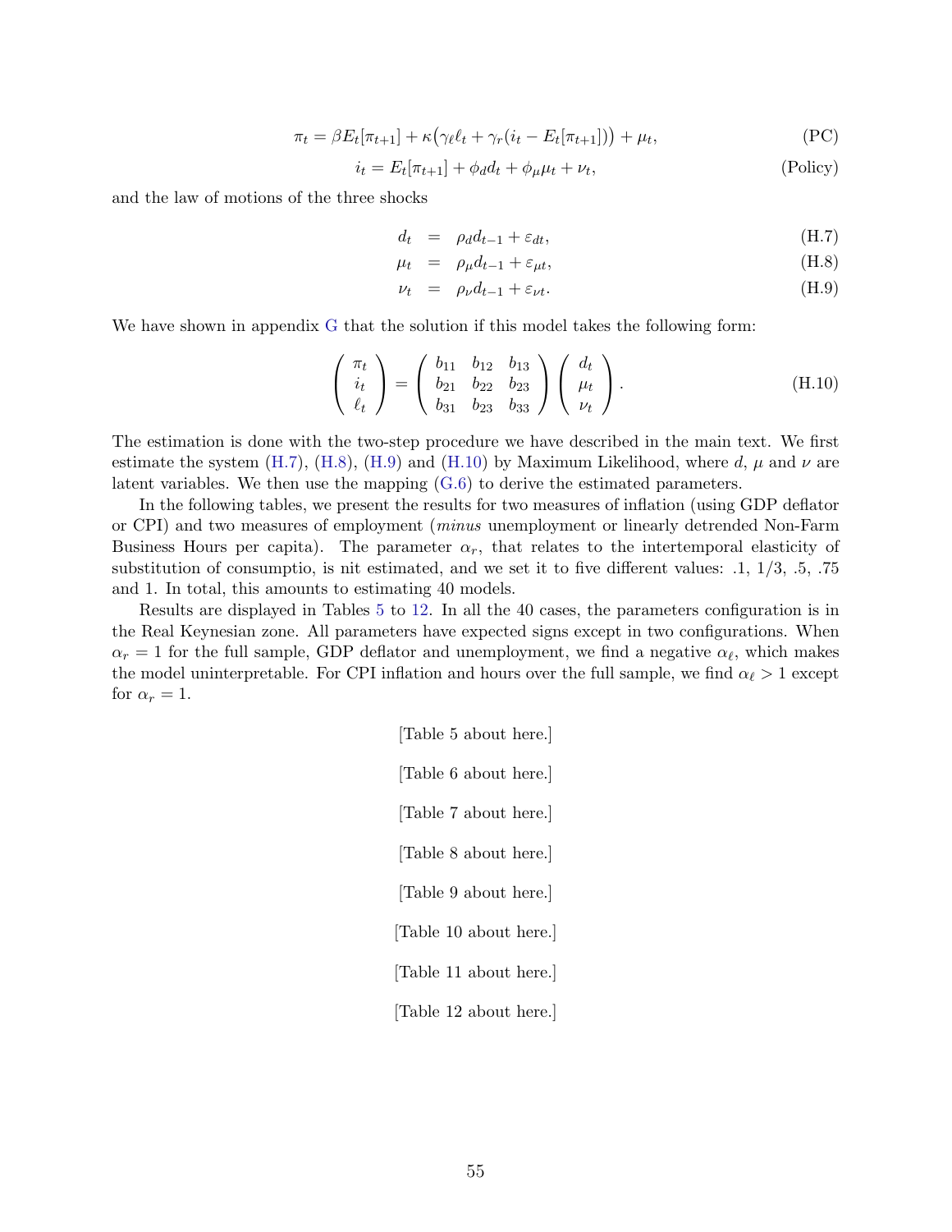$$\pi_t = \beta E_t[\pi_{t+1}] + \kappa\big(\gamma_\ell \ell_t + \gamma_r (i_t - E_t[\pi_{t+1}])\big) + \mu_t, \tag{PC}$$

$$i_t = E_t[\pi_{t+1}] + \phi_d d_t + \phi_\mu \mu_t + \nu_t, \tag{Policy}$$

and the law of motions of the three shocks

$$d_t = \rho_d d_{t-1} + \varepsilon_{dt}, \tag{H.7}$$

$$\mu_t = \rho_\mu d_{t-1} + \varepsilon_{\mu t}, \tag{H.8}$$

$$\nu_t = \rho_\nu d_{t-1} + \varepsilon_{\nu t}. \tag{H.9}$$

We have shown in appendix G that the solution if this model takes the following form:

$$\begin{pmatrix} \pi_t \\ i_t \\ \ell_t \end{pmatrix} = \begin{pmatrix} b_{11} & b_{12} & b_{13} \\ b_{21} & b_{22} & b_{23} \\ b_{31} & b_{23} & b_{33} \end{pmatrix} \begin{pmatrix} d_t \\ \mu_t \\ \nu_t \end{pmatrix}. \tag{H.10}$$

The estimation is done with the two-step procedure we have described in the main text. We first estimate the system (H.7), (H.8), (H.9) and (H.10) by Maximum Likelihood, where $d$, $\mu$ and $\nu$ are latent variables. We then use the mapping (G.6) to derive the estimated parameters.

In the following tables, we present the results for two measures of inflation (using GDP deflator or CPI) and two measures of employment (*minus* unemployment or linearly detrended Non-Farm Business Hours per capita). The parameter $\alpha_r$, that relates to the intertemporal elasticity of substitution of consumptio, is nit estimated, and we set it to five different values: .1, 1/3, .5, .75 and 1. In total, this amounts to estimating 40 models.

Results are displayed in Tables 5 to 12. In all the 40 cases, the parameters configuration is in the Real Keynesian zone. All parameters have expected signs except in two configurations. When $\alpha_r = 1$ for the full sample, GDP deflator and unemployment, we find a negative $\alpha_\ell$, which makes the model uninterpretable. For CPI inflation and hours over the full sample, we find $\alpha_\ell > 1$ except for $\alpha_r = 1$.

[Table 5 about here.]

[Table 6 about here.]

[Table 7 about here.]

[Table 8 about here.]

[Table 9 about here.]

[Table 10 about here.]

[Table 11 about here.]

[Table 12 about here.]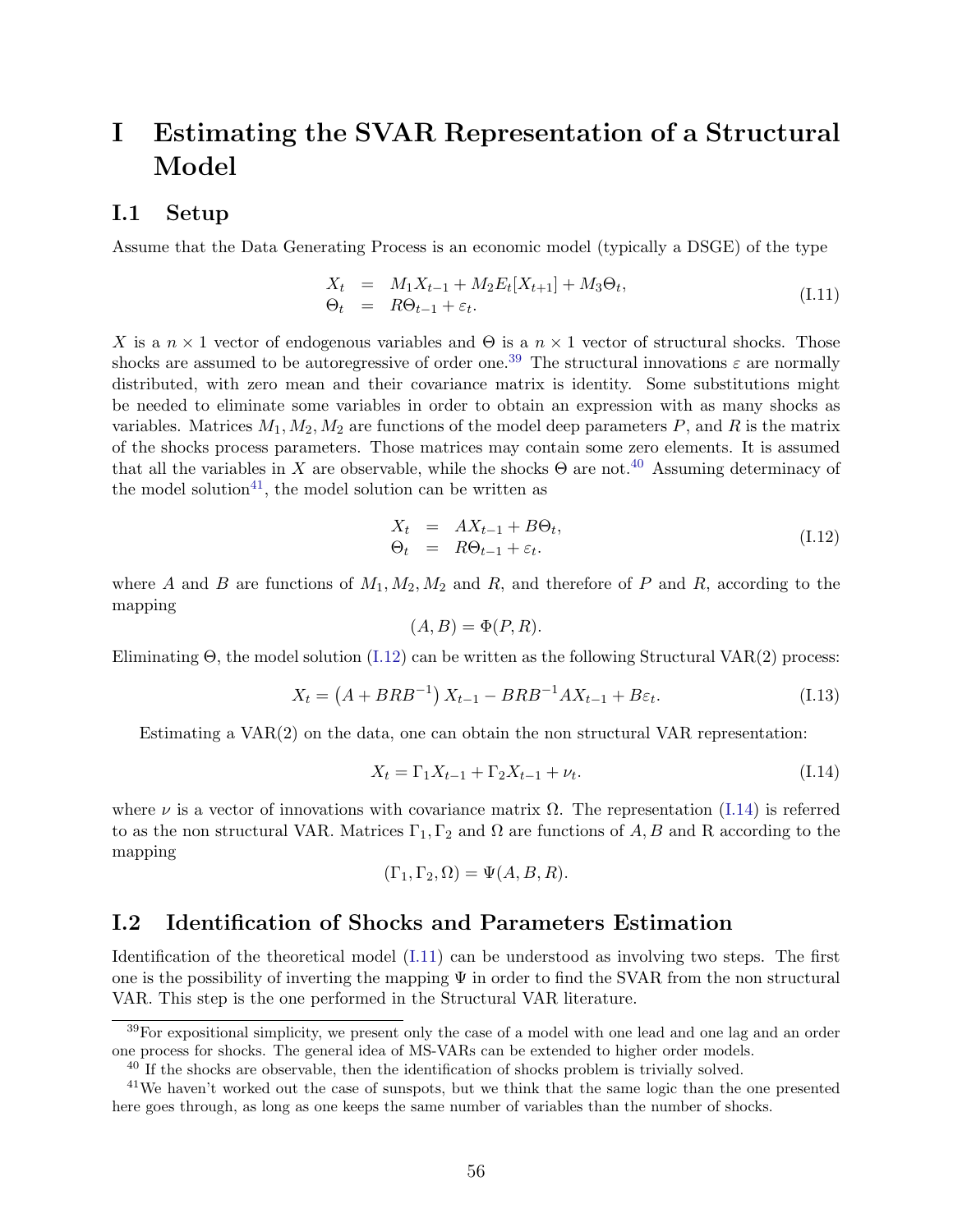# I Estimating the SVAR Representation of a Structural Model

## I.1 Setup

Assume that the Data Generating Process is an economic model (typically a DSGE) of the type

$$
\begin{aligned}
X_t &= M_1 X_{t-1} + M_2 E_t[X_{t+1}] + M_3 \Theta_t, \\
\Theta_t &= R\Theta_{t-1} + \varepsilon_t.
\end{aligned}
\tag{I.11}
$$

$X$ is a $n \times 1$ vector of endogenous variables and $\Theta$ is a $n \times 1$ vector of structural shocks. Those shocks are assumed to be autoregressive of order one.[39] The structural innovations $\varepsilon$ are normally distributed, with zero mean and their covariance matrix is identity. Some substitutions might be needed to eliminate some variables in order to obtain an expression with as many shocks as variables. Matrices $M_1, M_2, M_2$ are functions of the model deep parameters $P$, and $R$ is the matrix of the shocks process parameters. Those matrices may contain some zero elements. It is assumed that all the variables in $X$ are observable, while the shocks $\Theta$ are not.[40] Assuming determinacy of the model solution[41], the model solution can be written as

$$
\begin{aligned}
X_t &= AX_{t-1} + B\Theta_t, \\
\Theta_t &= R\Theta_{t-1} + \varepsilon_t.
\end{aligned}
\tag{I.12}
$$

where $A$ and $B$ are functions of $M_1, M_2, M_2$ and $R$, and therefore of $P$ and $R$, according to the mapping

$$(A, B) = \Phi(P, R).$$

Eliminating $\Theta$, the model solution (I.12) can be written as the following Structural VAR(2) process:

$$X_t = \left(A + BRB^{-1}\right) X_{t-1} - BRB^{-1}AX_{t-1} + B\varepsilon_t. \tag{I.13}$$

Estimating a VAR(2) on the data, one can obtain the non structural VAR representation:

$$X_t = \Gamma_1 X_{t-1} + \Gamma_2 X_{t-1} + \nu_t. \tag{I.14}$$

where $\nu$ is a vector of innovations with covariance matrix $\Omega$. The representation (I.14) is referred to as the non structural VAR. Matrices $\Gamma_1, \Gamma_2$ and $\Omega$ are functions of $A, B$ and R according to the mapping

$$(\Gamma_1, \Gamma_2, \Omega) = \Psi(A, B, R).$$

## I.2 Identification of Shocks and Parameters Estimation

Identification of the theoretical model (I.11) can be understood as involving two steps. The first one is the possibility of inverting the mapping $\Psi$ in order to find the SVAR from the non structural VAR. This step is the one performed in the Structural VAR literature.

[39] For expositional simplicity, we present only the case of a model with one lead and one lag and an order one process for shocks. The general idea of MS-VARs can be extended to higher order models.

[40] If the shocks are observable, then the identification of shocks problem is trivially solved.

[41] We haven't worked out the case of sunspots, but we think that the same logic than the one presented here goes through, as long as one keeps the same number of variables than the number of shocks.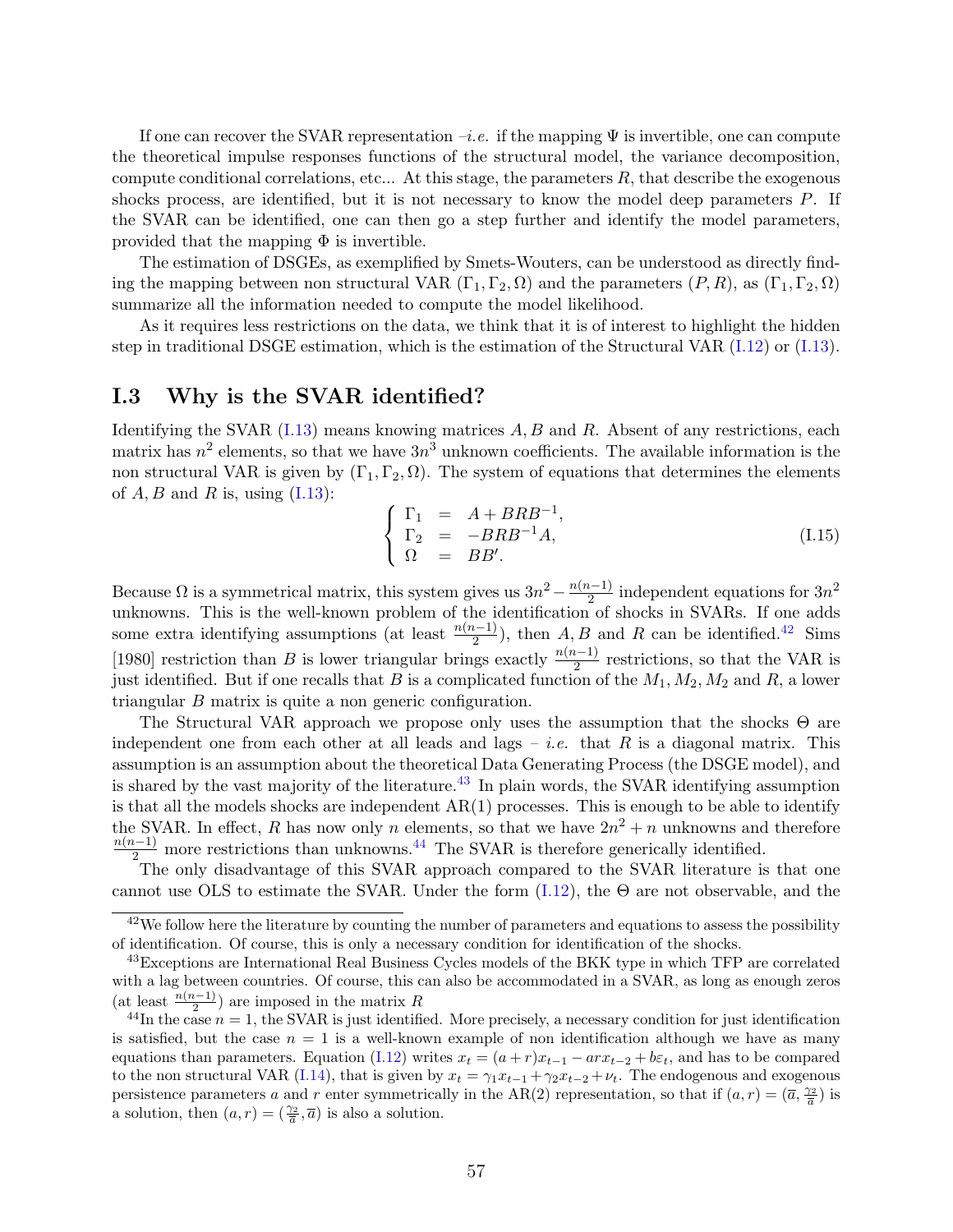If one can recover the SVAR representation –*i.e.* if the mapping $\Psi$ is invertible, one can compute the theoretical impulse responses functions of the structural model, the variance decomposition, compute conditional correlations, etc... At this stage, the parameters $R$, that describe the exogenous shocks process, are identified, but it is not necessary to know the model deep parameters $P$. If the SVAR can be identified, one can then go a step further and identify the model parameters, provided that the mapping $\Phi$ is invertible.

The estimation of DSGEs, as exemplified by Smets-Wouters, can be understood as directly finding the mapping between non structural VAR $(\Gamma_1, \Gamma_2, \Omega)$ and the parameters $(P, R)$, as $(\Gamma_1, \Gamma_2, \Omega)$ summarize all the information needed to compute the model likelihood.

As it requires less restrictions on the data, we think that it is of interest to highlight the hidden step in traditional DSGE estimation, which is the estimation of the Structural VAR (I.12) or (I.13).

## I.3 Why is the SVAR identified?

Identifying the SVAR (I.13) means knowing matrices $A, B$ and $R$. Absent of any restrictions, each matrix has $n^2$ elements, so that we have $3n^3$ unknown coefficients. The available information is the non structural VAR is given by $(\Gamma_1, \Gamma_2, \Omega)$. The system of equations that determines the elements of $A, B$ and $R$ is, using (I.13):

$$\left\{ \begin{array}{lcl} \Gamma_1 & = & A + BRB^{-1}, \\ \Gamma_2 & = & -BRB^{-1}A, \\ \Omega & = & BB'. \end{array} \right. \tag{I.15}$$

Because $\Omega$ is a symmetrical matrix, this system gives us $3n^2 - \frac{n(n-1)}{2}$ independent equations for $3n^2$ unknowns. This is the well-known problem of the identification of shocks in SVARs. If one adds some extra identifying assumptions (at least $\frac{n(n-1)}{2}$), then $A, B$ and $R$ can be identified.[42] Sims [1980] restriction than $B$ is lower triangular brings exactly $\frac{n(n-1)}{2}$ restrictions, so that the VAR is just identified. But if one recalls that $B$ is a complicated function of the $M_1, M_2, M_2$ and $R$, a lower triangular $B$ matrix is quite a non generic configuration.

The Structural VAR approach we propose only uses the assumption that the shocks $\Theta$ are independent one from each other at all leads and lags – *i.e.* that $R$ is a diagonal matrix. This assumption is an assumption about the theoretical Data Generating Process (the DSGE model), and is shared by the vast majority of the literature.[43] In plain words, the SVAR identifying assumption is that all the models shocks are independent AR(1) processes. This is enough to be able to identify the SVAR. In effect, $R$ has now only $n$ elements, so that we have $2n^2 + n$ unknowns and therefore $\frac{n(n-1)}{2}$ more restrictions than unknowns.[44] The SVAR is therefore generically identified.

The only disadvantage of this SVAR approach compared to the SVAR literature is that one cannot use OLS to estimate the SVAR. Under the form (I.12), the $\Theta$ are not observable, and the

[42] We follow here the literature by counting the number of parameters and equations to assess the possibility of identification. Of course, this is only a necessary condition for identification of the shocks.

[43] Exceptions are International Real Business Cycles models of the BKK type in which TFP are correlated with a lag between countries. Of course, this can also be accommodated in a SVAR, as long as enough zeros (at least $\frac{n(n-1)}{2}$) are imposed in the matrix $R$

[44] In the case $n = 1$, the SVAR is just identified. More precisely, a necessary condition for just identification is satisfied, but the case $n = 1$ is a well-known example of non identification although we have as many equations than parameters. Equation (I.12) writes $x_t = (a + r)x_{t-1} - arx_{t-2} + b\varepsilon_t$, and has to be compared to the non structural VAR (I.14), that is given by $x_t = \gamma_1 x_{t-1} + \gamma_2 x_{t-2} + \nu_t$. The endogenous and exogenous persistence parameters $a$ and $r$ enter symmetrically in the AR(2) representation, so that if $(a, r) = (\overline{a}, \frac{\gamma_2}{\overline{a}})$ is a solution, then $(a, r) = (\frac{\gamma_2}{\overline{a}}, \overline{a})$ is also a solution.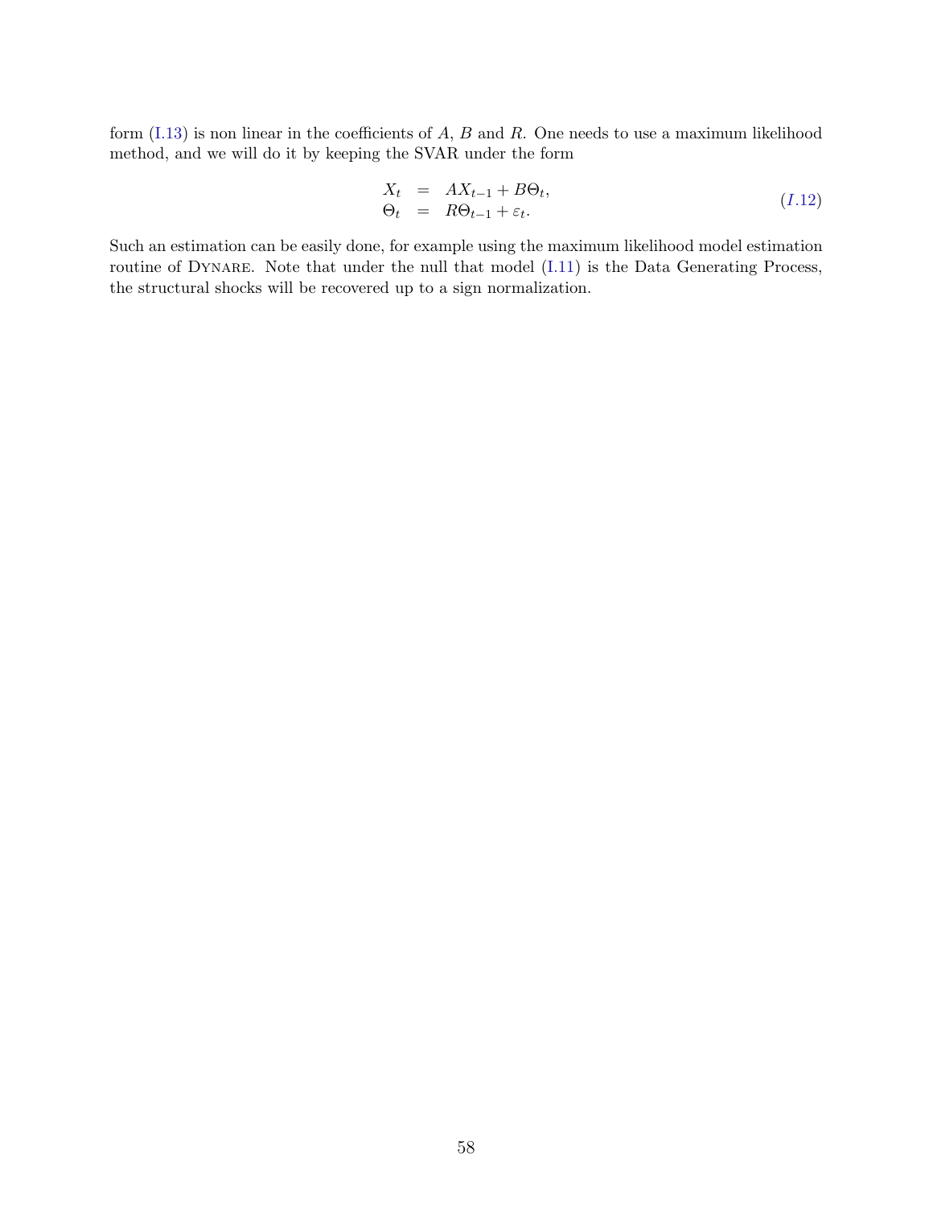form (I.13) is non linear in the coefficients of $A$, $B$ and $R$. One needs to use a maximum likelihood method, and we will do it by keeping the SVAR under the form

$$\begin{aligned} X_t &= AX_{t-1} + B\Theta_t, \\ \Theta_t &= R\Theta_{t-1} + \varepsilon_t. \end{aligned} \tag{I.12}$$

Such an estimation can be easily done, for example using the maximum likelihood model estimation routine of DYNARE. Note that under the null that model (I.11) is the Data Generating Process, the structural shocks will be recovered up to a sign normalization.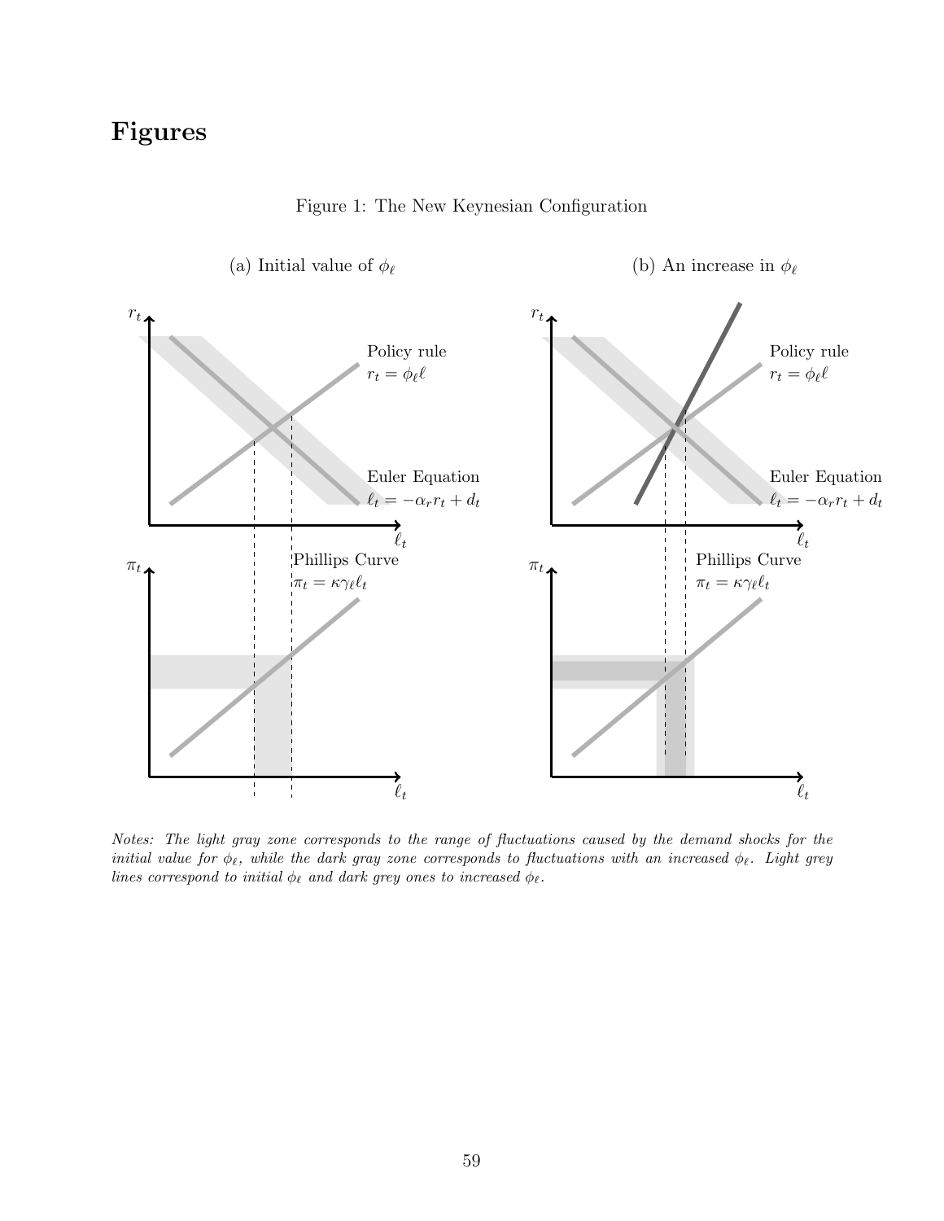# Figures

Figure 1: The New Keynesian Configuration

(a) Initial value of $\phi_\ell$

(b) An increase in $\phi_\ell$

*Notes: The light gray zone corresponds to the range of fluctuations caused by the demand shocks for the initial value for $\phi_\ell$, while the dark gray zone corresponds to fluctuations with an increased $\phi_\ell$. Light grey lines correspond to initial $\phi_\ell$ and dark grey ones to increased $\phi_\ell$.*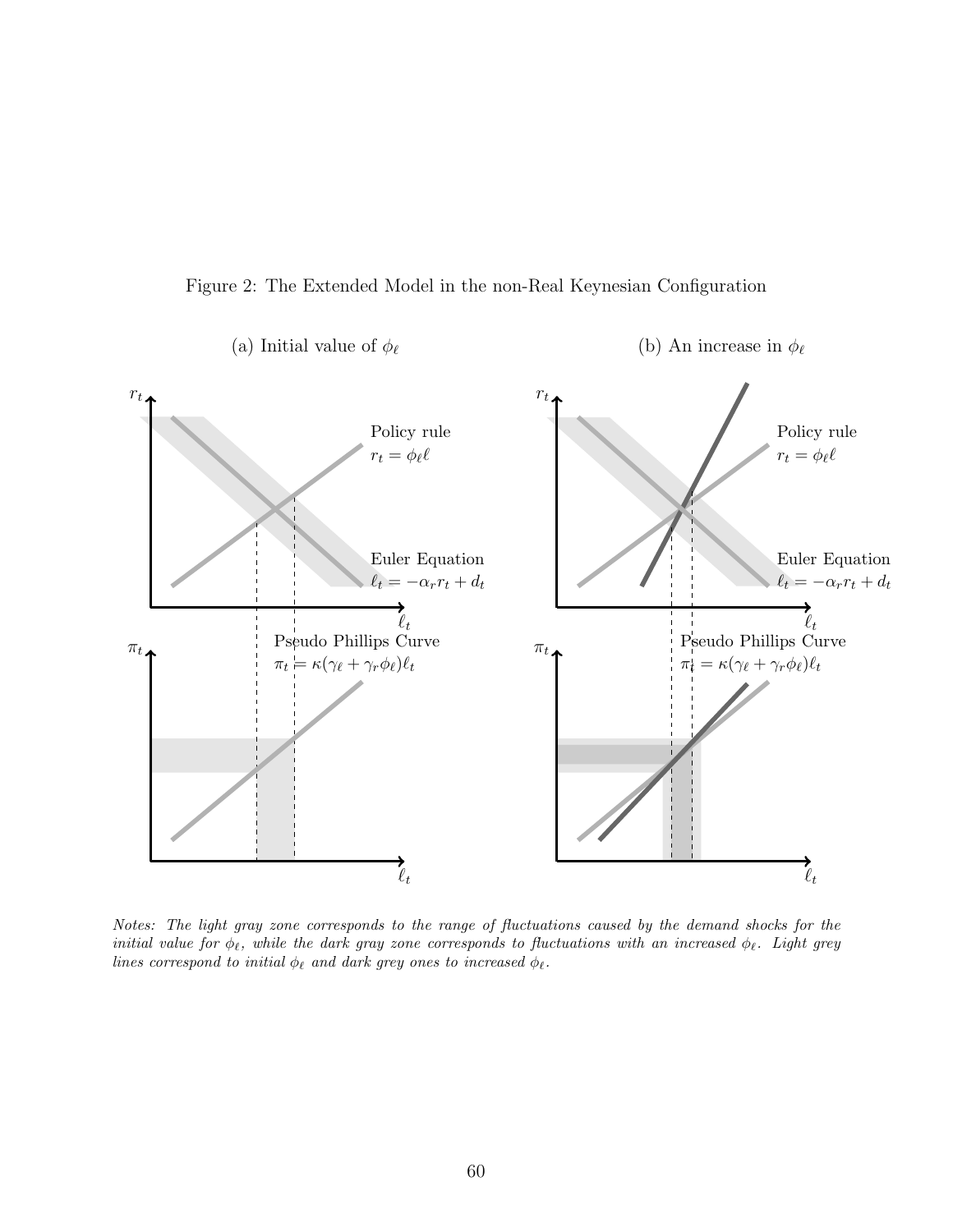Figure 2: The Extended Model in the non-Real Keynesian Configuration

(a) Initial value of $\phi_\ell$

(b) An increase in $\phi_\ell$

Policy rule
$r_t = \phi_\ell \ell$

Euler Equation
$\ell_t = -\alpha_r r_t + d_t$

Pseudo Phillips Curve
$\pi_t = \kappa(\gamma_\ell + \gamma_r \phi_\ell)\ell_t$

*Notes: The light gray zone corresponds to the range of fluctuations caused by the demand shocks for the initial value for $\phi_\ell$, while the dark gray zone corresponds to fluctuations with an increased $\phi_\ell$. Light grey lines correspond to initial $\phi_\ell$ and dark grey ones to increased $\phi_\ell$.*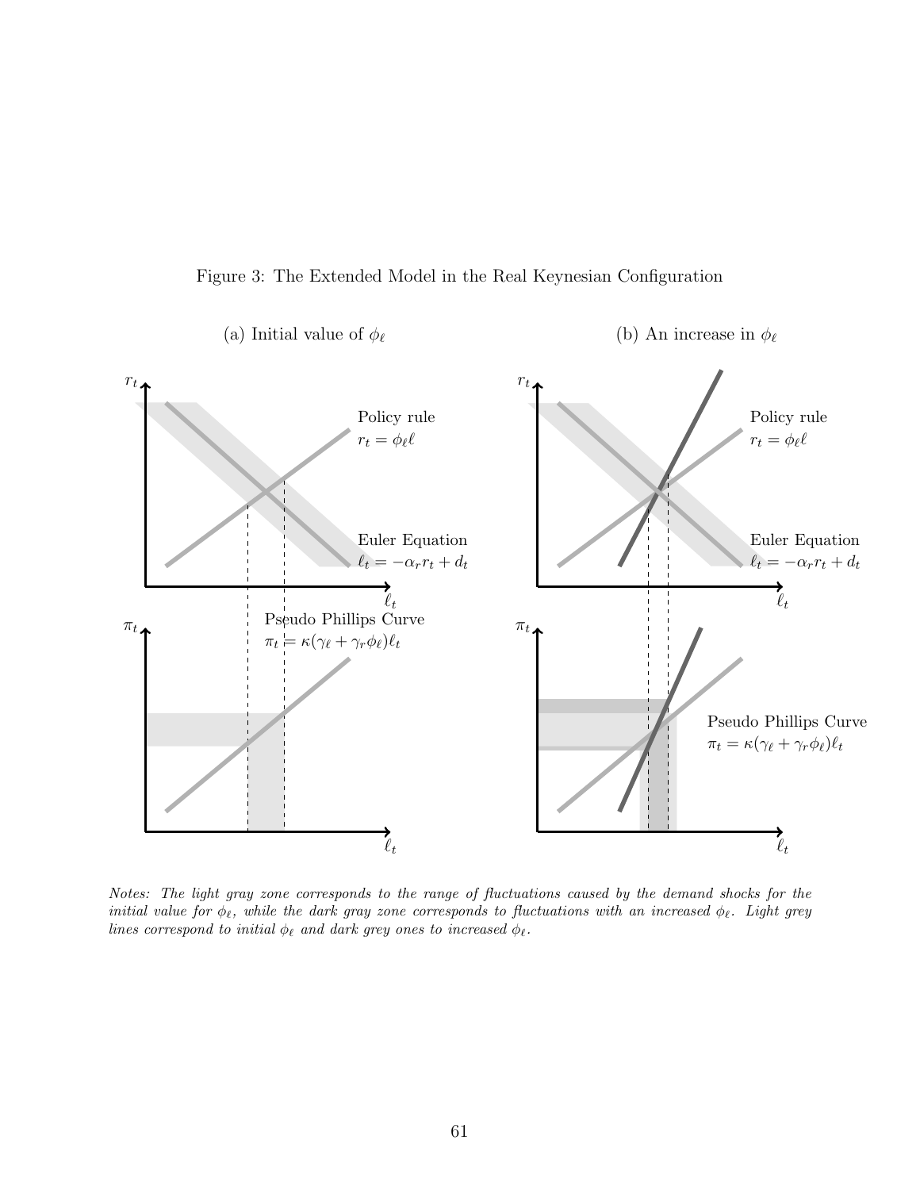Figure 3: The Extended Model in the Real Keynesian Configuration

(a) Initial value of $\phi_\ell$

(b) An increase in $\phi_\ell$

Policy rule $r_t = \phi_\ell \ell$

Euler Equation $\ell_t = -\alpha_r r_t + d_t$

Pseudo Phillips Curve $\pi_t = \kappa(\gamma_\ell + \gamma_r \phi_\ell)\ell_t$

*Notes: The light gray zone corresponds to the range of fluctuations caused by the demand shocks for the initial value for $\phi_\ell$, while the dark gray zone corresponds to fluctuations with an increased $\phi_\ell$. Light grey lines correspond to initial $\phi_\ell$ and dark grey ones to increased $\phi_\ell$.*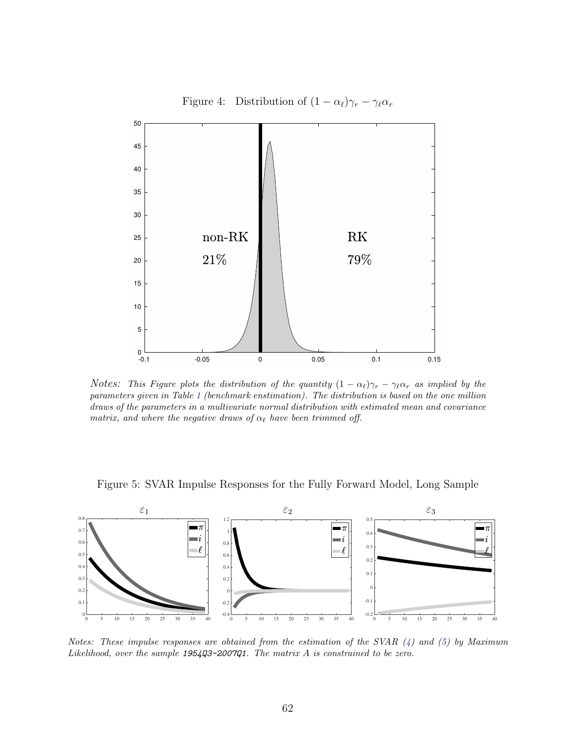Figure 4: Distribution of $(1-\alpha_\ell)\gamma_r - \gamma_\ell\alpha_r$

*Notes: This Figure plots the distribution of the quantity $(1-\alpha_\ell)\gamma_r - \gamma_\ell\alpha_r$ as implied by the parameters given in Table 1 (benchmark enstimation). The distribution is based on the one million draws of the parameters in a multivariate normal distribution with estimated mean and covariance matrix, and where the negative draws of $\alpha_\ell$ have been trimmed off.*

Figure 5: SVAR Impulse Responses for the Fully Forward Model, Long Sample

*Notes: These impulse responses are obtained from the estimation of the SVAR (4) and (5) by Maximum Likelihood, over the sample 1954Q3-2007Q1. The matrix A is constrained to be zero.*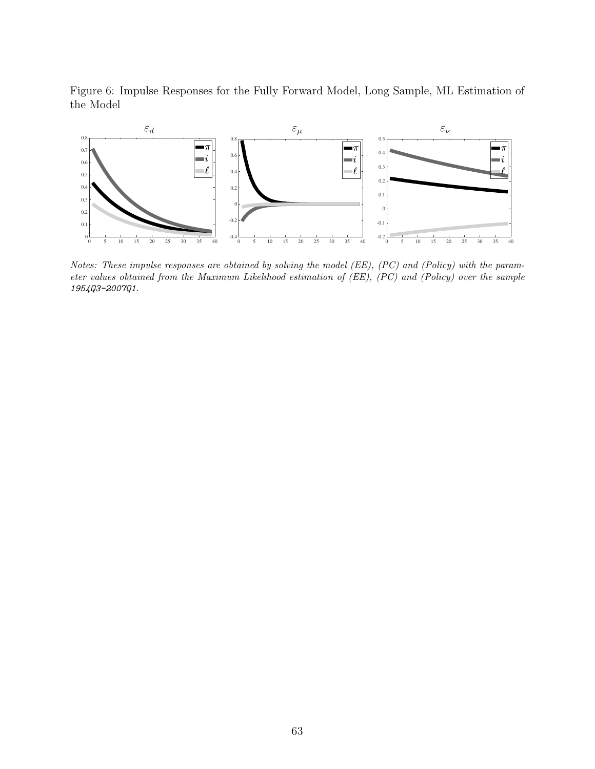Figure 6: Impulse Responses for the Fully Forward Model, Long Sample, ML Estimation of the Model

*Notes: These impulse responses are obtained by solving the model (EE), (PC) and (Policy) with the parameter values obtained from the Maximum Likelihood estimation of (EE), (PC) and (Policy) over the sample 1954Q3–2007Q1.*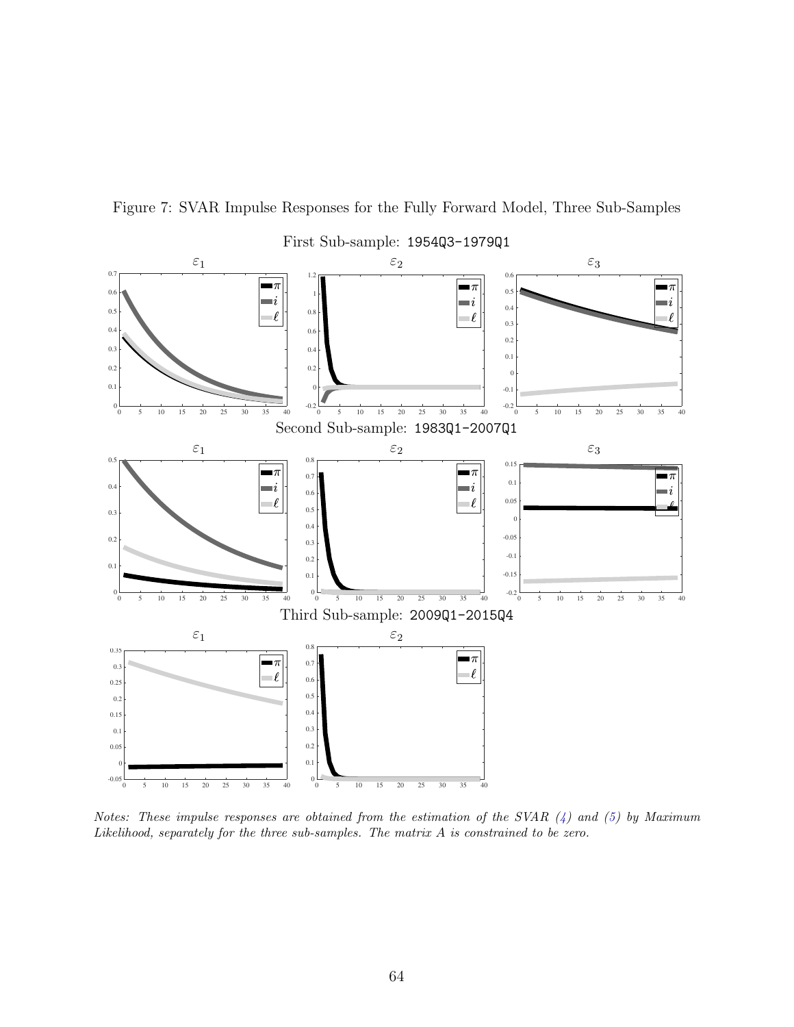Figure 7: SVAR Impulse Responses for the Fully Forward Model, Three Sub-Samples

First Sub-sample: 1954Q3-1979Q1

Second Sub-sample: 1983Q1-2007Q1

Third Sub-sample: 2009Q1-2015Q4

*Notes: These impulse responses are obtained from the estimation of the SVAR (4) and (5) by Maximum Likelihood, separately for the three sub-samples. The matrix A is constrained to be zero.*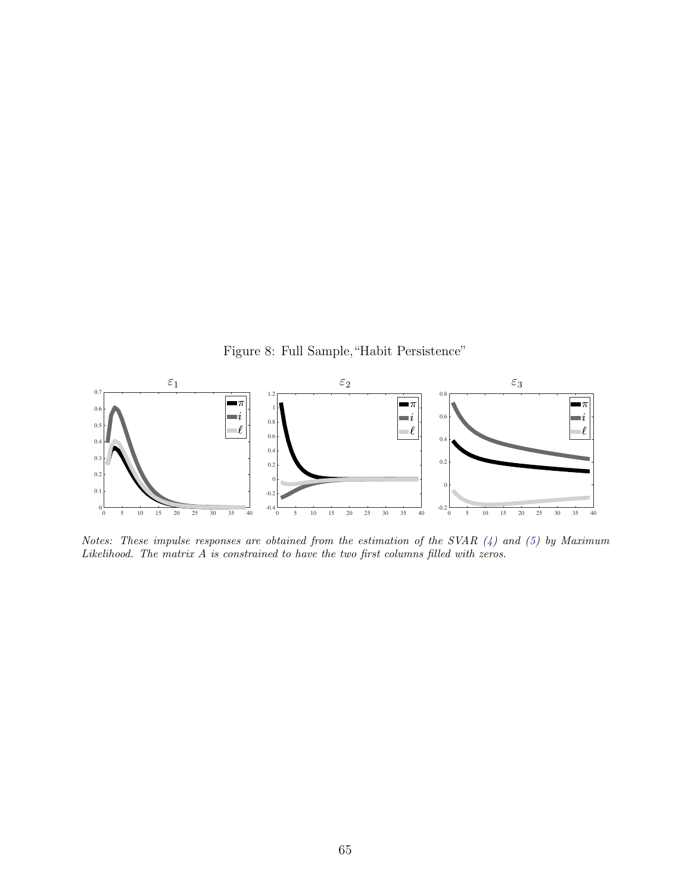Figure 8: Full Sample, "Habit Persistence"

*Notes: These impulse responses are obtained from the estimation of the SVAR (4) and (5) by Maximum Likelihood. The matrix A is constrained to have the two first columns filled with zeros.*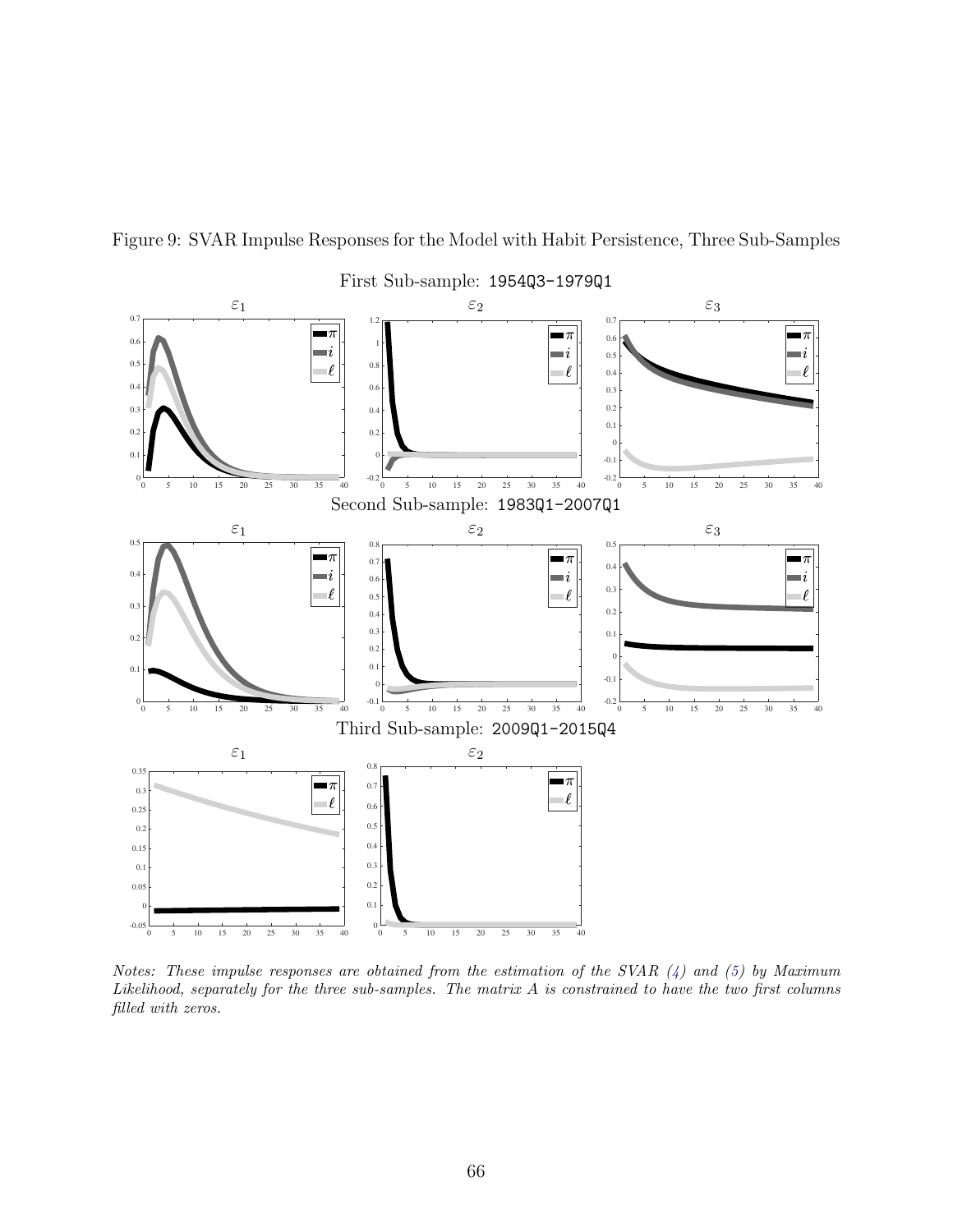Figure 9: SVAR Impulse Responses for the Model with Habit Persistence, Three Sub-Samples

*Notes: These impulse responses are obtained from the estimation of the SVAR (4) and (5) by Maximum Likelihood, separately for the three sub-samples. The matrix A is constrained to have the two first columns filled with zeros.*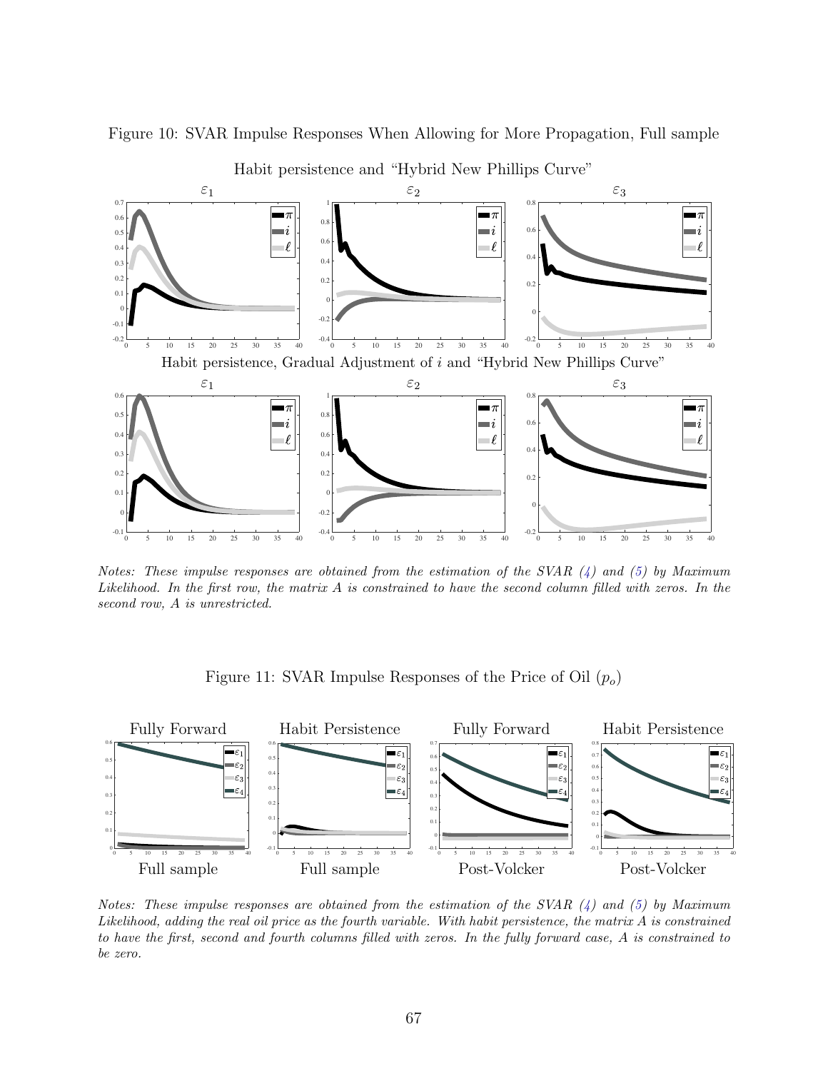Figure 10: SVAR Impulse Responses When Allowing for More Propagation, Full sample

*Notes: These impulse responses are obtained from the estimation of the SVAR (4) and (5) by Maximum Likelihood. In the first row, the matrix A is constrained to have the second column filled with zeros. In the second row, A is unrestricted.*

Figure 11: SVAR Impulse Responses of the Price of Oil ($p_o$)

*Notes: These impulse responses are obtained from the estimation of the SVAR (4) and (5) by Maximum Likelihood, adding the real oil price as the fourth variable. With habit persistence, the matrix A is constrained to have the first, second and fourth columns filled with zeros. In the fully forward case, A is constrained to be zero.*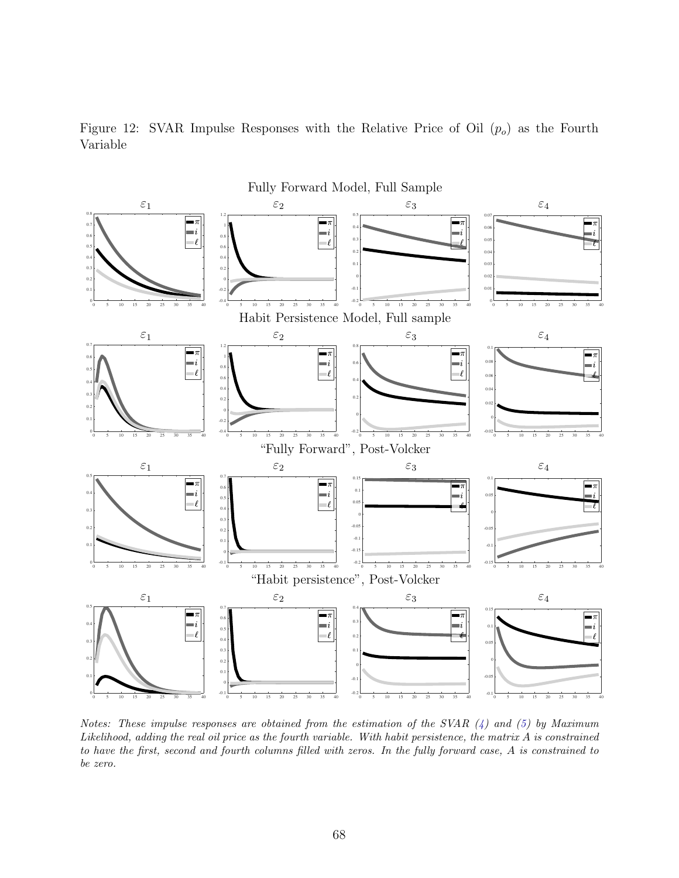Figure 12: SVAR Impulse Responses with the Relative Price of Oil ($p_o$) as the Fourth Variable

Fully Forward Model, Full Sample

Habit Persistence Model, Full sample

"Fully Forward", Post-Volcker

"Habit persistence", Post-Volcker

*Notes: These impulse responses are obtained from the estimation of the SVAR (4) and (5) by Maximum Likelihood, adding the real oil price as the fourth variable. With habit persistence, the matrix A is constrained to have the first, second and fourth columns filled with zeros. In the fully forward case, A is constrained to be zero.*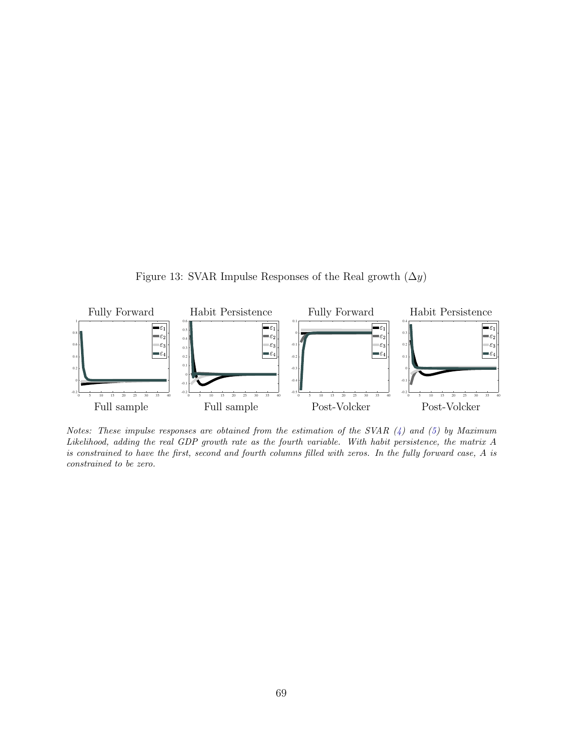Figure 13: SVAR Impulse Responses of the Real growth ($\Delta y$)

*Notes: These impulse responses are obtained from the estimation of the SVAR (4) and (5) by Maximum Likelihood, adding the real GDP growth rate as the fourth variable. With habit persistence, the matrix A is constrained to have the first, second and fourth columns filled with zeros. In the fully forward case, A is constrained to be zero.*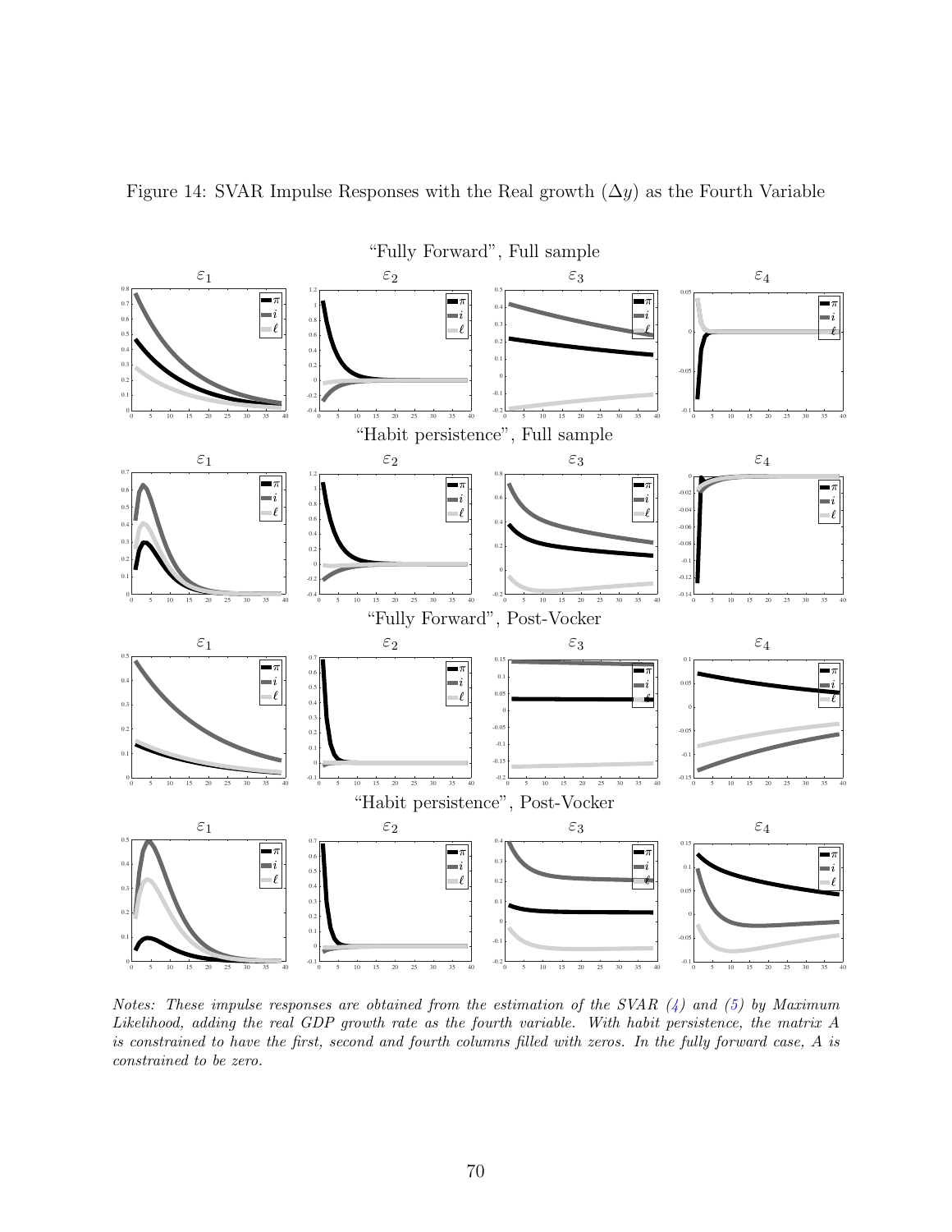Figure 14: SVAR Impulse Responses with the Real growth ($\Delta y$) as the Fourth Variable

*Notes: These impulse responses are obtained from the estimation of the SVAR (4) and (5) by Maximum Likelihood, adding the real GDP growth rate as the fourth variable. With habit persistence, the matrix A is constrained to have the first, second and fourth columns filled with zeros. In the fully forward case, A is constrained to be zero.*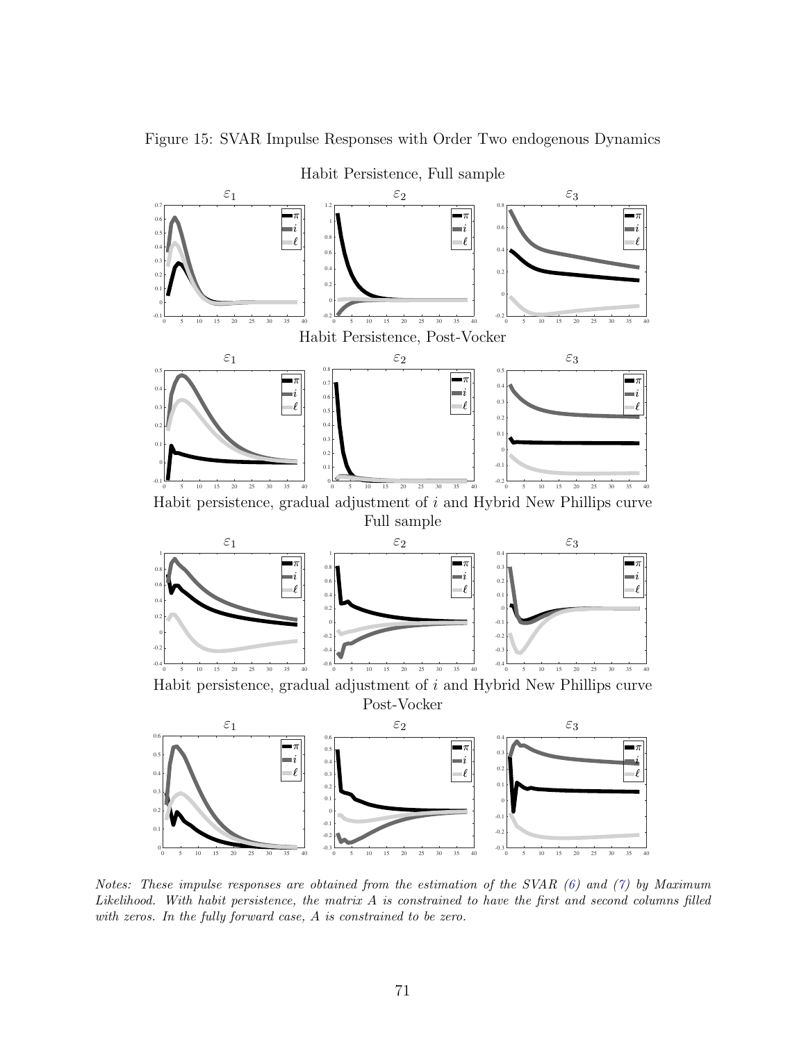Figure 15: SVAR Impulse Responses with Order Two endogenous Dynamics

Habit Persistence, Full sample

Habit Persistence, Post-Vocker

Habit persistence, gradual adjustment of $i$ and Hybrid New Phillips curve Full sample

Habit persistence, gradual adjustment of $i$ and Hybrid New Phillips curve Post-Vocker

*Notes: These impulse responses are obtained from the estimation of the SVAR (6) and (7) by Maximum Likelihood. With habit persistence, the matrix A is constrained to have the first and second columns filled with zeros. In the fully forward case, A is constrained to be zero.*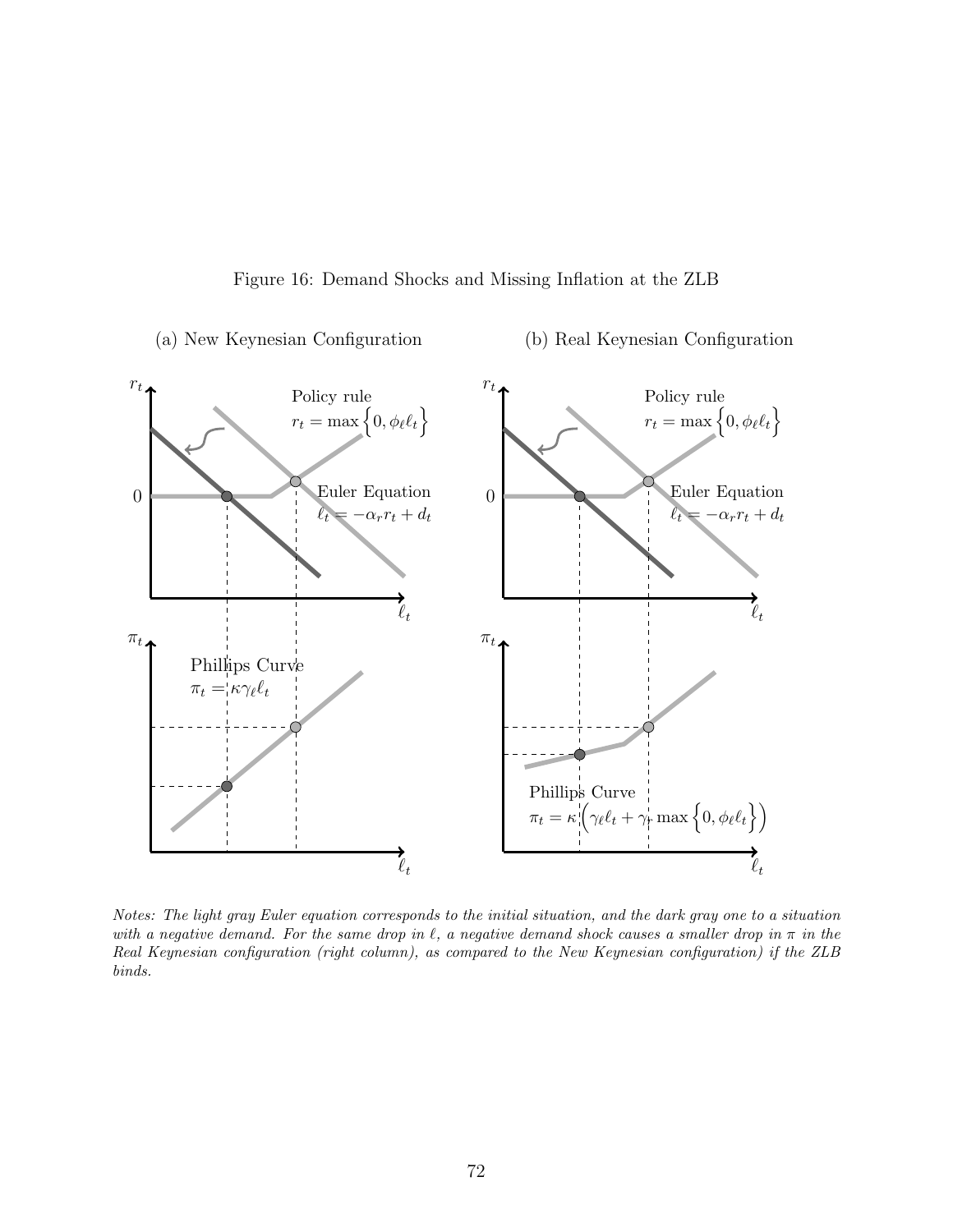Figure 16: Demand Shocks and Missing Inflation at the ZLB

(a) New Keynesian Configuration

(b) Real Keynesian Configuration

Policy rule $r_t = \max\left\{0, \phi_\ell \ell_t\right\}$

Euler Equation $\ell_t = -\alpha_r r_t + d_t$

Phillips Curve $\pi_t = \kappa\gamma_\ell \ell_t$

Phillips Curve $\pi_t = \kappa\left(\gamma_\ell \ell_t + \gamma_r \max\left\{0, \phi_\ell \ell_t\right\}\right)$

*Notes: The light gray Euler equation corresponds to the initial situation, and the dark gray one to a situation with a negative demand. For the same drop in $\ell$, a negative demand shock causes a smaller drop in $\pi$ in the Real Keynesian configuration (right column), as compared to the New Keynesian configuration) if the ZLB binds.*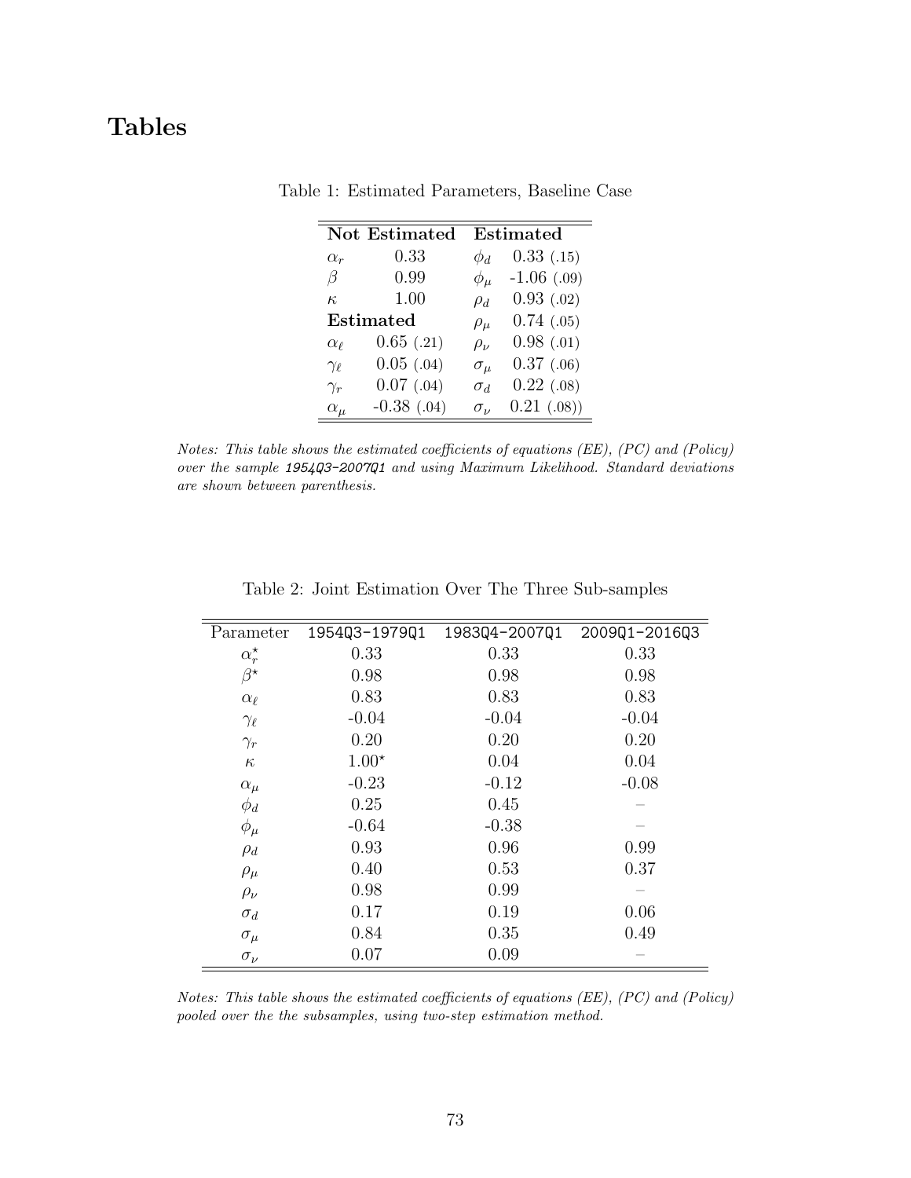# Tables

Table 1: Estimated Parameters, Baseline Case

| **Not Estimated** | | **Estimated** | |
|---|---|---|---|
| $\alpha_r$ | 0.33 | $\phi_d$ | 0.33 (.15) |
| $\beta$ | 0.99 | $\phi_\mu$ | -1.06 (.09) |
| $\kappa$ | 1.00 | $\rho_d$ | 0.93 (.02) |
| **Estimated** | | $\rho_\mu$ | 0.74 (.05) |
| $\alpha_\ell$ | 0.65 (.21) | $\rho_\nu$ | 0.98 (.01) |
| $\gamma_\ell$ | 0.05 (.04) | $\sigma_\mu$ | 0.37 (.06) |
| $\gamma_r$ | 0.07 (.04) | $\sigma_d$ | 0.22 (.08) |
| $\alpha_\mu$ | -0.38 (.04) | $\sigma_\nu$ | 0.21 (.08)) |

*Notes: This table shows the estimated coefficients of equations (EE), (PC) and (Policy) over the sample `1954Q3-2007Q1` and using Maximum Likelihood. Standard deviations are shown between parenthesis.*

Table 2: Joint Estimation Over The Three Sub-samples

| Parameter | `1954Q3-1979Q1` | `1983Q4-2007Q1` | `2009Q1-2016Q3` |
|---|---|---|---|
| $\alpha_r^\star$ | 0.33 | 0.33 | 0.33 |
| $\beta^\star$ | 0.98 | 0.98 | 0.98 |
| $\alpha_\ell$ | 0.83 | 0.83 | 0.83 |
| $\gamma_\ell$ | -0.04 | -0.04 | -0.04 |
| $\gamma_r$ | 0.20 | 0.20 | 0.20 |
| $\kappa$ | $1.00^\star$ | 0.04 | 0.04 |
| $\alpha_\mu$ | -0.23 | -0.12 | -0.08 |
| $\phi_d$ | 0.25 | 0.45 | – |
| $\phi_\mu$ | -0.64 | -0.38 | – |
| $\rho_d$ | 0.93 | 0.96 | 0.99 |
| $\rho_\mu$ | 0.40 | 0.53 | 0.37 |
| $\rho_\nu$ | 0.98 | 0.99 | – |
| $\sigma_d$ | 0.17 | 0.19 | 0.06 |
| $\sigma_\mu$ | 0.84 | 0.35 | 0.49 |
| $\sigma_\nu$ | 0.07 | 0.09 | – |

*Notes: This table shows the estimated coefficients of equations (EE), (PC) and (Policy) pooled over the the subsamples, using two-step estimation method.*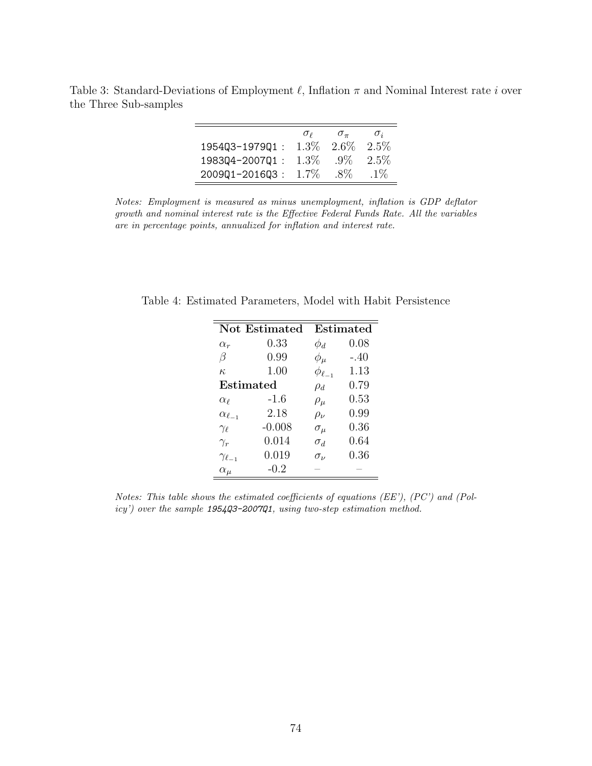Table 3: Standard-Deviations of Employment $\ell$, Inflation $\pi$ and Nominal Interest rate $i$ over the Three Sub-samples

| | $\sigma_\ell$ | $\sigma_\pi$ | $\sigma_i$ |
|---|---|---|---|
| 1954Q3-1979Q1 : | 1.3% | 2.6% | 2.5% |
| 1983Q4-2007Q1 : | 1.3% | .9% | 2.5% |
| 2009Q1-2016Q3 : | 1.7% | .8% | .1% |

*Notes: Employment is measured as minus unemployment, inflation is GDP deflator growth and nominal interest rate is the Effective Federal Funds Rate. All the variables are in percentage points, annualized for inflation and interest rate.*

Table 4: Estimated Parameters, Model with Habit Persistence

| **Not Estimated** | | **Estimated** | |
|---|---|---|---|
| $\alpha_r$ | 0.33 | $\phi_d$ | 0.08 |
| $\beta$ | 0.99 | $\phi_\mu$ | -.40 |
| $\kappa$ | 1.00 | $\phi_{\ell_{-1}}$ | 1.13 |
| **Estimated** | | $\rho_d$ | 0.79 |
| $\alpha_\ell$ | -1.6 | $\rho_\mu$ | 0.53 |
| $\alpha_{\ell_{-1}}$ | 2.18 | $\rho_\nu$ | 0.99 |
| $\gamma_\ell$ | -0.008 | $\sigma_\mu$ | 0.36 |
| $\gamma_r$ | 0.014 | $\sigma_d$ | 0.64 |
| $\gamma_{\ell_{-1}}$ | 0.019 | $\sigma_\nu$ | 0.36 |
| $\alpha_\mu$ | -0.2 | – | – |

*Notes: This table shows the estimated coefficients of equations (EE'), (PC') and (Policy') over the sample 1954Q3-2007Q1, using two-step estimation method.*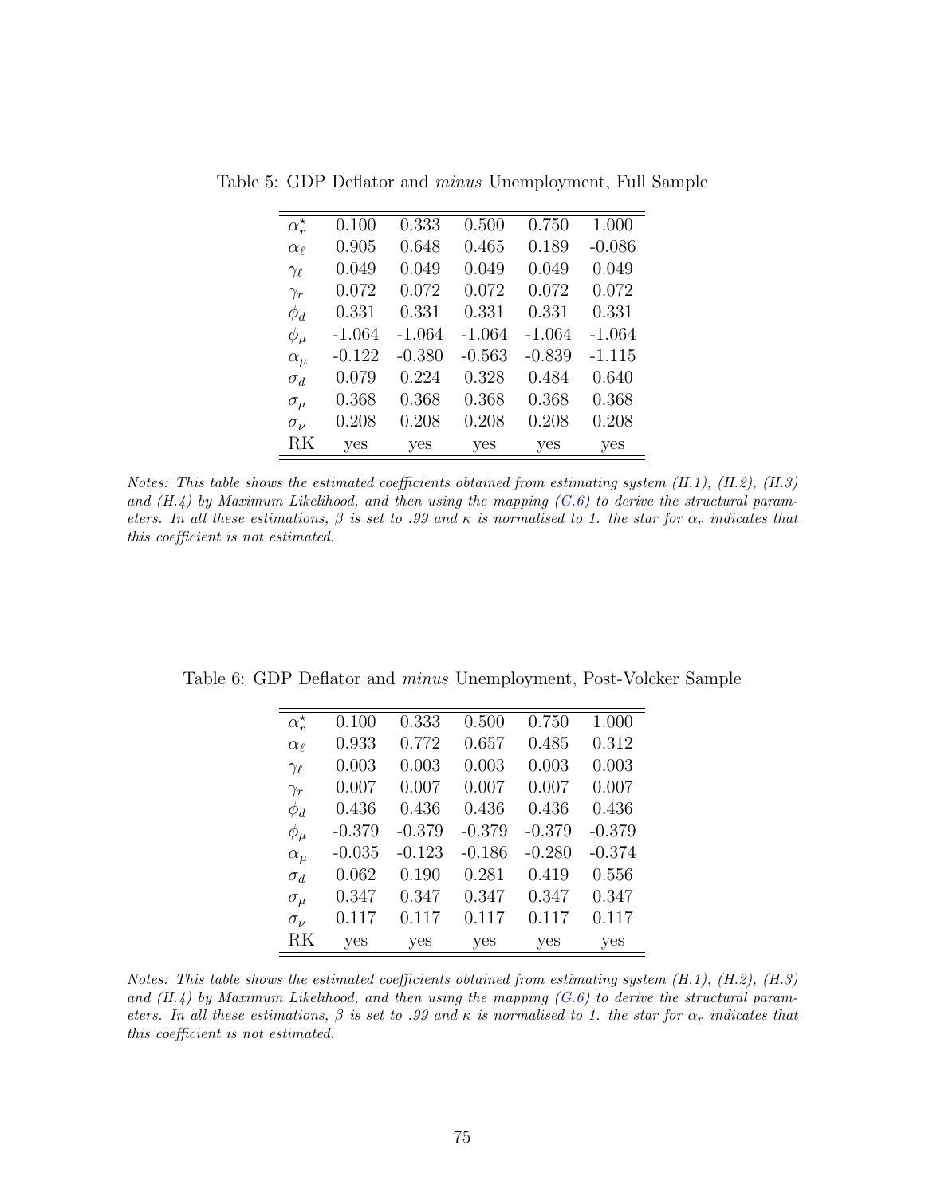Table 5: GDP Deflator and *minus* Unemployment, Full Sample

| $\alpha_r^\star$ | 0.100 | 0.333 | 0.500 | 0.750 | 1.000 |
|---|---|---|---|---|---|
| $\alpha_\ell$ | 0.905 | 0.648 | 0.465 | 0.189 | -0.086 |
| $\gamma_\ell$ | 0.049 | 0.049 | 0.049 | 0.049 | 0.049 |
| $\gamma_r$ | 0.072 | 0.072 | 0.072 | 0.072 | 0.072 |
| $\phi_d$ | 0.331 | 0.331 | 0.331 | 0.331 | 0.331 |
| $\phi_\mu$ | -1.064 | -1.064 | -1.064 | -1.064 | -1.064 |
| $\alpha_\mu$ | -0.122 | -0.380 | -0.563 | -0.839 | -1.115 |
| $\sigma_d$ | 0.079 | 0.224 | 0.328 | 0.484 | 0.640 |
| $\sigma_\mu$ | 0.368 | 0.368 | 0.368 | 0.368 | 0.368 |
| $\sigma_\nu$ | 0.208 | 0.208 | 0.208 | 0.208 | 0.208 |
| RK | yes | yes | yes | yes | yes |

*Notes: This table shows the estimated coefficients obtained from estimating system (H.1), (H.2), (H.3) and (H.4) by Maximum Likelihood, and then using the mapping (G.6) to derive the structural parameters. In all these estimations, $\beta$ is set to .99 and $\kappa$ is normalised to 1. the star for $\alpha_r$ indicates that this coefficient is not estimated.*

Table 6: GDP Deflator and *minus* Unemployment, Post-Volcker Sample

| $\alpha_r^\star$ | 0.100 | 0.333 | 0.500 | 0.750 | 1.000 |
|---|---|---|---|---|---|
| $\alpha_\ell$ | 0.933 | 0.772 | 0.657 | 0.485 | 0.312 |
| $\gamma_\ell$ | 0.003 | 0.003 | 0.003 | 0.003 | 0.003 |
| $\gamma_r$ | 0.007 | 0.007 | 0.007 | 0.007 | 0.007 |
| $\phi_d$ | 0.436 | 0.436 | 0.436 | 0.436 | 0.436 |
| $\phi_\mu$ | -0.379 | -0.379 | -0.379 | -0.379 | -0.379 |
| $\alpha_\mu$ | -0.035 | -0.123 | -0.186 | -0.280 | -0.374 |
| $\sigma_d$ | 0.062 | 0.190 | 0.281 | 0.419 | 0.556 |
| $\sigma_\mu$ | 0.347 | 0.347 | 0.347 | 0.347 | 0.347 |
| $\sigma_\nu$ | 0.117 | 0.117 | 0.117 | 0.117 | 0.117 |
| RK | yes | yes | yes | yes | yes |

*Notes: This table shows the estimated coefficients obtained from estimating system (H.1), (H.2), (H.3) and (H.4) by Maximum Likelihood, and then using the mapping (G.6) to derive the structural parameters. In all these estimations, $\beta$ is set to .99 and $\kappa$ is normalised to 1. the star for $\alpha_r$ indicates that this coefficient is not estimated.*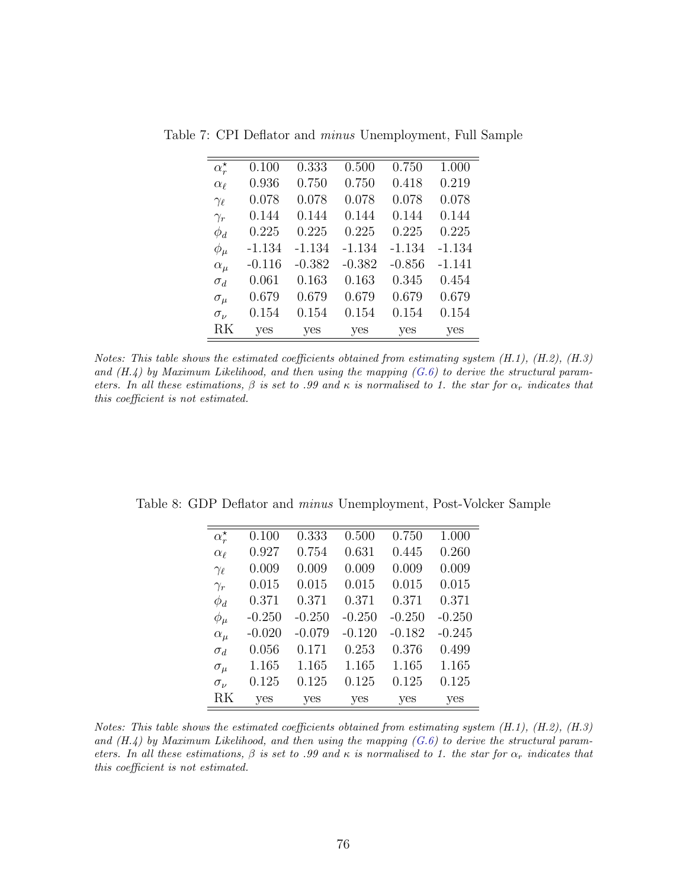Table 7: CPI Deflator and *minus* Unemployment, Full Sample

| $\alpha_r^\star$ | 0.100 | 0.333 | 0.500 | 0.750 | 1.000 |
|---|---|---|---|---|---|
| $\alpha_\ell$ | 0.936 | 0.750 | 0.750 | 0.418 | 0.219 |
| $\gamma_\ell$ | 0.078 | 0.078 | 0.078 | 0.078 | 0.078 |
| $\gamma_r$ | 0.144 | 0.144 | 0.144 | 0.144 | 0.144 |
| $\phi_d$ | 0.225 | 0.225 | 0.225 | 0.225 | 0.225 |
| $\phi_\mu$ | -1.134 | -1.134 | -1.134 | -1.134 | -1.134 |
| $\alpha_\mu$ | -0.116 | -0.382 | -0.382 | -0.856 | -1.141 |
| $\sigma_d$ | 0.061 | 0.163 | 0.163 | 0.345 | 0.454 |
| $\sigma_\mu$ | 0.679 | 0.679 | 0.679 | 0.679 | 0.679 |
| $\sigma_\nu$ | 0.154 | 0.154 | 0.154 | 0.154 | 0.154 |
| RK | yes | yes | yes | yes | yes |

*Notes: This table shows the estimated coefficients obtained from estimating system (H.1), (H.2), (H.3) and (H.4) by Maximum Likelihood, and then using the mapping (G.6) to derive the structural parameters. In all these estimations, $\beta$ is set to .99 and $\kappa$ is normalised to 1. the star for $\alpha_r$ indicates that this coefficient is not estimated.*

Table 8: GDP Deflator and *minus* Unemployment, Post-Volcker Sample

| $\alpha_r^\star$ | 0.100 | 0.333 | 0.500 | 0.750 | 1.000 |
|---|---|---|---|---|---|
| $\alpha_\ell$ | 0.927 | 0.754 | 0.631 | 0.445 | 0.260 |
| $\gamma_\ell$ | 0.009 | 0.009 | 0.009 | 0.009 | 0.009 |
| $\gamma_r$ | 0.015 | 0.015 | 0.015 | 0.015 | 0.015 |
| $\phi_d$ | 0.371 | 0.371 | 0.371 | 0.371 | 0.371 |
| $\phi_\mu$ | -0.250 | -0.250 | -0.250 | -0.250 | -0.250 |
| $\alpha_\mu$ | -0.020 | -0.079 | -0.120 | -0.182 | -0.245 |
| $\sigma_d$ | 0.056 | 0.171 | 0.253 | 0.376 | 0.499 |
| $\sigma_\mu$ | 1.165 | 1.165 | 1.165 | 1.165 | 1.165 |
| $\sigma_\nu$ | 0.125 | 0.125 | 0.125 | 0.125 | 0.125 |
| RK | yes | yes | yes | yes | yes |

*Notes: This table shows the estimated coefficients obtained from estimating system (H.1), (H.2), (H.3) and (H.4) by Maximum Likelihood, and then using the mapping (G.6) to derive the structural parameters. In all these estimations, $\beta$ is set to .99 and $\kappa$ is normalised to 1. the star for $\alpha_r$ indicates that this coefficient is not estimated.*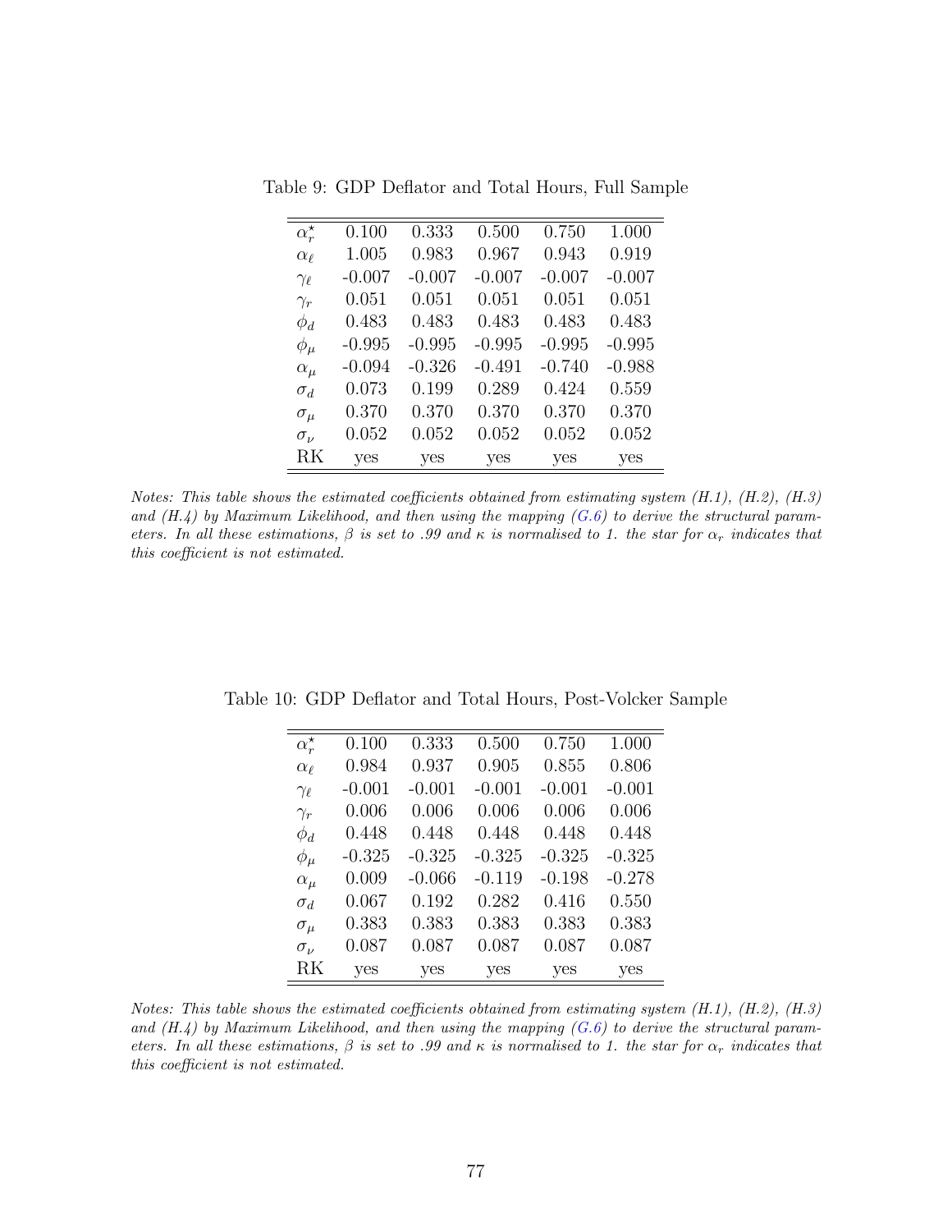Table 9: GDP Deflator and Total Hours, Full Sample

| $\alpha_r^\star$ | 0.100 | 0.333 | 0.500 | 0.750 | 1.000 |
|---|---|---|---|---|---|
| $\alpha_\ell$ | 1.005 | 0.983 | 0.967 | 0.943 | 0.919 |
| $\gamma_\ell$ | -0.007 | -0.007 | -0.007 | -0.007 | -0.007 |
| $\gamma_r$ | 0.051 | 0.051 | 0.051 | 0.051 | 0.051 |
| $\phi_d$ | 0.483 | 0.483 | 0.483 | 0.483 | 0.483 |
| $\phi_\mu$ | -0.995 | -0.995 | -0.995 | -0.995 | -0.995 |
| $\alpha_\mu$ | -0.094 | -0.326 | -0.491 | -0.740 | -0.988 |
| $\sigma_d$ | 0.073 | 0.199 | 0.289 | 0.424 | 0.559 |
| $\sigma_\mu$ | 0.370 | 0.370 | 0.370 | 0.370 | 0.370 |
| $\sigma_\nu$ | 0.052 | 0.052 | 0.052 | 0.052 | 0.052 |
| RK | yes | yes | yes | yes | yes |

*Notes: This table shows the estimated coefficients obtained from estimating system (H.1), (H.2), (H.3) and (H.4) by Maximum Likelihood, and then using the mapping (G.6) to derive the structural parameters. In all these estimations, $\beta$ is set to .99 and $\kappa$ is normalised to 1. the star for $\alpha_r$ indicates that this coefficient is not estimated.*

Table 10: GDP Deflator and Total Hours, Post-Volcker Sample

| $\alpha_r^\star$ | 0.100 | 0.333 | 0.500 | 0.750 | 1.000 |
|---|---|---|---|---|---|
| $\alpha_\ell$ | 0.984 | 0.937 | 0.905 | 0.855 | 0.806 |
| $\gamma_\ell$ | -0.001 | -0.001 | -0.001 | -0.001 | -0.001 |
| $\gamma_r$ | 0.006 | 0.006 | 0.006 | 0.006 | 0.006 |
| $\phi_d$ | 0.448 | 0.448 | 0.448 | 0.448 | 0.448 |
| $\phi_\mu$ | -0.325 | -0.325 | -0.325 | -0.325 | -0.325 |
| $\alpha_\mu$ | 0.009 | -0.066 | -0.119 | -0.198 | -0.278 |
| $\sigma_d$ | 0.067 | 0.192 | 0.282 | 0.416 | 0.550 |
| $\sigma_\mu$ | 0.383 | 0.383 | 0.383 | 0.383 | 0.383 |
| $\sigma_\nu$ | 0.087 | 0.087 | 0.087 | 0.087 | 0.087 |
| RK | yes | yes | yes | yes | yes |

*Notes: This table shows the estimated coefficients obtained from estimating system (H.1), (H.2), (H.3) and (H.4) by Maximum Likelihood, and then using the mapping (G.6) to derive the structural parameters. In all these estimations, $\beta$ is set to .99 and $\kappa$ is normalised to 1. the star for $\alpha_r$ indicates that this coefficient is not estimated.*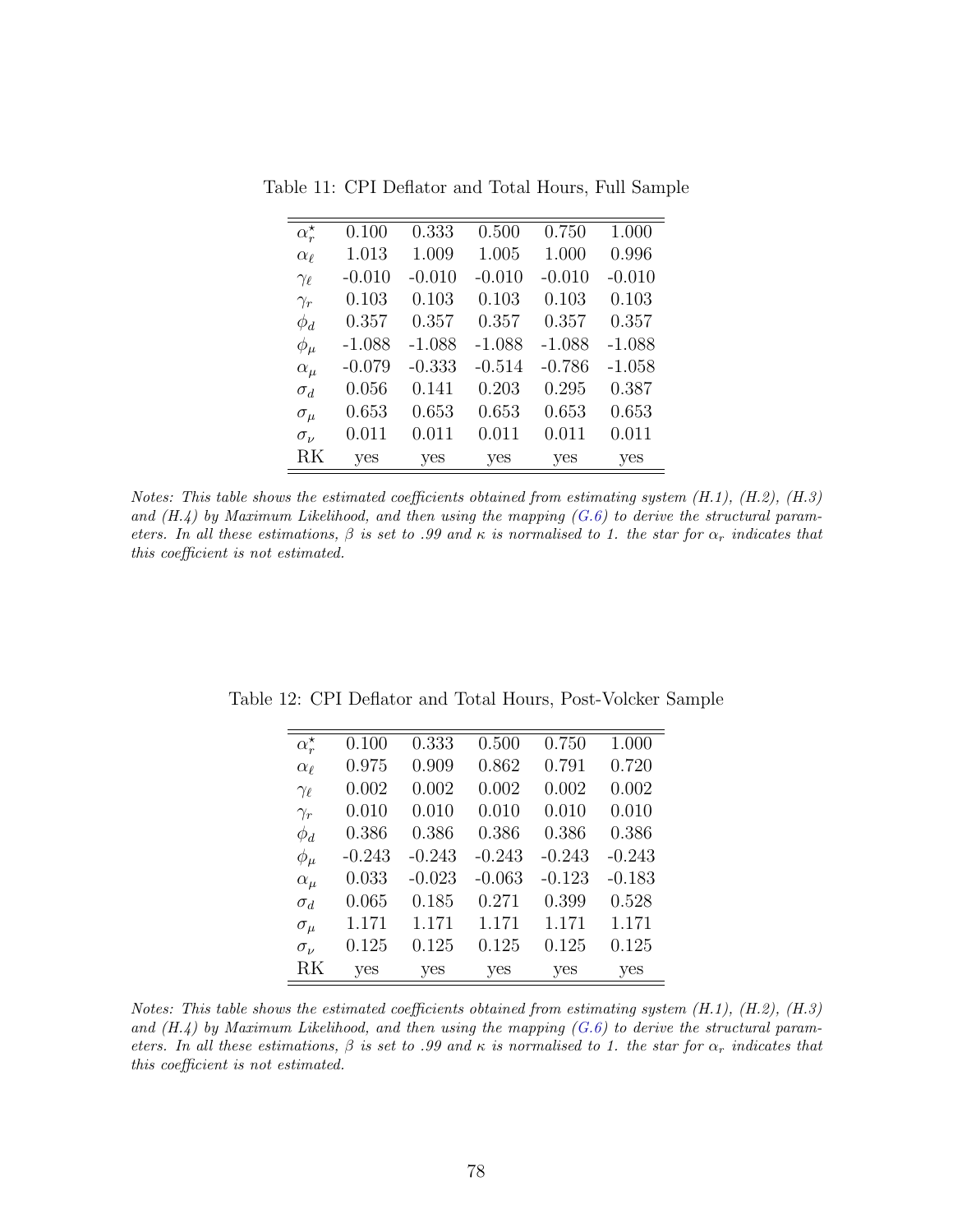Table 11: CPI Deflator and Total Hours, Full Sample

| $\alpha_r^\star$ | 0.100 | 0.333 | 0.500 | 0.750 | 1.000 |
|---|---|---|---|---|---|
| $\alpha_\ell$ | 1.013 | 1.009 | 1.005 | 1.000 | 0.996 |
| $\gamma_\ell$ | -0.010 | -0.010 | -0.010 | -0.010 | -0.010 |
| $\gamma_r$ | 0.103 | 0.103 | 0.103 | 0.103 | 0.103 |
| $\phi_d$ | 0.357 | 0.357 | 0.357 | 0.357 | 0.357 |
| $\phi_\mu$ | -1.088 | -1.088 | -1.088 | -1.088 | -1.088 |
| $\alpha_\mu$ | -0.079 | -0.333 | -0.514 | -0.786 | -1.058 |
| $\sigma_d$ | 0.056 | 0.141 | 0.203 | 0.295 | 0.387 |
| $\sigma_\mu$ | 0.653 | 0.653 | 0.653 | 0.653 | 0.653 |
| $\sigma_\nu$ | 0.011 | 0.011 | 0.011 | 0.011 | 0.011 |
| RK | yes | yes | yes | yes | yes |

*Notes: This table shows the estimated coefficients obtained from estimating system (H.1), (H.2), (H.3) and (H.4) by Maximum Likelihood, and then using the mapping (G.6) to derive the structural parameters. In all these estimations, $\beta$ is set to .99 and $\kappa$ is normalised to 1. the star for $\alpha_r$ indicates that this coefficient is not estimated.*

Table 12: CPI Deflator and Total Hours, Post-Volcker Sample

| $\alpha_r^\star$ | 0.100 | 0.333 | 0.500 | 0.750 | 1.000 |
|---|---|---|---|---|---|
| $\alpha_\ell$ | 0.975 | 0.909 | 0.862 | 0.791 | 0.720 |
| $\gamma_\ell$ | 0.002 | 0.002 | 0.002 | 0.002 | 0.002 |
| $\gamma_r$ | 0.010 | 0.010 | 0.010 | 0.010 | 0.010 |
| $\phi_d$ | 0.386 | 0.386 | 0.386 | 0.386 | 0.386 |
| $\phi_\mu$ | -0.243 | -0.243 | -0.243 | -0.243 | -0.243 |
| $\alpha_\mu$ | 0.033 | -0.023 | -0.063 | -0.123 | -0.183 |
| $\sigma_d$ | 0.065 | 0.185 | 0.271 | 0.399 | 0.528 |
| $\sigma_\mu$ | 1.171 | 1.171 | 1.171 | 1.171 | 1.171 |
| $\sigma_\nu$ | 0.125 | 0.125 | 0.125 | 0.125 | 0.125 |
| RK | yes | yes | yes | yes | yes |

*Notes: This table shows the estimated coefficients obtained from estimating system (H.1), (H.2), (H.3) and (H.4) by Maximum Likelihood, and then using the mapping (G.6) to derive the structural parameters. In all these estimations, $\beta$ is set to .99 and $\kappa$ is normalised to 1. the star for $\alpha_r$ indicates that this coefficient is not estimated.*